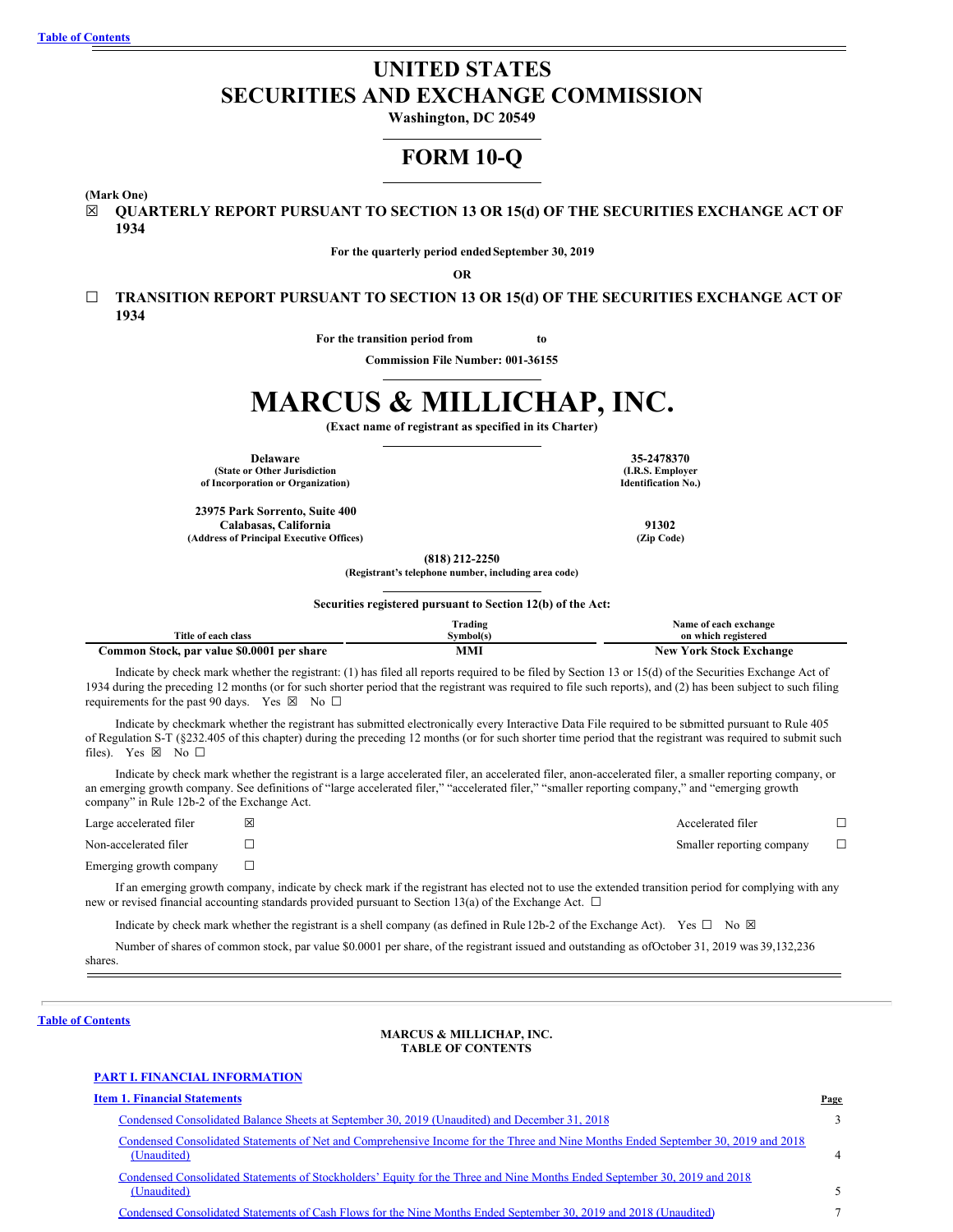# UNITED STATES SECURITIES AND EXCHANGE COMMISSION

**Washington, DC 20549**

# FORM 10-Q

**(Mark One)**

☒ **QUARTERLY REPORT PURSUANT TO SECTION 13 OR 15(d) OF THE SECURITIES EXCHANGE ACT OF 1934**

**For the quarterly period ended September 30, 2019**

**OR**

☐ **TRANSITION REPORT PURSUANT TO SECTION 13 OR 15(d) OF THE SECURITIES EXCHANGE ACT OF 1934**

**For the transition period from to**

**Commission File Number: 001-36155**

# MARCUS & MILLICHAP, INC.

**(Exact name of registrant as specified in its Charter)**

| | |
|---|---|
| **Delaware** (State or Other Jurisdiction of Incorporation or Organization) | **35-2478370** (I.R.S. Employer Identification No.) |
| **23975 Park Sorrento, Suite 400 Calabasas, California** (Address of Principal Executive Offices) | **91302** (Zip Code) |

**(818) 212-2250**
**(Registrant's telephone number, including area code)**

**Securities registered pursuant to Section 12(b) of the Act:**

| Title of each class | Trading Symbol(s) | Name of each exchange on which registered |
|---|---|---|
| **Common Stock, par value $0.0001 per share** | **MMI** | **New York Stock Exchange** |

Indicate by check mark whether the registrant: (1) has filed all reports required to be filed by Section 13 or 15(d) of the Securities Exchange Act of 1934 during the preceding 12 months (or for such shorter period that the registrant was required to file such reports), and (2) has been subject to such filing requirements for the past 90 days. Yes ☒ No ☐

Indicate by checkmark whether the registrant has submitted electronically every Interactive Data File required to be submitted pursuant to Rule 405 of Regulation S-T (§232.405 of this chapter) during the preceding 12 months (or for such shorter time period that the registrant was required to submit such files). Yes ☒ No ☐

Indicate by check mark whether the registrant is a large accelerated filer, an accelerated filer, anon-accelerated filer, a smaller reporting company, or an emerging growth company. See definitions of "large accelerated filer," "accelerated filer," "smaller reporting company," and "emerging growth company" in Rule 12b-2 of the Exchange Act.

| | | | |
|---|---|---|---|
| Large accelerated filer | ☒ | Accelerated filer | ☐ |
| Non-accelerated filer | ☐ | Smaller reporting company | ☐ |
| Emerging growth company | ☐ | | |

If an emerging growth company, indicate by check mark if the registrant has elected not to use the extended transition period for complying with any new or revised financial accounting standards provided pursuant to Section 13(a) of the Exchange Act. ☐

Indicate by check mark whether the registrant is a shell company (as defined in Rule 12b-2 of the Exchange Act). Yes ☐ No ☒

Number of shares of common stock, par value $0.0001 per share, of the registrant issued and outstanding as ofOctober 31, 2019 was 39,132,236 shares.

---

**MARCUS & MILLICHAP, INC.**
**TABLE OF CONTENTS**

**PART I. FINANCIAL INFORMATION**

| **Item 1. Financial Statements** | **Page** |
|---|---|
| Condensed Consolidated Balance Sheets at September 30, 2019 (Unaudited) and December 31, 2018 | 3 |
| Condensed Consolidated Statements of Net and Comprehensive Income for the Three and Nine Months Ended September 30, 2019 and 2018 (Unaudited) | 4 |
| Condensed Consolidated Statements of Stockholders' Equity for the Three and Nine Months Ended September 30, 2019 and 2018 (Unaudited) | 5 |
| Condensed Consolidated Statements of Cash Flows for the Nine Months Ended September 30, 2019 and 2018 (Unaudited) | 7 |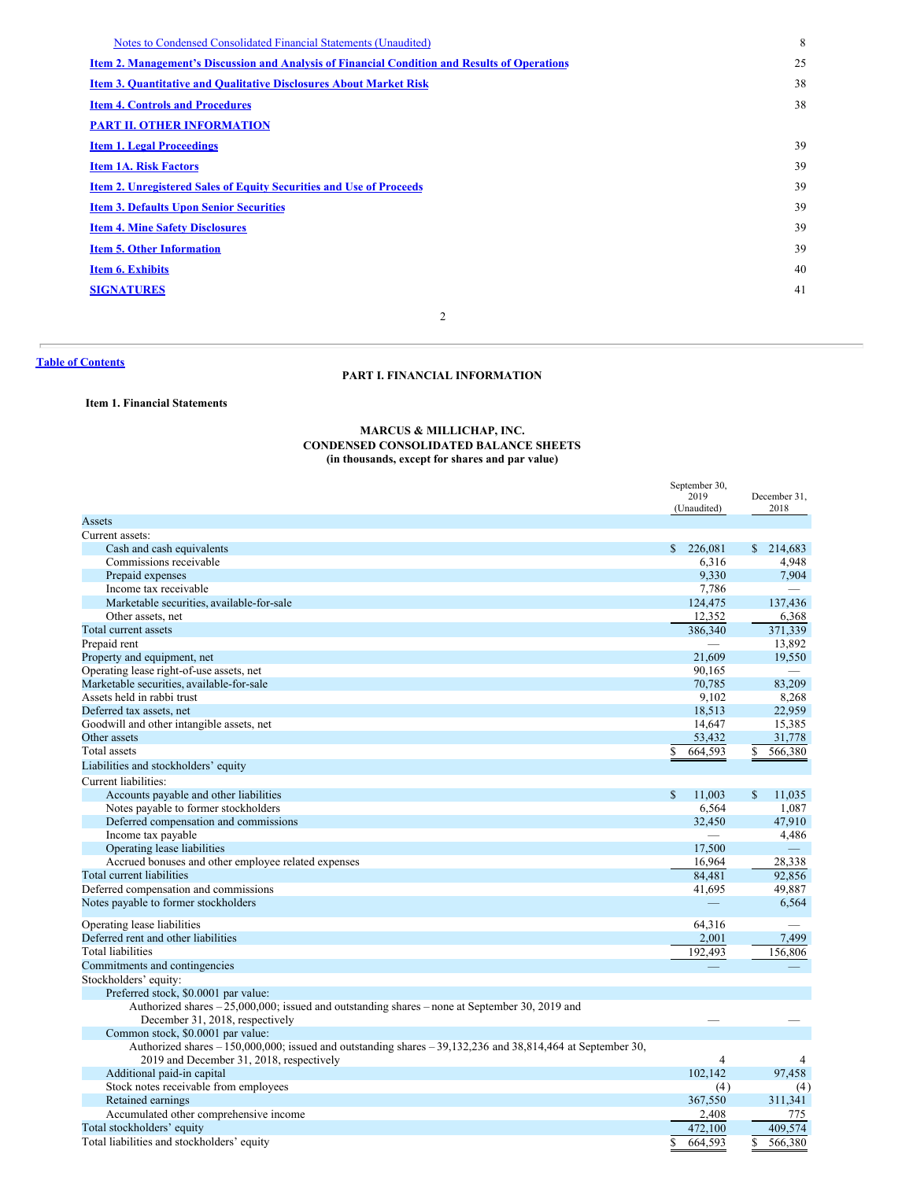| | |
|---|---|
| Notes to Condensed Consolidated Financial Statements (Unaudited) | 8 |
| **Item 2. Management's Discussion and Analysis of Financial Condition and Results of Operations** | 25 |
| **Item 3. Quantitative and Qualitative Disclosures About Market Risk** | 38 |
| **Item 4. Controls and Procedures** | 38 |
| **PART II. OTHER INFORMATION** | |
| **Item 1. Legal Proceedings** | 39 |
| **Item 1A. Risk Factors** | 39 |
| **Item 2. Unregistered Sales of Equity Securities and Use of Proceeds** | 39 |
| **Item 3. Defaults Upon Senior Securities** | 39 |
| **Item 4. Mine Safety Disclosures** | 39 |
| **Item 5. Other Information** | 39 |
| **Item 6. Exhibits** | 40 |
| **SIGNATURES** | 41 |

**Table of Contents**

## PART I. FINANCIAL INFORMATION

### Item 1. Financial Statements

**MARCUS & MILLICHAP, INC.**
**CONDENSED CONSOLIDATED BALANCE SHEETS**
**(in thousands, except for shares and par value)**

| | September 30, 2019 (Unaudited) | December 31, 2018 |
|---|---|---|
| Assets | | |
| Current assets: | | |
| Cash and cash equivalents | $ 226,081 | $ 214,683 |
| Commissions receivable | 6,316 | 4,948 |
| Prepaid expenses | 9,330 | 7,904 |
| Income tax receivable | 7,786 | — |
| Marketable securities, available-for-sale | 124,475 | 137,436 |
| Other assets, net | 12,352 | 6,368 |
| Total current assets | 386,340 | 371,339 |
| Prepaid rent | — | 13,892 |
| Property and equipment, net | 21,609 | 19,550 |
| Operating lease right-of-use assets, net | 90,165 | — |
| Marketable securities, available-for-sale | 70,785 | 83,209 |
| Assets held in rabbi trust | 9,102 | 8,268 |
| Deferred tax assets, net | 18,513 | 22,959 |
| Goodwill and other intangible assets, net | 14,647 | 15,385 |
| Other assets | 53,432 | 31,778 |
| Total assets | $ 664,593 | $ 566,380 |
| Liabilities and stockholders' equity | | |
| Current liabilities: | | |
| Accounts payable and other liabilities | $ 11,003 | $ 11,035 |
| Notes payable to former stockholders | 6,564 | 1,087 |
| Deferred compensation and commissions | 32,450 | 47,910 |
| Income tax payable | — | 4,486 |
| Operating lease liabilities | 17,500 | — |
| Accrued bonuses and other employee related expenses | 16,964 | 28,338 |
| Total current liabilities | 84,481 | 92,856 |
| Deferred compensation and commissions | 41,695 | 49,887 |
| Notes payable to former stockholders | — | 6,564 |
| Operating lease liabilities | 64,316 | — |
| Deferred rent and other liabilities | 2,001 | 7,499 |
| Total liabilities | 192,493 | 156,806 |
| Commitments and contingencies | — | — |
| Stockholders' equity: | | |
| Preferred stock, $0.0001 par value: | | |
| Authorized shares – 25,000,000; issued and outstanding shares – none at September 30, 2019 and December 31, 2018, respectively | — | — |
| Common stock, $0.0001 par value: | | |
| Authorized shares – 150,000,000; issued and outstanding shares – 39,132,236 and 38,814,464 at September 30, 2019 and December 31, 2018, respectively | 4 | 4 |
| Additional paid-in capital | 102,142 | 97,458 |
| Stock notes receivable from employees | (4) | (4) |
| Retained earnings | 367,550 | 311,341 |
| Accumulated other comprehensive income | 2,408 | 775 |
| Total stockholders' equity | 472,100 | 409,574 |
| Total liabilities and stockholders' equity | $ 664,593 | $ 566,380 |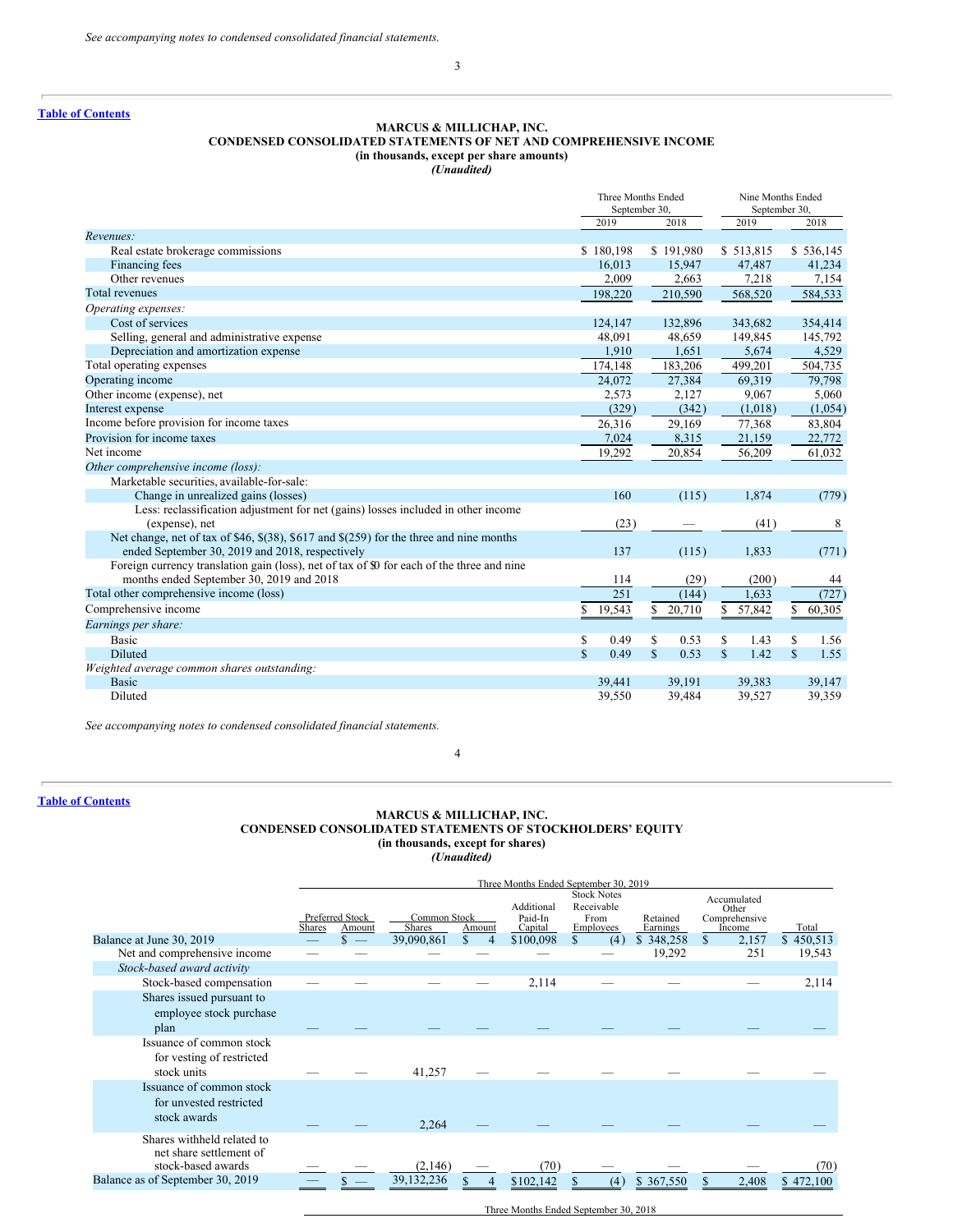*See accompanying notes to condensed consolidated financial statements.*

Table of Contents

## MARCUS & MILLICHAP, INC.
## CONDENSED CONSOLIDATED STATEMENTS OF NET AND COMPREHENSIVE INCOME
**(in thousands, except per share amounts)**
***(Unaudited)***

| | Three Months Ended September 30, | | Nine Months Ended September 30, | |
|---|---|---|---|---|
| | 2019 | 2018 | 2019 | 2018 |
| *Revenues:* | | | | |
| Real estate brokerage commissions | $ 180,198 | $ 191,980 | $ 513,815 | $ 536,145 |
| Financing fees | 16,013 | 15,947 | 47,487 | 41,234 |
| Other revenues | 2,009 | 2,663 | 7,218 | 7,154 |
| Total revenues | 198,220 | 210,590 | 568,520 | 584,533 |
| *Operating expenses:* | | | | |
| Cost of services | 124,147 | 132,896 | 343,682 | 354,414 |
| Selling, general and administrative expense | 48,091 | 48,659 | 149,845 | 145,792 |
| Depreciation and amortization expense | 1,910 | 1,651 | 5,674 | 4,529 |
| Total operating expenses | 174,148 | 183,206 | 499,201 | 504,735 |
| Operating income | 24,072 | 27,384 | 69,319 | 79,798 |
| Other income (expense), net | 2,573 | 2,127 | 9,067 | 5,060 |
| Interest expense | (329) | (342) | (1,018) | (1,054) |
| Income before provision for income taxes | 26,316 | 29,169 | 77,368 | 83,804 |
| Provision for income taxes | 7,024 | 8,315 | 21,159 | 22,772 |
| Net income | 19,292 | 20,854 | 56,209 | 61,032 |
| *Other comprehensive income (loss):* | | | | |
| Marketable securities, available-for-sale: | | | | |
| Change in unrealized gains (losses) | 160 | (115) | 1,874 | (779) |
| Less: reclassification adjustment for net (gains) losses included in other income (expense), net | (23) | — | (41) | 8 |
| Net change, net of tax of $46, $(38), $617 and $(259) for the three and nine months ended September 30, 2019 and 2018, respectively | 137 | (115) | 1,833 | (771) |
| Foreign currency translation gain (loss), net of tax of $0 for each of the three and nine months ended September 30, 2019 and 2018 | 114 | (29) | (200) | 44 |
| Total other comprehensive income (loss) | 251 | (144) | 1,633 | (727) |
| Comprehensive income | $ 19,543 | $ 20,710 | $ 57,842 | $ 60,305 |
| *Earnings per share:* | | | | |
| Basic | $ 0.49 | $ 0.53 | $ 1.43 | $ 1.56 |
| Diluted | $ 0.49 | $ 0.53 | $ 1.42 | $ 1.55 |
| *Weighted average common shares outstanding:* | | | | |
| Basic | 39,441 | 39,191 | 39,383 | 39,147 |
| Diluted | 39,550 | 39,484 | 39,527 | 39,359 |

*See accompanying notes to condensed consolidated financial statements.*

Table of Contents

## MARCUS & MILLICHAP, INC.
## CONDENSED CONSOLIDATED STATEMENTS OF STOCKHOLDERS' EQUITY
**(in thousands, except for shares)**
***(Unaudited)***

| | Three Months Ended September 30, 2019 | | | | | | | | |
|---|---|---|---|---|---|---|---|---|---|
| | Preferred Stock | | Common Stock | | Additional Paid-In Capital | Stock Notes Receivable From Employees | Retained Earnings | Accumulated Other Comprehensive Income | Total |
| | Shares | Amount | Shares | Amount | | | | | |
| Balance at June 30, 2019 | — | $ — | 39,090,861 | $ 4 | $100,098 | $ (4) | $ 348,258 | $ 2,157 | $ 450,513 |
| Net and comprehensive income | — | — | — | — | — | — | 19,292 | 251 | 19,543 |
| *Stock-based award activity* | | | | | | | | | |
| Stock-based compensation | — | — | — | — | 2,114 | — | — | — | 2,114 |
| Shares issued pursuant to employee stock purchase plan | — | — | — | — | — | — | — | — | — |
| Issuance of common stock for vesting of restricted stock units | — | — | 41,257 | — | — | — | — | — | — |
| Issuance of common stock for unvested restricted stock awards | — | — | 2,264 | — | — | — | — | — | — |
| Shares withheld related to net share settlement of stock-based awards | — | — | (2,146) | — | (70) | — | — | — | (70) |
| Balance as of September 30, 2019 | — | $ — | 39,132,236 | $ 4 | $102,142 | $ (4) | $ 367,550 | $ 2,408 | $ 472,100 |

Three Months Ended September 30, 2018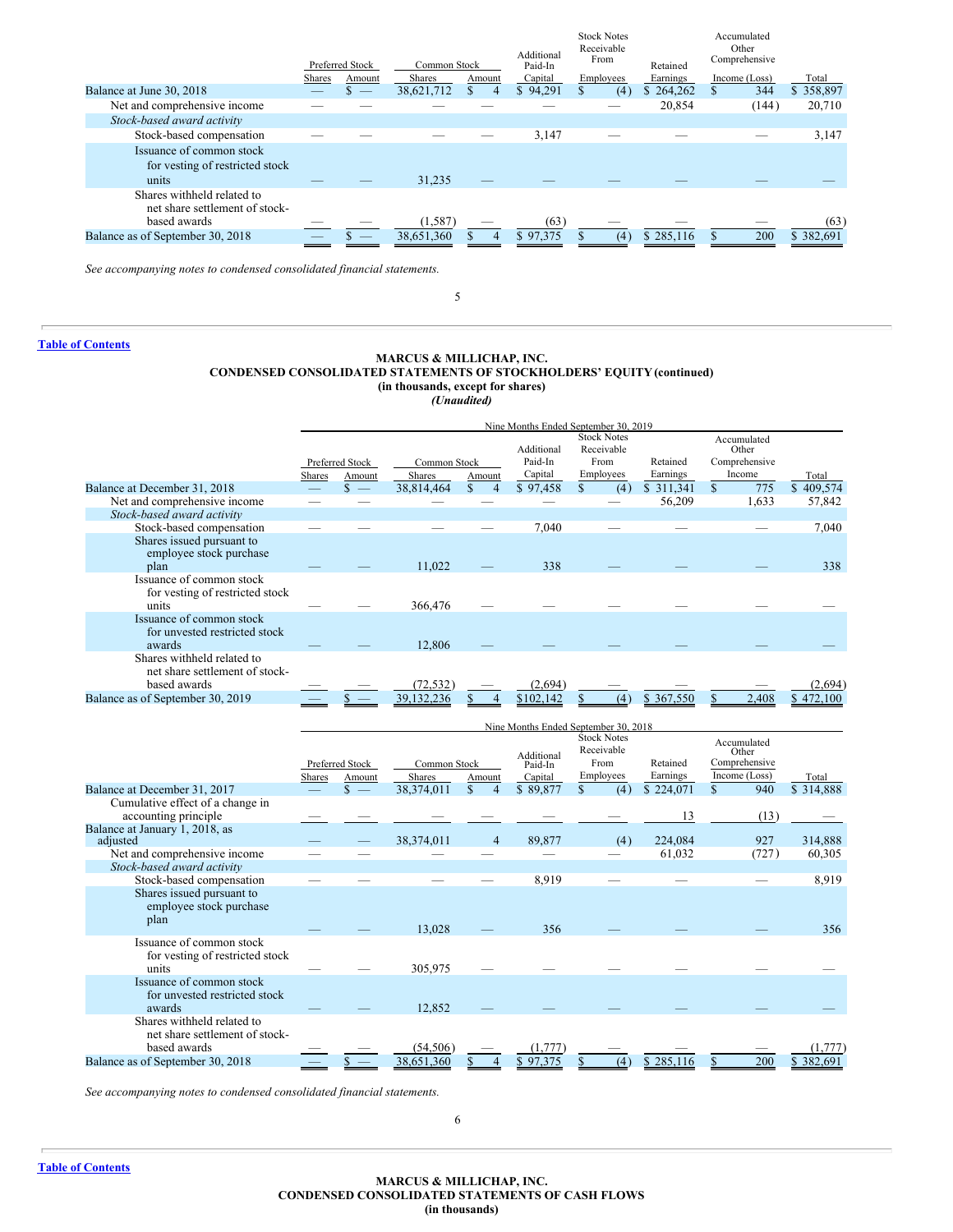| | Preferred Stock | | Common Stock | | Additional Paid-In | Stock Notes Receivable From | Retained | Accumulated Other Comprehensive | |
|---|---|---|---|---|---|---|---|---|---|
| | Shares | Amount | Shares | Amount | Capital | Employees | Earnings | Income (Loss) | Total |
| Balance at June 30, 2018 | — | $ — | 38,621,712 | $ 4 | $ 94,291 | $ (4) | $ 264,262 | $ 344 | $ 358,897 |
| Net and comprehensive income | — | — | — | — | — | — | 20,854 | (144) | 20,710 |
| *Stock-based award activity* | | | | | | | | | |
| Stock-based compensation | — | — | — | — | 3,147 | — | — | — | 3,147 |
| Issuance of common stock for vesting of restricted stock units | — | — | 31,235 | — | — | — | — | — | — |
| Shares withheld related to net share settlement of stock-based awards | — | — | (1,587) | — | (63) | — | — | — | (63) |
| Balance as of September 30, 2018 | — | $ — | 38,651,360 | $ 4 | $ 97,375 | $ (4) | $ 285,116 | $ 200 | $ 382,691 |

*See accompanying notes to condensed consolidated financial statements.*

**Table of Contents**

**MARCUS & MILLICHAP, INC.**
**CONDENSED CONSOLIDATED STATEMENTS OF STOCKHOLDERS' EQUITY (continued)**
**(in thousands, except for shares)**
***(Unaudited)***

| | Nine Months Ended September 30, 2019 | | | | | | | | |
|---|---|---|---|---|---|---|---|---|---|
| | Preferred Stock | | Common Stock | | Additional Paid-In | Stock Notes Receivable From | Retained | Accumulated Other Comprehensive | |
| | Shares | Amount | Shares | Amount | Capital | Employees | Earnings | Income | Total |
| Balance at December 31, 2018 | — | $ — | 38,814,464 | $ 4 | $ 97,458 | $ (4) | $ 311,341 | $ 775 | $ 409,574 |
| Net and comprehensive income | — | — | — | — | — | — | 56,209 | 1,633 | 57,842 |
| *Stock-based award activity* | | | | | | | | | |
| Stock-based compensation | — | — | — | — | 7,040 | — | — | — | 7,040 |
| Shares issued pursuant to employee stock purchase plan | — | — | 11,022 | — | 338 | — | — | — | 338 |
| Issuance of common stock for vesting of restricted stock units | — | — | 366,476 | — | — | — | — | — | — |
| Issuance of common stock for unvested restricted stock awards | — | — | 12,806 | — | — | — | — | — | — |
| Shares withheld related to net share settlement of stock-based awards | — | — | (72,532) | — | (2,694) | — | — | — | (2,694) |
| Balance as of September 30, 2019 | — | $ — | 39,132,236 | $ 4 | $102,142 | $ (4) | $ 367,550 | $ 2,408 | $ 472,100 |

| | Nine Months Ended September 30, 2018 | | | | | | | | |
|---|---|---|---|---|---|---|---|---|---|
| | Preferred Stock | | Common Stock | | Additional Paid-In | Stock Notes Receivable From | Retained | Accumulated Other Comprehensive | |
| | Shares | Amount | Shares | Amount | Capital | Employees | Earnings | Income (Loss) | Total |
| Balance at December 31, 2017 | — | $ — | 38,374,011 | $ 4 | $ 89,877 | $ (4) | $ 224,071 | $ 940 | $ 314,888 |
| Cumulative effect of a change in accounting principle | — | — | — | — | — | — | 13 | (13) | — |
| Balance at January 1, 2018, as adjusted | — | — | 38,374,011 | 4 | 89,877 | (4) | 224,084 | 927 | 314,888 |
| Net and comprehensive income | — | — | — | — | — | — | 61,032 | (727) | 60,305 |
| *Stock-based award activity* | | | | | | | | | |
| Stock-based compensation | — | — | — | — | 8,919 | — | — | — | 8,919 |
| Shares issued pursuant to employee stock purchase plan | — | — | 13,028 | — | 356 | — | — | — | 356 |
| Issuance of common stock for vesting of restricted stock units | — | — | 305,975 | — | — | — | — | — | — |
| Issuance of common stock for unvested restricted stock awards | — | — | 12,852 | — | — | — | — | — | — |
| Shares withheld related to net share settlement of stock-based awards | — | — | (54,506) | — | (1,777) | — | — | — | (1,777) |
| Balance as of September 30, 2018 | — | $ — | 38,651,360 | $ 4 | $ 97,375 | $ (4) | $ 285,116 | $ 200 | $ 382,691 |

*See accompanying notes to condensed consolidated financial statements.*

**Table of Contents**

**MARCUS & MILLICHAP, INC.**
**CONDENSED CONSOLIDATED STATEMENTS OF CASH FLOWS**
**(in thousands)**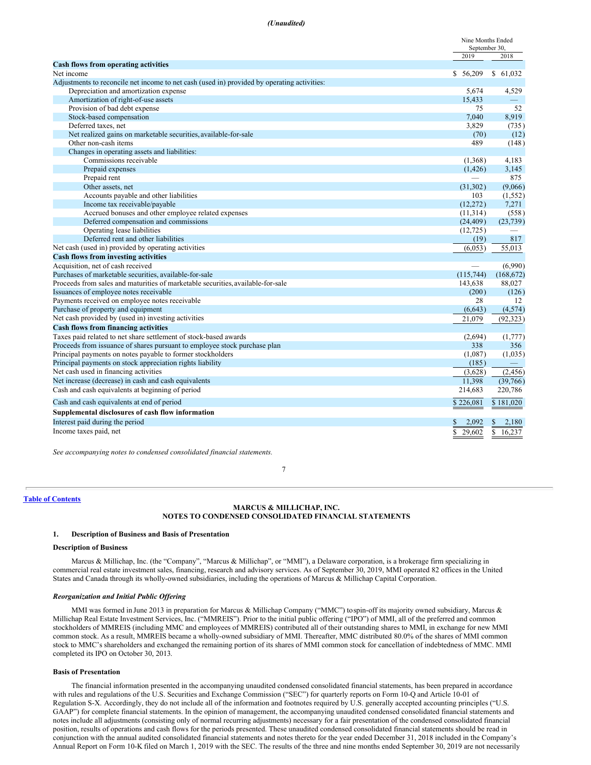*(Unaudited)*

| | Nine Months Ended September 30, | |
|---|---|---|
| | 2019 | 2018 |
| **Cash flows from operating activities** | | |
| Net income | $ 56,209 | $ 61,032 |
| Adjustments to reconcile net income to net cash (used in) provided by operating activities: | | |
| Depreciation and amortization expense | 5,674 | 4,529 |
| Amortization of right-of-use assets | 15,433 | — |
| Provision of bad debt expense | 75 | 52 |
| Stock-based compensation | 7,040 | 8,919 |
| Deferred taxes, net | 3,829 | (735) |
| Net realized gains on marketable securities, available-for-sale | (70) | (12) |
| Other non-cash items | 489 | (148) |
| Changes in operating assets and liabilities: | | |
| Commissions receivable | (1,368) | 4,183 |
| Prepaid expenses | (1,426) | 3,145 |
| Prepaid rent | — | 875 |
| Other assets, net | (31,302) | (9,066) |
| Accounts payable and other liabilities | 103 | (1,552) |
| Income tax receivable/payable | (12,272) | 7,271 |
| Accrued bonuses and other employee related expenses | (11,314) | (558) |
| Deferred compensation and commissions | (24,409) | (23,739) |
| Operating lease liabilities | (12,725) | — |
| Deferred rent and other liabilities | (19) | 817 |
| Net cash (used in) provided by operating activities | (6,053) | 55,013 |
| **Cash flows from investing activities** | | |
| Acquisition, net of cash received | — | (6,990) |
| Purchases of marketable securities, available-for-sale | (115,744) | (168,672) |
| Proceeds from sales and maturities of marketable securities, available-for-sale | 143,638 | 88,027 |
| Issuances of employee notes receivable | (200) | (126) |
| Payments received on employee notes receivable | 28 | 12 |
| Purchase of property and equipment | (6,643) | (4,574) |
| Net cash provided by (used in) investing activities | 21,079 | (92,323) |
| **Cash flows from financing activities** | | |
| Taxes paid related to net share settlement of stock-based awards | (2,694) | (1,777) |
| Proceeds from issuance of shares pursuant to employee stock purchase plan | 338 | 356 |
| Principal payments on notes payable to former stockholders | (1,087) | (1,035) |
| Principal payments on stock appreciation rights liability | (185) | — |
| Net cash used in financing activities | (3,628) | (2,456) |
| Net increase (decrease) in cash and cash equivalents | 11,398 | (39,766) |
| Cash and cash equivalents at beginning of period | 214,683 | 220,786 |
| Cash and cash equivalents at end of period | $ 226,081 | $ 181,020 |
| **Supplemental disclosures of cash flow information** | | |
| Interest paid during the period | $ 2,092 | $ 2,180 |
| Income taxes paid, net | $ 29,602 | $ 16,237 |

*See accompanying notes to condensed consolidated financial statements.*

**MARCUS & MILLICHAP, INC.**
**NOTES TO CONDENSED CONSOLIDATED FINANCIAL STATEMENTS**

## 1. Description of Business and Basis of Presentation

### Description of Business

Marcus & Millichap, Inc. (the "Company", "Marcus & Millichap", or "MMI"), a Delaware corporation, is a brokerage firm specializing in commercial real estate investment sales, financing, research and advisory services. As of September 30, 2019, MMI operated 82 offices in the United States and Canada through its wholly-owned subsidiaries, including the operations of Marcus & Millichap Capital Corporation.

### *Reorganization and Initial Public Offering*

MMI was formed in June 2013 in preparation for Marcus & Millichap Company ("MMC") to spin-off its majority owned subsidiary, Marcus & Millichap Real Estate Investment Services, Inc. ("MMREIS"). Prior to the initial public offering ("IPO") of MMI, all of the preferred and common stockholders of MMREIS (including MMC and employees of MMREIS) contributed all of their outstanding shares to MMI, in exchange for new MMI common stock. As a result, MMREIS became a wholly-owned subsidiary of MMI. Thereafter, MMC distributed 80.0% of the shares of MMI common stock to MMC's shareholders and exchanged the remaining portion of its shares of MMI common stock for cancellation of indebtedness of MMC. MMI completed its IPO on October 30, 2013.

### Basis of Presentation

The financial information presented in the accompanying unaudited condensed consolidated financial statements, has been prepared in accordance with rules and regulations of the U.S. Securities and Exchange Commission ("SEC") for quarterly reports on Form 10-Q and Article 10-01 of Regulation S-X. Accordingly, they do not include all of the information and footnotes required by U.S. generally accepted accounting principles ("U.S. GAAP") for complete financial statements. In the opinion of management, the accompanying unaudited condensed consolidated financial statements and notes include all adjustments (consisting only of normal recurring adjustments) necessary for a fair presentation of the condensed consolidated financial position, results of operations and cash flows for the periods presented. These unaudited condensed consolidated financial statements should be read in conjunction with the annual audited consolidated financial statements and notes thereto for the year ended December 31, 2018 included in the Company's Annual Report on Form 10-K filed on March 1, 2019 with the SEC. The results of the three and nine months ended September 30, 2019 are not necessarily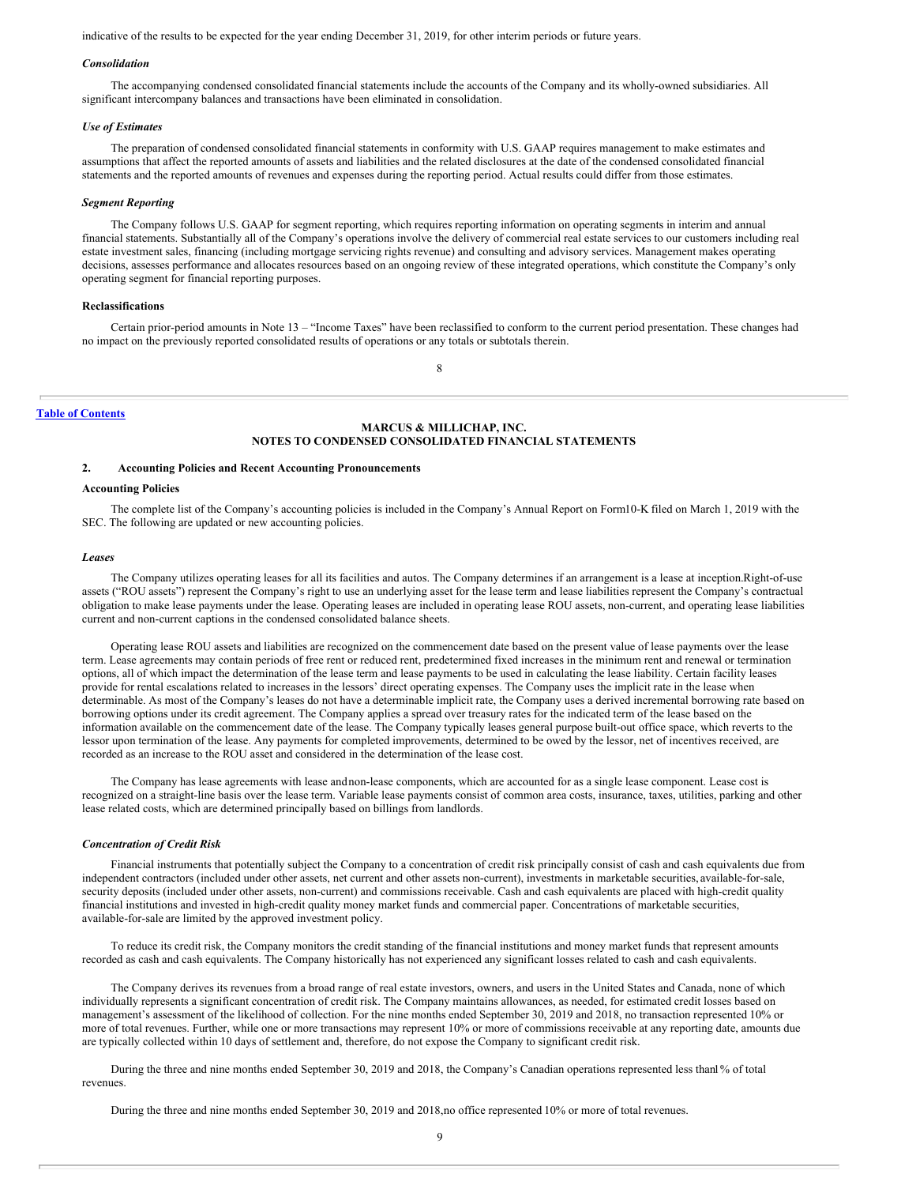indicative of the results to be expected for the year ending December 31, 2019, for other interim periods or future years.

*Consolidation*

The accompanying condensed consolidated financial statements include the accounts of the Company and its wholly-owned subsidiaries. All significant intercompany balances and transactions have been eliminated in consolidation.

*Use of Estimates*

The preparation of condensed consolidated financial statements in conformity with U.S. GAAP requires management to make estimates and assumptions that affect the reported amounts of assets and liabilities and the related disclosures at the date of the condensed consolidated financial statements and the reported amounts of revenues and expenses during the reporting period. Actual results could differ from those estimates.

*Segment Reporting*

The Company follows U.S. GAAP for segment reporting, which requires reporting information on operating segments in interim and annual financial statements. Substantially all of the Company's operations involve the delivery of commercial real estate services to our customers including real estate investment sales, financing (including mortgage servicing rights revenue) and consulting and advisory services. Management makes operating decisions, assesses performance and allocates resources based on an ongoing review of these integrated operations, which constitute the Company's only operating segment for financial reporting purposes.

**Reclassifications**

Certain prior-period amounts in Note 13 – "Income Taxes" have been reclassified to conform to the current period presentation. These changes had no impact on the previously reported consolidated results of operations or any totals or subtotals therein.

**Table of Contents**

**MARCUS & MILLICHAP, INC.**
**NOTES TO CONDENSED CONSOLIDATED FINANCIAL STATEMENTS**

## 2. Accounting Policies and Recent Accounting Pronouncements

**Accounting Policies**

The complete list of the Company's accounting policies is included in the Company's Annual Report on Form10-K filed on March 1, 2019 with the SEC. The following are updated or new accounting policies.

*Leases*

The Company utilizes operating leases for all its facilities and autos. The Company determines if an arrangement is a lease at inception.Right-of-use assets ("ROU assets") represent the Company's right to use an underlying asset for the lease term and lease liabilities represent the Company's contractual obligation to make lease payments under the lease. Operating leases are included in operating lease ROU assets, non-current, and operating lease liabilities current and non-current captions in the condensed consolidated balance sheets.

Operating lease ROU assets and liabilities are recognized on the commencement date based on the present value of lease payments over the lease term. Lease agreements may contain periods of free rent or reduced rent, predetermined fixed increases in the minimum rent and renewal or termination options, all of which impact the determination of the lease term and lease payments to be used in calculating the lease liability. Certain facility leases provide for rental escalations related to increases in the lessors' direct operating expenses. The Company uses the implicit rate in the lease when determinable. As most of the Company's leases do not have a determinable implicit rate, the Company uses a derived incremental borrowing rate based on borrowing options under its credit agreement. The Company applies a spread over treasury rates for the indicated term of the lease based on the information available on the commencement date of the lease. The Company typically leases general purpose built-out office space, which reverts to the lessor upon termination of the lease. Any payments for completed improvements, determined to be owed by the lessor, net of incentives received, are recorded as an increase to the ROU asset and considered in the determination of the lease cost.

The Company has lease agreements with lease andnon-lease components, which are accounted for as a single lease component. Lease cost is recognized on a straight-line basis over the lease term. Variable lease payments consist of common area costs, insurance, taxes, utilities, parking and other lease related costs, which are determined principally based on billings from landlords.

*Concentration of Credit Risk*

Financial instruments that potentially subject the Company to a concentration of credit risk principally consist of cash and cash equivalents due from independent contractors (included under other assets, net current and other assets non-current), investments in marketable securities, available-for-sale, security deposits (included under other assets, non-current) and commissions receivable. Cash and cash equivalents are placed with high-credit quality financial institutions and invested in high-credit quality money market funds and commercial paper. Concentrations of marketable securities, available-for-sale are limited by the approved investment policy.

To reduce its credit risk, the Company monitors the credit standing of the financial institutions and money market funds that represent amounts recorded as cash and cash equivalents. The Company historically has not experienced any significant losses related to cash and cash equivalents.

The Company derives its revenues from a broad range of real estate investors, owners, and users in the United States and Canada, none of which individually represents a significant concentration of credit risk. The Company maintains allowances, as needed, for estimated credit losses based on management's assessment of the likelihood of collection. For the nine months ended September 30, 2019 and 2018, no transaction represented 10% or more of total revenues. Further, while one or more transactions may represent 10% or more of commissions receivable at any reporting date, amounts due are typically collected within 10 days of settlement and, therefore, do not expose the Company to significant credit risk.

During the three and nine months ended September 30, 2019 and 2018, the Company's Canadian operations represented less than1% of total revenues.

During the three and nine months ended September 30, 2019 and 2018,no office represented 10% or more of total revenues.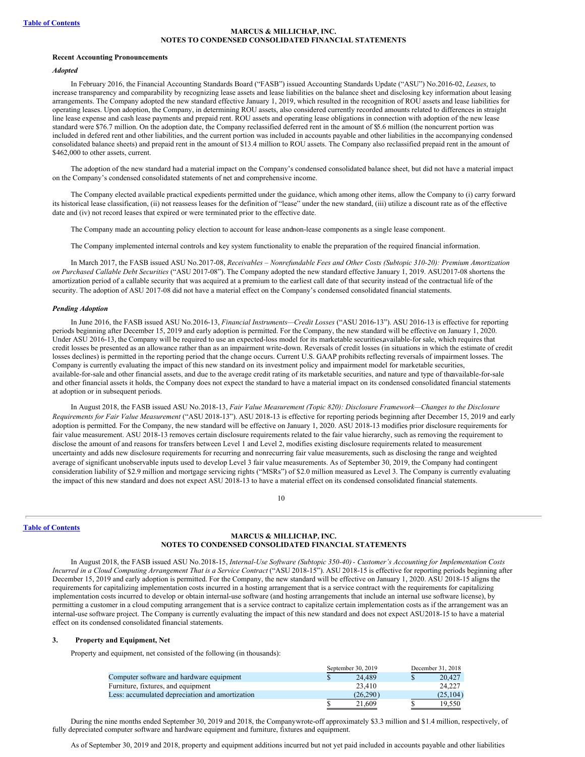#### Recent Accounting Pronouncements

***Adopted***

In February 2016, the Financial Accounting Standards Board ("FASB") issued Accounting Standards Update ("ASU") No.2016-02, *Leases*, to increase transparency and comparability by recognizing lease assets and lease liabilities on the balance sheet and disclosing key information about leasing arrangements. The Company adopted the new standard effective January 1, 2019, which resulted in the recognition of ROU assets and lease liabilities for operating leases. Upon adoption, the Company, in determining ROU assets, also considered currently recorded amounts related to differences in straight line lease expense and cash lease payments and prepaid rent. ROU assets and operating lease obligations in connection with adoption of the new lease standard were $76.7 million. On the adoption date, the Company reclassified deferred rent in the amount of $5.6 million (the noncurrent portion was included in defered rent and other liabilities, and the current portion was included in accounts payable and other liabilities in the accompanying condensed consolidated balance sheets) and prepaid rent in the amount of $13.4 million to ROU assets. The Company also reclassified prepaid rent in the amount of $462,000 to other assets, current.

The adoption of the new standard had a material impact on the Company's condensed consolidated balance sheet, but did not have a material impact on the Company's condensed consolidated statements of net and comprehensive income.

The Company elected available practical expedients permitted under the guidance, which among other items, allow the Company to (i) carry forward its historical lease classification, (ii) not reassess leases for the definition of "lease" under the new standard, (iii) utilize a discount rate as of the effective date and (iv) not record leases that expired or were terminated prior to the effective date.

The Company made an accounting policy election to account for lease and non-lease components as a single lease component.

The Company implemented internal controls and key system functionality to enable the preparation of the required financial information.

In March 2017, the FASB issued ASU No.2017-08, *Receivables – Nonrefundable Fees and Other Costs (Subtopic 310-20): Premium Amortization on Purchased Callable Debt Securities* ("ASU 2017-08"). The Company adopted the new standard effective January 1, 2019. ASU2017-08 shortens the amortization period of a callable security that was acquired at a premium to the earliest call date of that security instead of the contractual life of the security. The adoption of ASU 2017-08 did not have a material effect on the Company's condensed consolidated financial statements.

***Pending Adoption***

In June 2016, the FASB issued ASU No.2016-13, *Financial Instruments—Credit Losses* ("ASU 2016-13"). ASU 2016-13 is effective for reporting periods beginning after December 15, 2019 and early adoption is permitted. For the Company, the new standard will be effective on January 1, 2020. Under ASU 2016-13, the Company will be required to use an expected-loss model for its marketable securities, available-for sale, which requires that credit losses be presented as an allowance rather than as an impairment write-down. Reversals of credit losses (in situations in which the estimate of credit losses declines) is permitted in the reporting period that the change occurs. Current U.S. GAAP prohibits reflecting reversals of impairment losses. The Company is currently evaluating the impact of this new standard on its investment policy and impairment model for marketable securities, available-for-sale and other financial assets, and due to the average credit rating of its marketable securities, and nature and type of the available-for-sale and other financial assets it holds, the Company does not expect the standard to have a material impact on its condensed consolidated financial statements at adoption or in subsequent periods.

In August 2018, the FASB issued ASU No.2018-13, *Fair Value Measurement (Topic 820): Disclosure Framework—Changes to the Disclosure Requirements for Fair Value Measurement* ("ASU 2018-13"). ASU 2018-13 is effective for reporting periods beginning after December 15, 2019 and early adoption is permitted. For the Company, the new standard will be effective on January 1, 2020. ASU 2018-13 modifies prior disclosure requirements for fair value measurement. ASU 2018-13 removes certain disclosure requirements related to the fair value hierarchy, such as removing the requirement to disclose the amount of and reasons for transfers between Level 1 and Level 2, modifies existing disclosure requirements related to measurement uncertainty and adds new disclosure requirements for recurring and nonrecurring fair value measurements, such as disclosing the range and weighted average of significant unobservable inputs used to develop Level 3 fair value measurements. As of September 30, 2019, the Company had contingent consideration liability of $2.9 million and mortgage servicing rights ("MSRs") of $2.0 million measured as Level 3. The Company is currently evaluating the impact of this new standard and does not expect ASU 2018-13 to have a material effect on its condensed consolidated financial statements.

In August 2018, the FASB issued ASU No.2018-15, *Internal-Use Software (Subtopic 350-40) - Customer's Accounting for Implementation Costs Incurred in a Cloud Computing Arrangement That is a Service Contract* ("ASU 2018-15"). ASU 2018-15 is effective for reporting periods beginning after December 15, 2019 and early adoption is permitted. For the Company, the new standard will be effective on January 1, 2020. ASU 2018-15 aligns the requirements for capitalizing implementation costs incurred in a hosting arrangement that is a service contract with the requirements for capitalizing implementation costs incurred to develop or obtain internal-use software (and hosting arrangements that include an internal use software license), by permitting a customer in a cloud computing arrangement that is a service contract to capitalize certain implementation costs as if the arrangement was an internal-use software project. The Company is currently evaluating the impact of this new standard and does not expect ASU2018-15 to have a material effect on its condensed consolidated financial statements.

#### 3. Property and Equipment, Net

Property and equipment, net consisted of the following (in thousands):

| | September 30, 2019 | December 31, 2018 |
|---|---|---|
| Computer software and hardware equipment | $ 24,489 | $ 20,427 |
| Furniture, fixtures, and equipment | 23,410 | 24,227 |
| Less: accumulated depreciation and amortization | (26,290) | (25,104) |
| | $ 21,609 | $ 19,550 |

During the nine months ended September 30, 2019 and 2018, the Company wrote-off approximately $3.3 million and $1.4 million, respectively, of fully depreciated computer software and hardware equipment and furniture, fixtures and equipment.

As of September 30, 2019 and 2018, property and equipment additions incurred but not yet paid included in accounts payable and other liabilities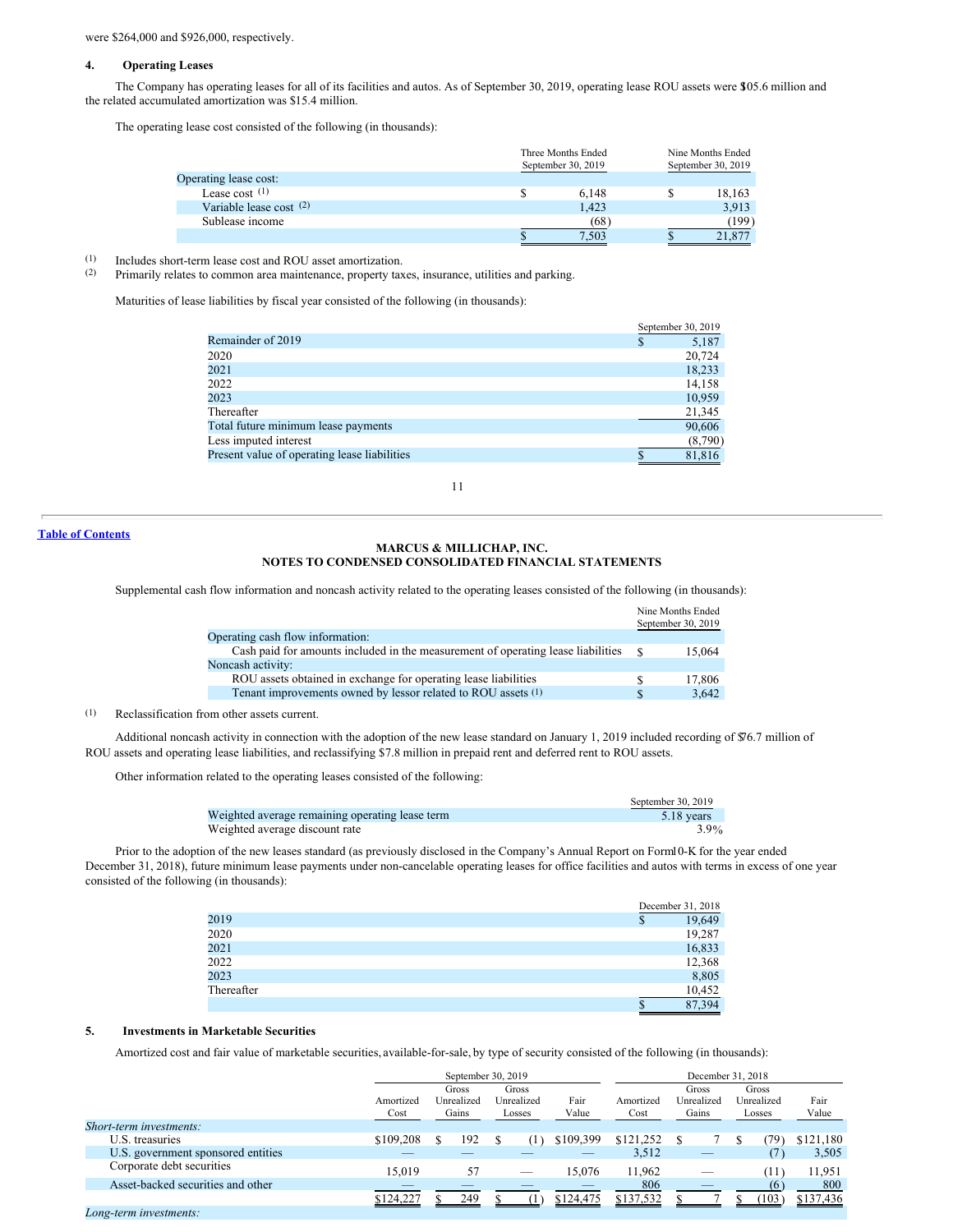were $264,000 and $926,000, respectively.

## 4. Operating Leases

The Company has operating leases for all of its facilities and autos. As of September 30, 2019, operating lease ROU assets were $105.6 million and the related accumulated amortization was $15.4 million.

The operating lease cost consisted of the following (in thousands):

| | Three Months Ended September 30, 2019 | Nine Months Ended September 30, 2019 |
|---|---|---|
| Operating lease cost: | | |
| Lease cost [(1)] | $ 6,148 | $ 18,163 |
| Variable lease cost [(2)] | 1,423 | 3,913 |
| Sublease income | (68) | (199) |
| | $ 7,503 | $ 21,877 |

(1) Includes short-term lease cost and ROU asset amortization.
(2) Primarily relates to common area maintenance, property taxes, insurance, utilities and parking.

Maturities of lease liabilities by fiscal year consisted of the following (in thousands):

| | September 30, 2019 |
|---|---|
| Remainder of 2019 | $ 5,187 |
| 2020 | 20,724 |
| 2021 | 18,233 |
| 2022 | 14,158 |
| 2023 | 10,959 |
| Thereafter | 21,345 |
| Total future minimum lease payments | 90,606 |
| Less imputed interest | (8,790) |
| Present value of operating lease liabilities | $ 81,816 |

**MARCUS & MILLICHAP, INC.**
**NOTES TO CONDENSED CONSOLIDATED FINANCIAL STATEMENTS**

Supplemental cash flow information and noncash activity related to the operating leases consisted of the following (in thousands):

| | Nine Months Ended September 30, 2019 |
|---|---|
| Operating cash flow information: | |
| Cash paid for amounts included in the measurement of operating lease liabilities | $ 15,064 |
| Noncash activity: | |
| ROU assets obtained in exchange for operating lease liabilities | $ 17,806 |
| Tenant improvements owned by lessor related to ROU assets [(1)] | $ 3,642 |

(1) Reclassification from other assets current.

Additional noncash activity in connection with the adoption of the new lease standard on January 1, 2019 included recording of $76.7 million of ROU assets and operating lease liabilities, and reclassifying $7.8 million in prepaid rent and deferred rent to ROU assets.

Other information related to the operating leases consisted of the following:

| | September 30, 2019 |
|---|---|
| Weighted average remaining operating lease term | 5.18 years |
| Weighted average discount rate | 3.9% |

Prior to the adoption of the new leases standard (as previously disclosed in the Company's Annual Report on Form 10-K for the year ended December 31, 2018), future minimum lease payments under non-cancelable operating leases for office facilities and autos with terms in excess of one year consisted of the following (in thousands):

| | December 31, 2018 |
|---|---|
| 2019 | $ 19,649 |
| 2020 | 19,287 |
| 2021 | 16,833 |
| 2022 | 12,368 |
| 2023 | 8,805 |
| Thereafter | 10,452 |
| | $ 87,394 |

## 5. Investments in Marketable Securities

Amortized cost and fair value of marketable securities, available-for-sale, by type of security consisted of the following (in thousands):

| | September 30, 2019 | | | | December 31, 2018 | | | |
|---|---|---|---|---|---|---|---|---|
| | Amortized Cost | Gross Unrealized Gains | Gross Unrealized Losses | Fair Value | Amortized Cost | Gross Unrealized Gains | Gross Unrealized Losses | Fair Value |
| *Short-term investments:* | | | | | | | | |
| U.S. treasuries | $109,208 | $ 192 | $ (1) | $109,399 | $121,252 | $ 7 | $ (79) | $121,180 |
| U.S. government sponsored entities | — | — | — | — | 3,512 | — | (7) | 3,505 |
| Corporate debt securities | 15,019 | 57 | — | 15,076 | 11,962 | — | (11) | 11,951 |
| Asset-backed securities and other | — | — | — | — | 806 | — | (6) | 800 |
| | $124,227 | $ 249 | $ (1) | $124,475 | $137,532 | $ 7 | $ (103) | $137,436 |
| *Long-term investments:* | | | | | | | | |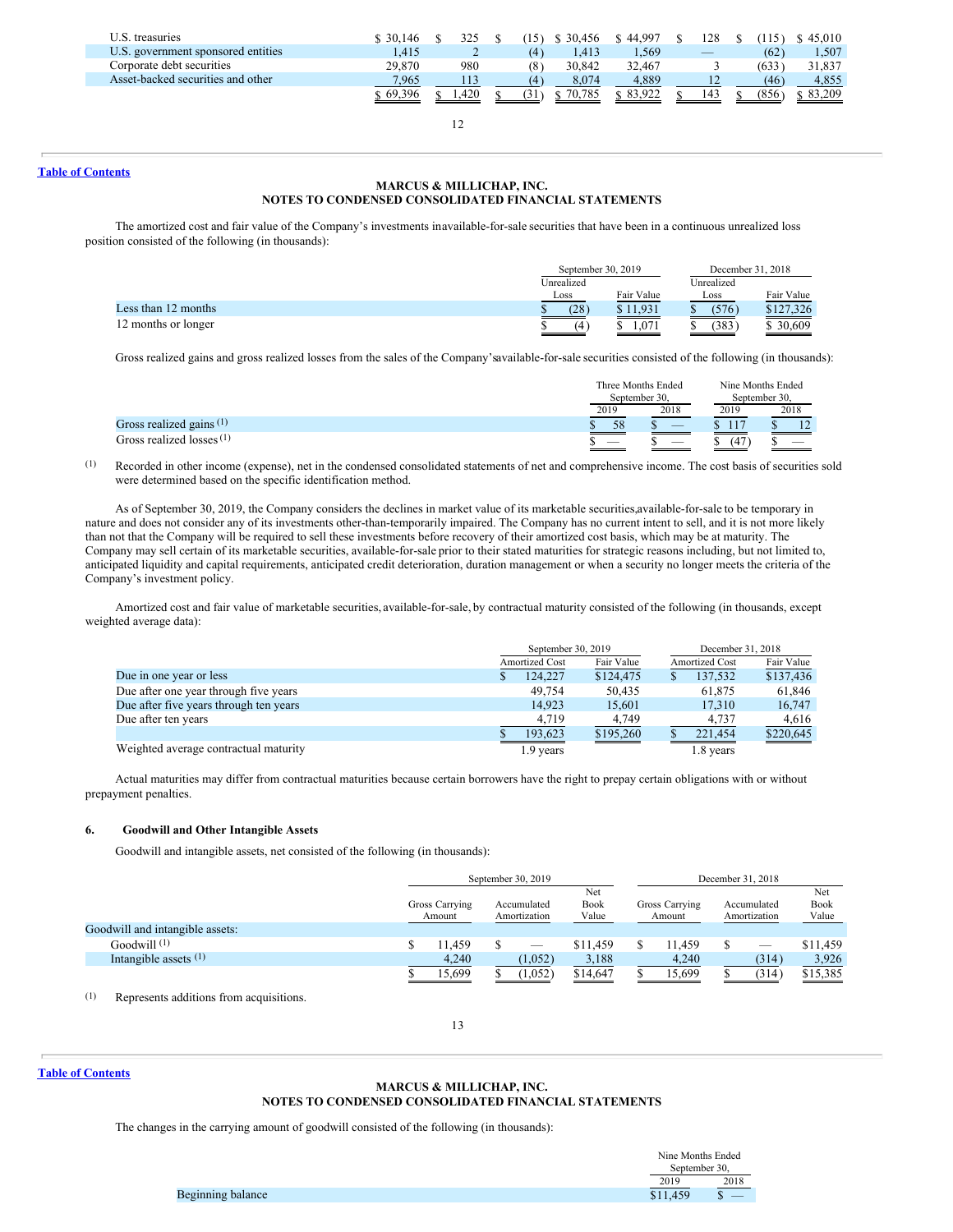| | | | | | | | | |
|---|---|---|---|---|---|---|---|---|
| U.S. treasuries | $ 30,146 | $ 325 | $ (15) | $ 30,456 | $ 44,997 | $ 128 | $ (115) | $ 45,010 |
| U.S. government sponsored entities | 1,415 | 2 | (4) | 1,413 | 1,569 | — | (62) | 1,507 |
| Corporate debt securities | 29,870 | 980 | (8) | 30,842 | 32,467 | 3 | (633) | 31,837 |
| Asset-backed securities and other | 7,965 | 113 | (4) | 8,074 | 4,889 | 12 | (46) | 4,855 |
| | $ 69,396 | $ 1,420 | $ (31) | $ 70,785 | $ 83,922 | $ 143 | $ (856) | $ 83,209 |

**MARCUS & MILLICHAP, INC.**
**NOTES TO CONDENSED CONSOLIDATED FINANCIAL STATEMENTS**

The amortized cost and fair value of the Company's investments in available-for-sale securities that have been in a continuous unrealized loss position consisted of the following (in thousands):

| | September 30, 2019 | | December 31, 2018 | |
|---|---|---|---|---|
| | Unrealized Loss | Fair Value | Unrealized Loss | Fair Value |
| Less than 12 months | $ (28) | $ 11,931 | $ (576) | $127,326 |
| 12 months or longer | $ (4) | $ 1,071 | $ (383) | $ 30,609 |

Gross realized gains and gross realized losses from the sales of the Company's available-for-sale securities consisted of the following (in thousands):

| | Three Months Ended September 30, | | Nine Months Ended September 30, | |
|---|---|---|---|---|
| | 2019 | 2018 | 2019 | 2018 |
| Gross realized gains [(1)] | $ 58 | $ — | $ 117 | $ 12 |
| Gross realized losses [(1)] | $ — | $ — | $ (47) | $ — |

(1) Recorded in other income (expense), net in the condensed consolidated statements of net and comprehensive income. The cost basis of securities sold were determined based on the specific identification method.

As of September 30, 2019, the Company considers the declines in market value of its marketable securities, available-for-sale to be temporary in nature and does not consider any of its investments other-than-temporarily impaired. The Company has no current intent to sell, and it is not more likely than not that the Company will be required to sell these investments before recovery of their amortized cost basis, which may be at maturity. The Company may sell certain of its marketable securities, available-for-sale prior to their stated maturities for strategic reasons including, but not limited to, anticipated liquidity and capital requirements, anticipated credit deterioration, duration management or when a security no longer meets the criteria of the Company's investment policy.

Amortized cost and fair value of marketable securities, available-for-sale, by contractual maturity consisted of the following (in thousands, except weighted average data):

| | September 30, 2019 | | December 31, 2018 | |
|---|---|---|---|---|
| | Amortized Cost | Fair Value | Amortized Cost | Fair Value |
| Due in one year or less | $ 124,227 | $124,475 | $ 137,532 | $137,436 |
| Due after one year through five years | 49,754 | 50,435 | 61,875 | 61,846 |
| Due after five years through ten years | 14,923 | 15,601 | 17,310 | 16,747 |
| Due after ten years | 4,719 | 4,749 | 4,737 | 4,616 |
| | $ 193,623 | $195,260 | $ 221,454 | $220,645 |
| Weighted average contractual maturity | 1.9 years | | 1.8 years | |

Actual maturities may differ from contractual maturities because certain borrowers have the right to prepay certain obligations with or without prepayment penalties.

## 6. Goodwill and Other Intangible Assets

Goodwill and intangible assets, net consisted of the following (in thousands):

| | September 30, 2019 | | | December 31, 2018 | | |
|---|---|---|---|---|---|---|
| | Gross Carrying Amount | Accumulated Amortization | Net Book Value | Gross Carrying Amount | Accumulated Amortization | Net Book Value |
| Goodwill and intangible assets: | | | | | | |
| Goodwill [(1)] | $ 11,459 | $ — | $11,459 | $ 11,459 | $ — | $11,459 |
| Intangible assets [(1)] | 4,240 | (1,052) | 3,188 | 4,240 | (314) | 3,926 |
| | $ 15,699 | $ (1,052) | $14,647 | $ 15,699 | $ (314) | $15,385 |

(1) Represents additions from acquisitions.

**MARCUS & MILLICHAP, INC.**
**NOTES TO CONDENSED CONSOLIDATED FINANCIAL STATEMENTS**

The changes in the carrying amount of goodwill consisted of the following (in thousands):

| | Nine Months Ended September 30, | |
|---|---|---|
| | 2019 | 2018 |
| Beginning balance | $11,459 | $ — |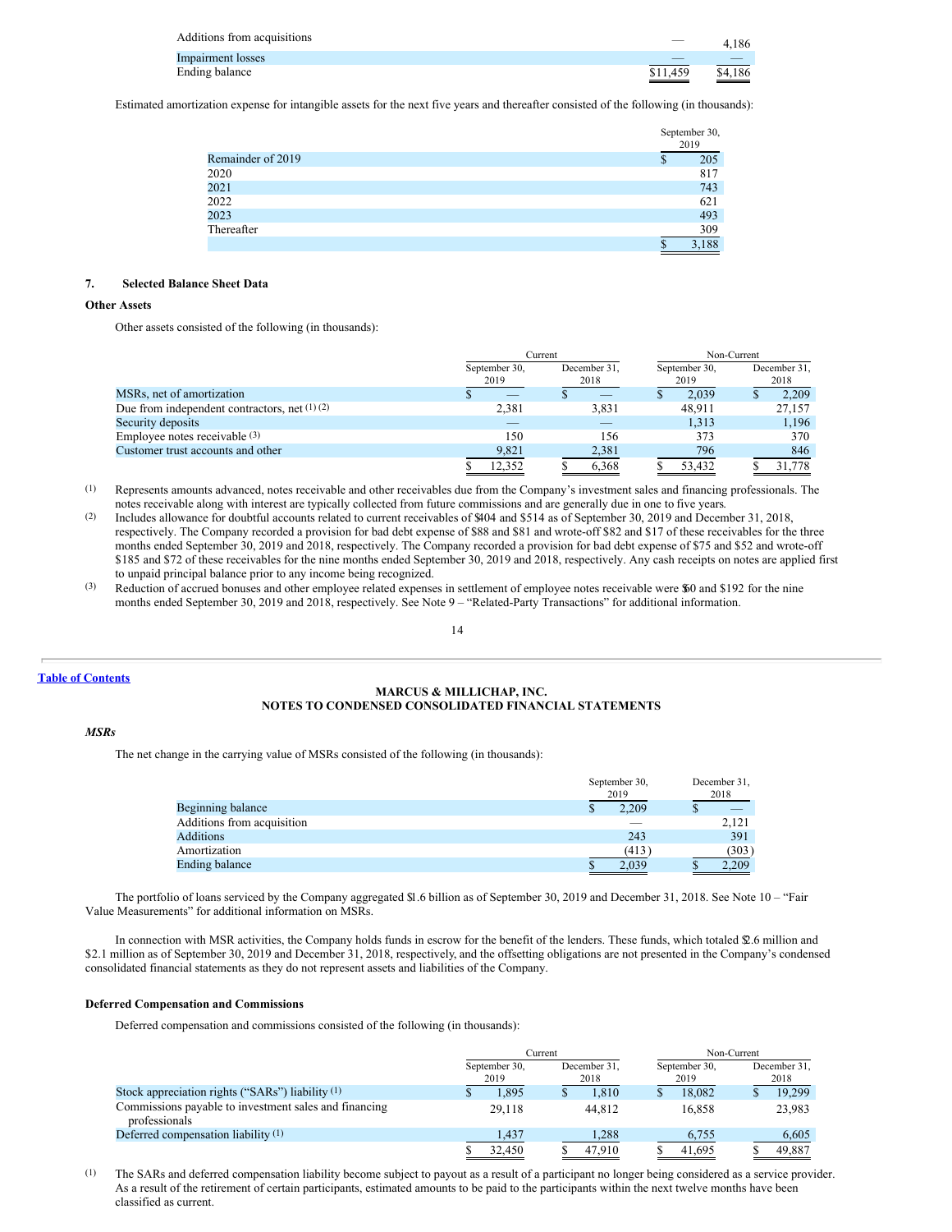| | | |
|---|---|---|
| Additions from acquisitions | — | 4,186 |
| Impairment losses | — | — |
| Ending balance | $11,459 | $4,186 |

Estimated amortization expense for intangible assets for the next five years and thereafter consisted of the following (in thousands):

| | September 30, 2019 |
|---|---|
| Remainder of 2019 | $ 205 |
| 2020 | 817 |
| 2021 | 743 |
| 2022 | 621 |
| 2023 | 493 |
| Thereafter | 309 |
| | $ 3,188 |

## 7. Selected Balance Sheet Data

### Other Assets

Other assets consisted of the following (in thousands):

| | Current | | Non-Current | |
|---|---|---|---|---|
| | September 30, 2019 | December 31, 2018 | September 30, 2019 | December 31, 2018 |
| MSRs, net of amortization | $ — | $ — | $ 2,039 | $ 2,209 |
| Due from independent contractors, net [(1)] [(2)] | 2,381 | 3,831 | 48,911 | 27,157 |
| Security deposits | — | — | 1,313 | 1,196 |
| Employee notes receivable [(3)] | 150 | 156 | 373 | 370 |
| Customer trust accounts and other | 9,821 | 2,381 | 796 | 846 |
| | $ 12,352 | $ 6,368 | $ 53,432 | $ 31,778 |

(1) Represents amounts advanced, notes receivable and other receivables due from the Company's investment sales and financing professionals. The notes receivable along with interest are typically collected from future commissions and are generally due in one to five years.

(2) Includes allowance for doubtful accounts related to current receivables of $404 and $514 as of September 30, 2019 and December 31, 2018, respectively. The Company recorded a provision for bad debt expense of $88 and $81 and wrote-off $82 and $17 of these receivables for the three months ended September 30, 2019 and 2018, respectively. The Company recorded a provision for bad debt expense of $75 and $52 and wrote-off $185 and $72 of these receivables for the nine months ended September 30, 2019 and 2018, respectively. Any cash receipts on notes are applied first to unpaid principal balance prior to any income being recognized.

(3) Reduction of accrued bonuses and other employee related expenses in settlement of employee notes receivable were $60 and $192 for the nine months ended September 30, 2019 and 2018, respectively. See Note 9 – "Related-Party Transactions" for additional information.

### *MSRs*

The net change in the carrying value of MSRs consisted of the following (in thousands):

| | September 30, 2019 | December 31, 2018 |
|---|---|---|
| Beginning balance | $ 2,209 | $ — |
| Additions from acquisition | — | 2,121 |
| Additions | 243 | 391 |
| Amortization | (413) | (303) |
| Ending balance | $ 2,039 | $ 2,209 |

The portfolio of loans serviced by the Company aggregated $1.6 billion as of September 30, 2019 and December 31, 2018. See Note 10 – "Fair Value Measurements" for additional information on MSRs.

In connection with MSR activities, the Company holds funds in escrow for the benefit of the lenders. These funds, which totaled $2.6 million and $2.1 million as of September 30, 2019 and December 31, 2018, respectively, and the offsetting obligations are not presented in the Company's condensed consolidated financial statements as they do not represent assets and liabilities of the Company.

### Deferred Compensation and Commissions

Deferred compensation and commissions consisted of the following (in thousands):

| | Current | | Non-Current | |
|---|---|---|---|---|
| | September 30, 2019 | December 31, 2018 | September 30, 2019 | December 31, 2018 |
| Stock appreciation rights ("SARs") liability [(1)] | $ 1,895 | $ 1,810 | $ 18,082 | $ 19,299 |
| Commissions payable to investment sales and financing professionals | 29,118 | 44,812 | 16,858 | 23,983 |
| Deferred compensation liability [(1)] | 1,437 | 1,288 | 6,755 | 6,605 |
| | $ 32,450 | $ 47,910 | $ 41,695 | $ 49,887 |

(1) The SARs and deferred compensation liability become subject to payout as a result of a participant no longer being considered as a service provider. As a result of the retirement of certain participants, estimated amounts to be paid to the participants within the next twelve months have been classified as current.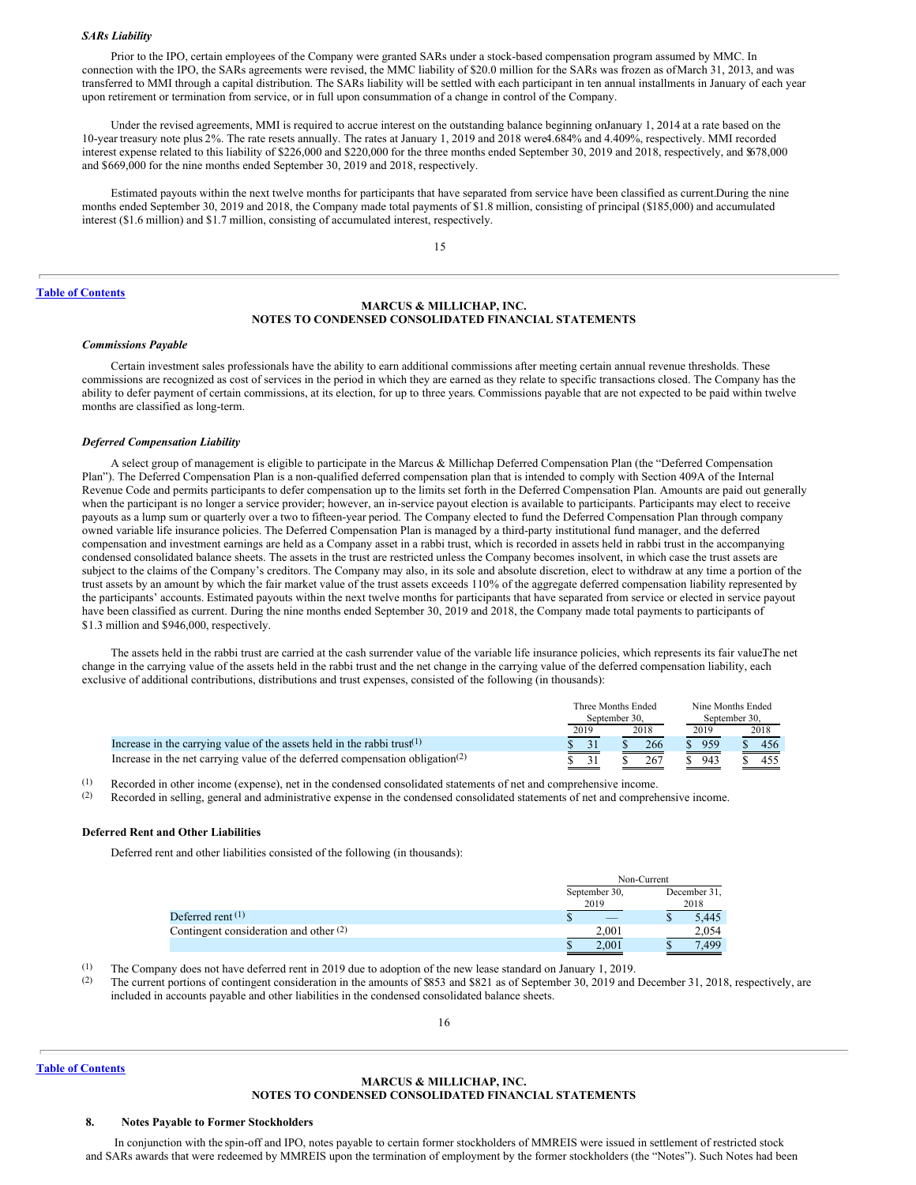*SARs Liability*

Prior to the IPO, certain employees of the Company were granted SARs under a stock-based compensation program assumed by MMC. In connection with the IPO, the SARs agreements were revised, the MMC liability of $20.0 million for the SARs was frozen as of March 31, 2013, and was transferred to MMI through a capital distribution. The SARs liability will be settled with each participant in ten annual installments in January of each year upon retirement or termination from service, or in full upon consummation of a change in control of the Company.

Under the revised agreements, MMI is required to accrue interest on the outstanding balance beginning on January 1, 2014 at a rate based on the 10-year treasury note plus 2%. The rate resets annually. The rates at January 1, 2019 and 2018 were 4.684% and 4.409%, respectively. MMI recorded interest expense related to this liability of $226,000 and $220,000 for the three months ended September 30, 2019 and 2018, respectively, and $678,000 and $669,000 for the nine months ended September 30, 2019 and 2018, respectively.

Estimated payouts within the next twelve months for participants that have separated from service have been classified as current. During the nine months ended September 30, 2019 and 2018, the Company made total payments of $1.8 million, consisting of principal ($185,000) and accumulated interest ($1.6 million) and $1.7 million, consisting of accumulated interest, respectively.

*Commissions Payable*

Certain investment sales professionals have the ability to earn additional commissions after meeting certain annual revenue thresholds. These commissions are recognized as cost of services in the period in which they are earned as they relate to specific transactions closed. The Company has the ability to defer payment of certain commissions, at its election, for up to three years. Commissions payable that are not expected to be paid within twelve months are classified as long-term.

*Deferred Compensation Liability*

A select group of management is eligible to participate in the Marcus & Millichap Deferred Compensation Plan (the "Deferred Compensation Plan"). The Deferred Compensation Plan is a non-qualified deferred compensation plan that is intended to comply with Section 409A of the Internal Revenue Code and permits participants to defer compensation up to the limits set forth in the Deferred Compensation Plan. Amounts are paid out generally when the participant is no longer a service provider; however, an in-service payout election is available to participants. Participants may elect to receive payouts as a lump sum or quarterly over a two to fifteen-year period. The Company elected to fund the Deferred Compensation Plan through company owned variable life insurance policies. The Deferred Compensation Plan is managed by a third-party institutional fund manager, and the deferred compensation and investment earnings are held as a Company asset in a rabbi trust, which is recorded in assets held in rabbi trust in the accompanying condensed consolidated balance sheets. The assets in the trust are restricted unless the Company becomes insolvent, in which case the trust assets are subject to the claims of the Company's creditors. The Company may also, in its sole and absolute discretion, elect to withdraw at any time a portion of the trust assets by an amount by which the fair market value of the trust assets exceeds 110% of the aggregate deferred compensation liability represented by the participants' accounts. Estimated payouts within the next twelve months for participants that have separated from service or elected in service payout have been classified as current. During the nine months ended September 30, 2019 and 2018, the Company made total payments to participants of $1.3 million and $946,000, respectively.

The assets held in the rabbi trust are carried at the cash surrender value of the variable life insurance policies, which represents its fair value. The net change in the carrying value of the assets held in the rabbi trust and the net change in the carrying value of the deferred compensation liability, each exclusive of additional contributions, distributions and trust expenses, consisted of the following (in thousands):

| | Three Months Ended September 30, | | Nine Months Ended September 30, | |
|---|---|---|---|---|
| | 2019 | 2018 | 2019 | 2018 |
| Increase in the carrying value of the assets held in the rabbi trust[(1)] | $ 31 | $ 266 | $ 959 | $ 456 |
| Increase in the net carrying value of the deferred compensation obligation[(2)] | $ 31 | $ 267 | $ 943 | $ 455 |

(1) Recorded in other income (expense), net in the condensed consolidated statements of net and comprehensive income.

(2) Recorded in selling, general and administrative expense in the condensed consolidated statements of net and comprehensive income.

**Deferred Rent and Other Liabilities**

Deferred rent and other liabilities consisted of the following (in thousands):

| | Non-Current | |
|---|---|---|
| | September 30, 2019 | December 31, 2018 |
| Deferred rent[(1)] | $ — | $ 5,445 |
| Contingent consideration and other[(2)] | 2,001 | 2,054 |
| | $ 2,001 | $ 7,499 |

(1) The Company does not have deferred rent in 2019 due to adoption of the new lease standard on January 1, 2019.

(2) The current portions of contingent consideration in the amounts of $853 and $821 as of September 30, 2019 and December 31, 2018, respectively, are included in accounts payable and other liabilities in the condensed consolidated balance sheets.

## 8. Notes Payable to Former Stockholders

In conjunction with the spin-off and IPO, notes payable to certain former stockholders of MMREIS were issued in settlement of restricted stock and SARs awards that were redeemed by MMREIS upon the termination of employment by the former stockholders (the "Notes"). Such Notes had been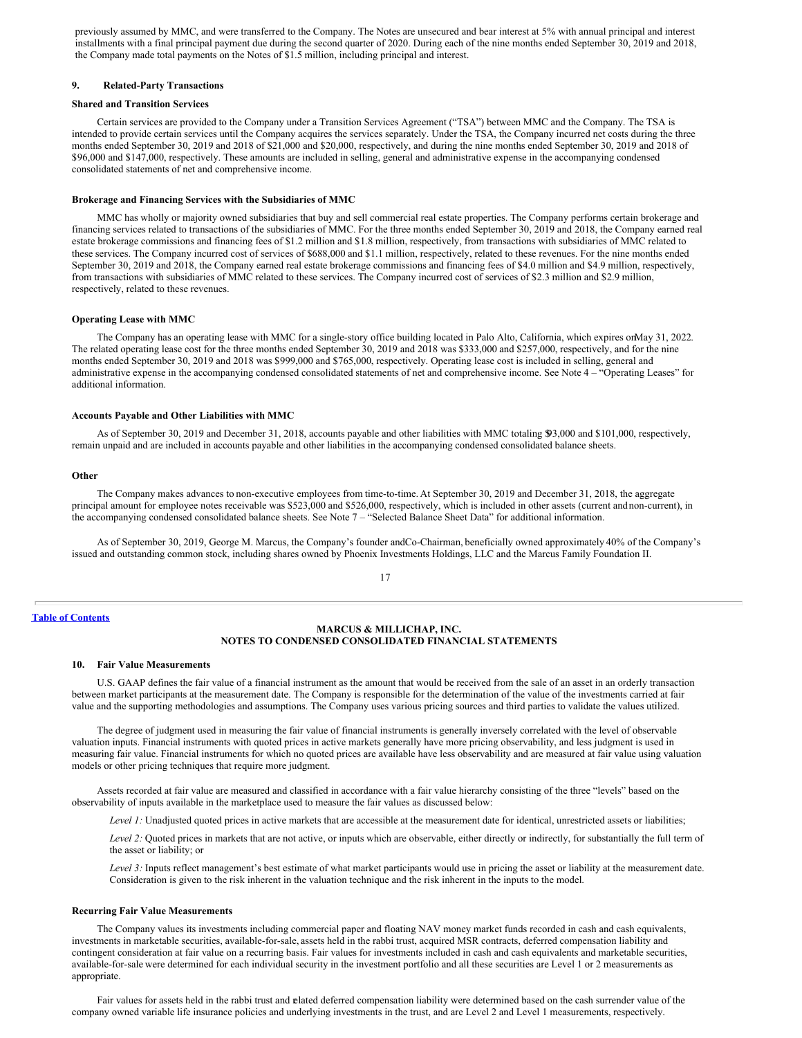previously assumed by MMC, and were transferred to the Company. The Notes are unsecured and bear interest at 5% with annual principal and interest installments with a final principal payment due during the second quarter of 2020. During each of the nine months ended September 30, 2019 and 2018, the Company made total payments on the Notes of $1.5 million, including principal and interest.

## 9. Related-Party Transactions

### Shared and Transition Services

Certain services are provided to the Company under a Transition Services Agreement ("TSA") between MMC and the Company. The TSA is intended to provide certain services until the Company acquires the services separately. Under the TSA, the Company incurred net costs during the three months ended September 30, 2019 and 2018 of $21,000 and $20,000, respectively, and during the nine months ended September 30, 2019 and 2018 of $96,000 and $147,000, respectively. These amounts are included in selling, general and administrative expense in the accompanying condensed consolidated statements of net and comprehensive income.

### Brokerage and Financing Services with the Subsidiaries of MMC

MMC has wholly or majority owned subsidiaries that buy and sell commercial real estate properties. The Company performs certain brokerage and financing services related to transactions of the subsidiaries of MMC. For the three months ended September 30, 2019 and 2018, the Company earned real estate brokerage commissions and financing fees of $1.2 million and $1.8 million, respectively, from transactions with subsidiaries of MMC related to these services. The Company incurred cost of services of $688,000 and $1.1 million, respectively, related to these revenues. For the nine months ended September 30, 2019 and 2018, the Company earned real estate brokerage commissions and financing fees of $4.0 million and $4.9 million, respectively, from transactions with subsidiaries of MMC related to these services. The Company incurred cost of services of $2.3 million and $2.9 million, respectively, related to these revenues.

### Operating Lease with MMC

The Company has an operating lease with MMC for a single-story office building located in Palo Alto, California, which expires on May 31, 2022. The related operating lease cost for the three months ended September 30, 2019 and 2018 was $333,000 and $257,000, respectively, and for the nine months ended September 30, 2019 and 2018 was $999,000 and $765,000, respectively. Operating lease cost is included in selling, general and administrative expense in the accompanying condensed consolidated statements of net and comprehensive income. See Note 4 – "Operating Leases" for additional information.

### Accounts Payable and Other Liabilities with MMC

As of September 30, 2019 and December 31, 2018, accounts payable and other liabilities with MMC totaling $93,000 and $101,000, respectively, remain unpaid and are included in accounts payable and other liabilities in the accompanying condensed consolidated balance sheets.

### Other

The Company makes advances to non-executive employees from time-to-time. At September 30, 2019 and December 31, 2018, the aggregate principal amount for employee notes receivable was $523,000 and $526,000, respectively, which is included in other assets (current and non-current), in the accompanying condensed consolidated balance sheets. See Note 7 – "Selected Balance Sheet Data" for additional information.

As of September 30, 2019, George M. Marcus, the Company's founder and Co-Chairman, beneficially owned approximately 40% of the Company's issued and outstanding common stock, including shares owned by Phoenix Investments Holdings, LLC and the Marcus Family Foundation II.

## 10. Fair Value Measurements

U.S. GAAP defines the fair value of a financial instrument as the amount that would be received from the sale of an asset in an orderly transaction between market participants at the measurement date. The Company is responsible for the determination of the value of the investments carried at fair value and the supporting methodologies and assumptions. The Company uses various pricing sources and third parties to validate the values utilized.

The degree of judgment used in measuring the fair value of financial instruments is generally inversely correlated with the level of observable valuation inputs. Financial instruments with quoted prices in active markets generally have more pricing observability, and less judgment is used in measuring fair value. Financial instruments for which no quoted prices are available have less observability and are measured at fair value using valuation models or other pricing techniques that require more judgment.

Assets recorded at fair value are measured and classified in accordance with a fair value hierarchy consisting of the three "levels" based on the observability of inputs available in the marketplace used to measure the fair values as discussed below:

*Level 1:* Unadjusted quoted prices in active markets that are accessible at the measurement date for identical, unrestricted assets or liabilities;

*Level 2:* Quoted prices in markets that are not active, or inputs which are observable, either directly or indirectly, for substantially the full term of the asset or liability; or

*Level 3:* Inputs reflect management's best estimate of what market participants would use in pricing the asset or liability at the measurement date. Consideration is given to the risk inherent in the valuation technique and the risk inherent in the inputs to the model.

### Recurring Fair Value Measurements

The Company values its investments including commercial paper and floating NAV money market funds recorded in cash and cash equivalents, investments in marketable securities, available-for-sale, assets held in the rabbi trust, acquired MSR contracts, deferred compensation liability and contingent consideration at fair value on a recurring basis. Fair values for investments included in cash and cash equivalents and marketable securities, available-for-sale were determined for each individual security in the investment portfolio and all these securities are Level 1 or 2 measurements as appropriate.

Fair values for assets held in the rabbi trust and related deferred compensation liability were determined based on the cash surrender value of the company owned variable life insurance policies and underlying investments in the trust, and are Level 2 and Level 1 measurements, respectively.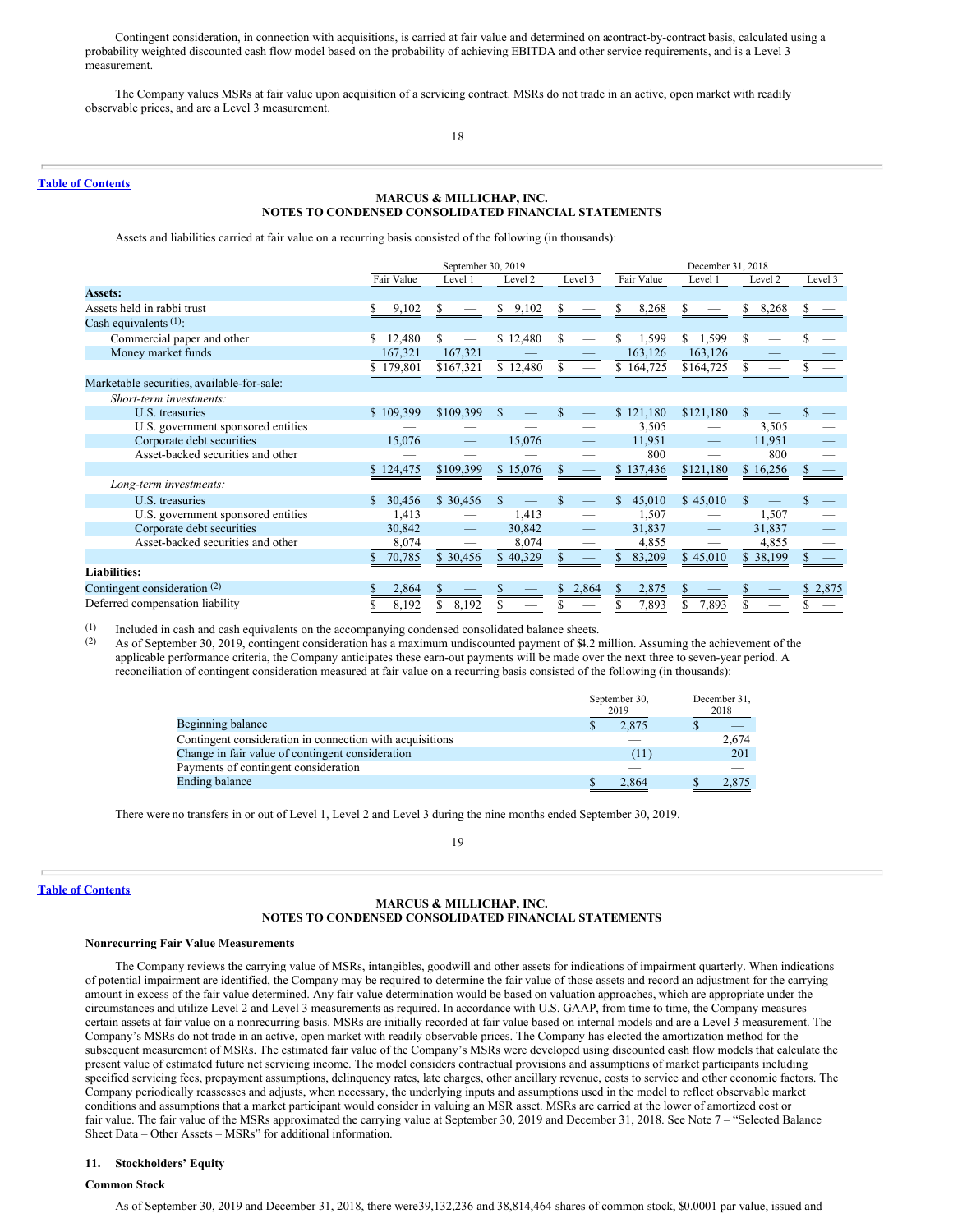Contingent consideration, in connection with acquisitions, is carried at fair value and determined on a contract-by-contract basis, calculated using a probability weighted discounted cash flow model based on the probability of achieving EBITDA and other service requirements, and is a Level 3 measurement.

The Company values MSRs at fair value upon acquisition of a servicing contract. MSRs do not trade in an active, open market with readily observable prices, and are a Level 3 measurement.

**MARCUS & MILLICHAP, INC.**
**NOTES TO CONDENSED CONSOLIDATED FINANCIAL STATEMENTS**

Assets and liabilities carried at fair value on a recurring basis consisted of the following (in thousands):

| | September 30, 2019 | | | | December 31, 2018 | | | |
|---|---|---|---|---|---|---|---|---|
| | Fair Value | Level 1 | Level 2 | Level 3 | Fair Value | Level 1 | Level 2 | Level 3 |
| **Assets:** | | | | | | | | |
| Assets held in rabbi trust | $ 9,102 | $ — | $ 9,102 | $ — | $ 8,268 | $ — | $ 8,268 | $ — |
| Cash equivalents (1): | | | | | | | | |
| Commercial paper and other | $ 12,480 | $ — | $ 12,480 | $ — | $ 1,599 | $ 1,599 | $ — | $ — |
| Money market funds | 167,321 | 167,321 | — | — | 163,126 | 163,126 | — | — |
| | $ 179,801 | $167,321 | $ 12,480 | $ — | $ 164,725 | $164,725 | $ — | $ — |
| Marketable securities, available-for-sale: | | | | | | | | |
| *Short-term investments:* | | | | | | | | |
| U.S. treasuries | $ 109,399 | $109,399 | $ — | $ — | $ 121,180 | $121,180 | $ — | $ — |
| U.S. government sponsored entities | — | — | — | — | 3,505 | — | 3,505 | — |
| Corporate debt securities | 15,076 | — | 15,076 | — | 11,951 | — | 11,951 | — |
| Asset-backed securities and other | — | — | — | — | 800 | — | 800 | — |
| | $ 124,475 | $109,399 | $ 15,076 | $ — | $ 137,436 | $121,180 | $ 16,256 | $ — |
| *Long-term investments:* | | | | | | | | |
| U.S. treasuries | $ 30,456 | $ 30,456 | $ — | $ — | $ 45,010 | $ 45,010 | $ — | $ — |
| U.S. government sponsored entities | 1,413 | — | 1,413 | — | 1,507 | — | 1,507 | — |
| Corporate debt securities | 30,842 | — | 30,842 | — | 31,837 | — | 31,837 | — |
| Asset-backed securities and other | 8,074 | — | 8,074 | — | 4,855 | — | 4,855 | — |
| | $ 70,785 | $ 30,456 | $ 40,329 | $ — | $ 83,209 | $ 45,010 | $ 38,199 | $ — |
| **Liabilities:** | | | | | | | | |
| Contingent consideration (2) | $ 2,864 | $ — | $ — | $ 2,864 | $ 2,875 | $ — | $ — | $ 2,875 |
| Deferred compensation liability | $ 8,192 | $ 8,192 | $ — | $ — | $ 7,893 | $ 7,893 | $ — | $ — |

(1) Included in cash and cash equivalents on the accompanying condensed consolidated balance sheets.
(2) As of September 30, 2019, contingent consideration has a maximum undiscounted payment of $4.2 million. Assuming the achievement of the applicable performance criteria, the Company anticipates these earn-out payments will be made over the next three to seven-year period. A reconciliation of contingent consideration measured at fair value on a recurring basis consisted of the following (in thousands):

| | September 30, 2019 | December 31, 2018 |
|---|---|---|
| Beginning balance | $ 2,875 | $ — |
| Contingent consideration in connection with acquisitions | — | 2,674 |
| Change in fair value of contingent consideration | (11) | 201 |
| Payments of contingent consideration | — | — |
| Ending balance | $ 2,864 | $ 2,875 |

There were no transfers in or out of Level 1, Level 2 and Level 3 during the nine months ended September 30, 2019.

**MARCUS & MILLICHAP, INC.**
**NOTES TO CONDENSED CONSOLIDATED FINANCIAL STATEMENTS**

**Nonrecurring Fair Value Measurements**

The Company reviews the carrying value of MSRs, intangibles, goodwill and other assets for indications of impairment quarterly. When indications of potential impairment are identified, the Company may be required to determine the fair value of those assets and record an adjustment for the carrying amount in excess of the fair value determined. Any fair value determination would be based on valuation approaches, which are appropriate under the circumstances and utilize Level 2 and Level 3 measurements as required. In accordance with U.S. GAAP, from time to time, the Company measures certain assets at fair value on a nonrecurring basis. MSRs are initially recorded at fair value based on internal models and are a Level 3 measurement. The Company's MSRs do not trade in an active, open market with readily observable prices. The Company has elected the amortization method for the subsequent measurement of MSRs. The estimated fair value of the Company's MSRs were developed using discounted cash flow models that calculate the present value of estimated future net servicing income. The model considers contractual provisions and assumptions of market participants including specified servicing fees, prepayment assumptions, delinquency rates, late charges, other ancillary revenue, costs to service and other economic factors. The Company periodically reassesses and adjusts, when necessary, the underlying inputs and assumptions used in the model to reflect observable market conditions and assumptions that a market participant would consider in valuing an MSR asset. MSRs are carried at the lower of amortized cost or fair value. The fair value of the MSRs approximated the carrying value at September 30, 2019 and December 31, 2018. See Note 7 – "Selected Balance Sheet Data – Other Assets – MSRs" for additional information.

## 11. Stockholders' Equity

**Common Stock**

As of September 30, 2019 and December 31, 2018, there were 39,132,236 and 38,814,464 shares of common stock, $0.0001 par value, issued and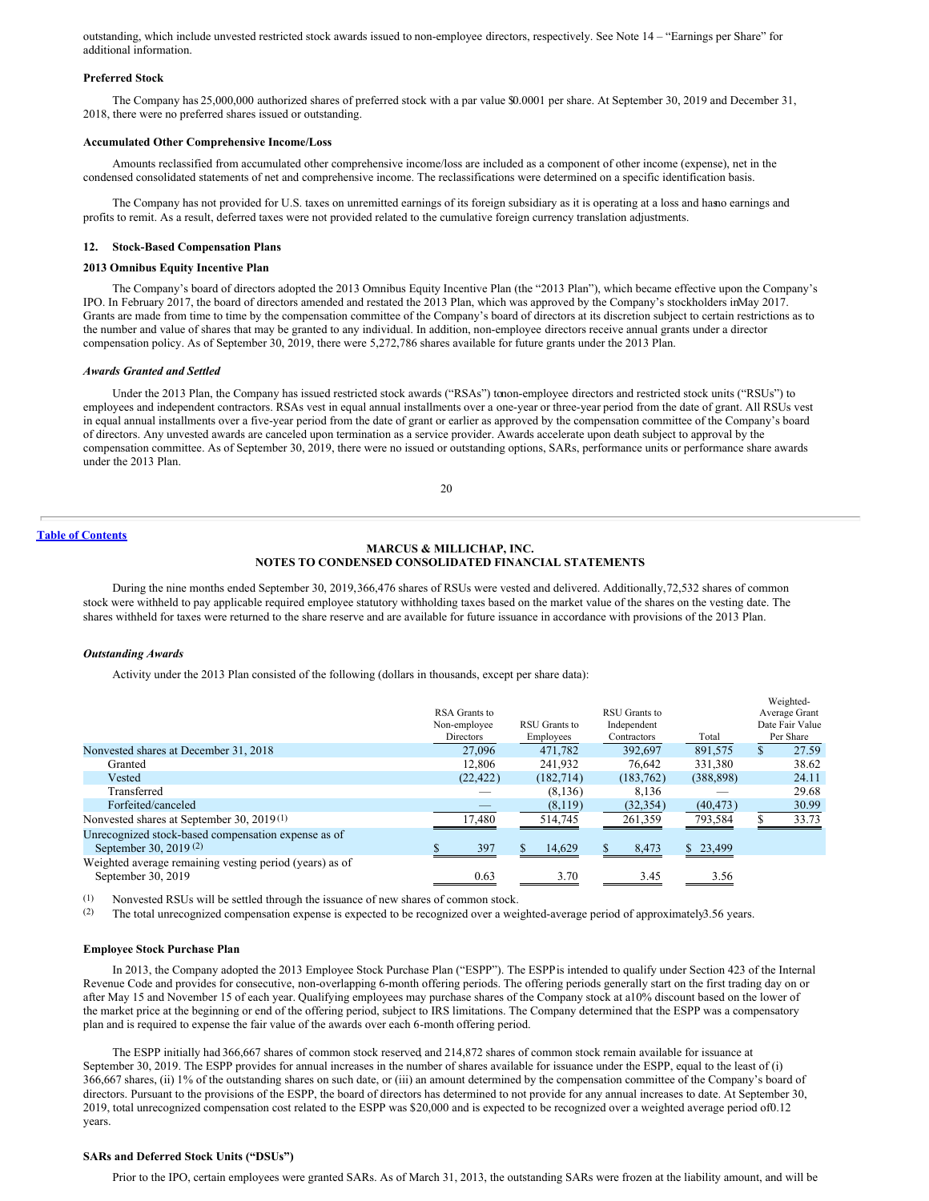outstanding, which include unvested restricted stock awards issued to non-employee directors, respectively. See Note 14 – "Earnings per Share" for additional information.

**Preferred Stock**

The Company has 25,000,000 authorized shares of preferred stock with a par value $0.0001 per share. At September 30, 2019 and December 31, 2018, there were no preferred shares issued or outstanding.

**Accumulated Other Comprehensive Income/Loss**

Amounts reclassified from accumulated other comprehensive income/loss are included as a component of other income (expense), net in the condensed consolidated statements of net and comprehensive income. The reclassifications were determined on a specific identification basis.

The Company has not provided for U.S. taxes on unremitted earnings of its foreign subsidiary as it is operating at a loss and has no earnings and profits to remit. As a result, deferred taxes were not provided related to the cumulative foreign currency translation adjustments.

## 12. Stock-Based Compensation Plans

**2013 Omnibus Equity Incentive Plan**

The Company's board of directors adopted the 2013 Omnibus Equity Incentive Plan (the "2013 Plan"), which became effective upon the Company's IPO. In February 2017, the board of directors amended and restated the 2013 Plan, which was approved by the Company's stockholders in May 2017. Grants are made from time to time by the compensation committee of the Company's board of directors at its discretion subject to certain restrictions as to the number and value of shares that may be granted to any individual. In addition, non-employee directors receive annual grants under a director compensation policy. As of September 30, 2019, there were 5,272,786 shares available for future grants under the 2013 Plan.

***Awards Granted and Settled***

Under the 2013 Plan, the Company has issued restricted stock awards ("RSAs") to non-employee directors and restricted stock units ("RSUs") to employees and independent contractors. RSAs vest in equal annual installments over a one-year or three-year period from the date of grant. All RSUs vest in equal annual installments over a five-year period from the date of grant or earlier as approved by the compensation committee of the Company's board of directors. Any unvested awards are canceled upon termination as a service provider. Awards accelerate upon death subject to approval by the compensation committee. As of September 30, 2019, there were no issued or outstanding options, SARs, performance units or performance share awards under the 2013 Plan.

During the nine months ended September 30, 2019, 366,476 shares of RSUs were vested and delivered. Additionally, 72,532 shares of common stock were withheld to pay applicable required employee statutory withholding taxes based on the market value of the shares on the vesting date. The shares withheld for taxes were returned to the share reserve and are available for future issuance in accordance with provisions of the 2013 Plan.

***Outstanding Awards***

Activity under the 2013 Plan consisted of the following (dollars in thousands, except per share data):

| | RSA Grants to Non-employee Directors | RSU Grants to Employees | RSU Grants to Independent Contractors | Total | Weighted-Average Grant Date Fair Value Per Share |
|---|---|---|---|---|---|
| Nonvested shares at December 31, 2018 | 27,096 | 471,782 | 392,697 | 891,575 | $ 27.59 |
| Granted | 12,806 | 241,932 | 76,642 | 331,380 | 38.62 |
| Vested | (22,422) | (182,714) | (183,762) | (388,898) | 24.11 |
| Transferred | — | (8,136) | 8,136 | — | 29.68 |
| Forfeited/canceled | — | (8,119) | (32,354) | (40,473) | 30.99 |
| Nonvested shares at September 30, 2019 (1) | 17,480 | 514,745 | 261,359 | 793,584 | $ 33.73 |
| Unrecognized stock-based compensation expense as of September 30, 2019 (2) | $ 397 | $ 14,629 | $ 8,473 | $ 23,499 | |
| Weighted average remaining vesting period (years) as of September 30, 2019 | 0.63 | 3.70 | 3.45 | 3.56 | |

(1) Nonvested RSUs will be settled through the issuance of new shares of common stock.

(2) The total unrecognized compensation expense is expected to be recognized over a weighted-average period of approximately 3.56 years.

**Employee Stock Purchase Plan**

In 2013, the Company adopted the 2013 Employee Stock Purchase Plan ("ESPP"). The ESPP is intended to qualify under Section 423 of the Internal Revenue Code and provides for consecutive, non-overlapping 6-month offering periods. The offering periods generally start on the first trading day on or after May 15 and November 15 of each year. Qualifying employees may purchase shares of the Company stock at a 10% discount based on the lower of the market price at the beginning or end of the offering period, subject to IRS limitations. The Company determined that the ESPP was a compensatory plan and is required to expense the fair value of the awards over each 6-month offering period.

The ESPP initially had 366,667 shares of common stock reserved, and 214,872 shares of common stock remain available for issuance at September 30, 2019. The ESPP provides for annual increases in the number of shares available for issuance under the ESPP, equal to the least of (i) 366,667 shares, (ii) 1% of the outstanding shares on such date, or (iii) an amount determined by the compensation committee of the Company's board of directors. Pursuant to the provisions of the ESPP, the board of directors has determined to not provide for any annual increases to date. At September 30, 2019, total unrecognized compensation cost related to the ESPP was $20,000 and is expected to be recognized over a weighted average period of 0.12 years.

**SARs and Deferred Stock Units ("DSUs")**

Prior to the IPO, certain employees were granted SARs. As of March 31, 2013, the outstanding SARs were frozen at the liability amount, and will be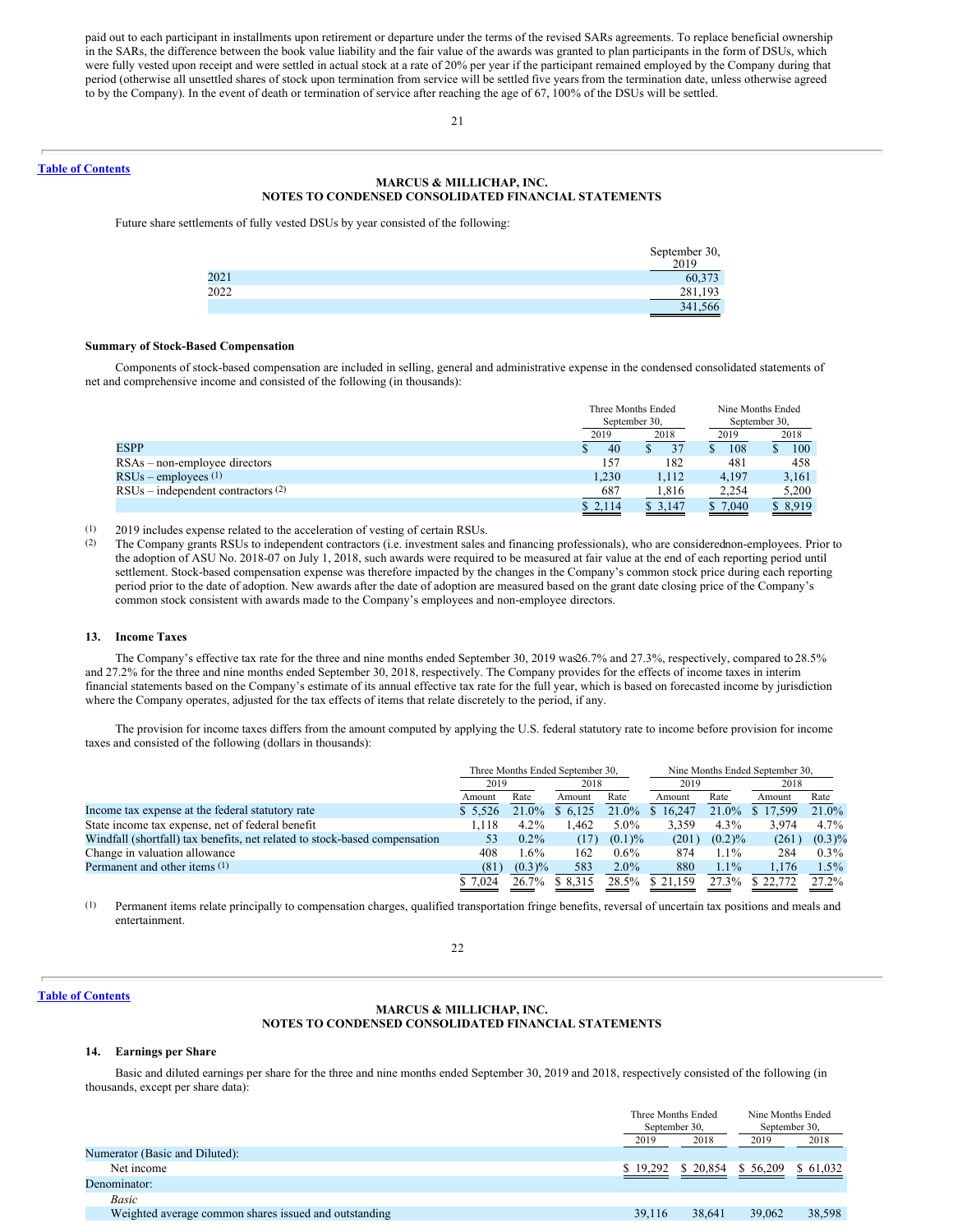paid out to each participant in installments upon retirement or departure under the terms of the revised SARs agreements. To replace beneficial ownership in the SARs, the difference between the book value liability and the fair value of the awards was granted to plan participants in the form of DSUs, which were fully vested upon receipt and were settled in actual stock at a rate of 20% per year if the participant remained employed by the Company during that period (otherwise all unsettled shares of stock upon termination from service will be settled five years from the termination date, unless otherwise agreed to by the Company). In the event of death or termination of service after reaching the age of 67, 100% of the DSUs will be settled.

**MARCUS & MILLICHAP, INC.**
**NOTES TO CONDENSED CONSOLIDATED FINANCIAL STATEMENTS**

Future share settlements of fully vested DSUs by year consisted of the following:

| | September 30, 2019 |
|---|---|
| 2021 | 60,373 |
| 2022 | 281,193 |
| | 341,566 |

**Summary of Stock-Based Compensation**

Components of stock-based compensation are included in selling, general and administrative expense in the condensed consolidated statements of net and comprehensive income and consisted of the following (in thousands):

| | Three Months Ended September 30, | | Nine Months Ended September 30, | |
|---|---|---|---|---|
| | 2019 | 2018 | 2019 | 2018 |
| ESPP | $ 40 | $ 37 | $ 108 | $ 100 |
| RSAs – non-employee directors | 157 | 182 | 481 | 458 |
| RSUs – employees [(1)] | 1,230 | 1,112 | 4,197 | 3,161 |
| RSUs – independent contractors [(2)] | 687 | 1,816 | 2,254 | 5,200 |
| | $ 2,114 | $ 3,147 | $ 7,040 | $ 8,919 |

(1) 2019 includes expense related to the acceleration of vesting of certain RSUs.

(2) The Company grants RSUs to independent contractors (i.e. investment sales and financing professionals), who are considered non-employees. Prior to the adoption of ASU No. 2018-07 on July 1, 2018, such awards were required to be measured at fair value at the end of each reporting period until settlement. Stock-based compensation expense was therefore impacted by the changes in the Company's common stock price during each reporting period prior to the date of adoption. New awards after the date of adoption are measured based on the grant date closing price of the Company's common stock consistent with awards made to the Company's employees and non-employee directors.

### 13. Income Taxes

The Company's effective tax rate for the three and nine months ended September 30, 2019 was 26.7% and 27.3%, respectively, compared to 28.5% and 27.2% for the three and nine months ended September 30, 2018, respectively. The Company provides for the effects of income taxes in interim financial statements based on the Company's estimate of its annual effective tax rate for the full year, which is based on forecasted income by jurisdiction where the Company operates, adjusted for the tax effects of items that relate discretely to the period, if any.

The provision for income taxes differs from the amount computed by applying the U.S. federal statutory rate to income before provision for income taxes and consisted of the following (dollars in thousands):

| | Three Months Ended September 30, | | | | Nine Months Ended September 30, | | | |
|---|---|---|---|---|---|---|---|---|
| | 2019 | | 2018 | | 2019 | | 2018 | |
| | Amount | Rate | Amount | Rate | Amount | Rate | Amount | Rate |
| Income tax expense at the federal statutory rate | $ 5,526 | 21.0% | $ 6,125 | 21.0% | $ 16,247 | 21.0% | $ 17,599 | 21.0% |
| State income tax expense, net of federal benefit | 1,118 | 4.2% | 1,462 | 5.0% | 3,359 | 4.3% | 3,974 | 4.7% |
| Windfall (shortfall) tax benefits, net related to stock-based compensation | 53 | 0.2% | (17) | (0.1)% | (201) | (0.2)% | (261) | (0.3)% |
| Change in valuation allowance | 408 | 1.6% | 162 | 0.6% | 874 | 1.1% | 284 | 0.3% |
| Permanent and other items [(1)] | (81) | (0.3)% | 583 | 2.0% | 880 | 1.1% | 1,176 | 1.5% |
| | $ 7,024 | 26.7% | $ 8,315 | 28.5% | $ 21,159 | 27.3% | $ 22,772 | 27.2% |

(1) Permanent items relate principally to compensation charges, qualified transportation fringe benefits, reversal of uncertain tax positions and meals and entertainment.

**MARCUS & MILLICHAP, INC.**
**NOTES TO CONDENSED CONSOLIDATED FINANCIAL STATEMENTS**

### 14. Earnings per Share

Basic and diluted earnings per share for the three and nine months ended September 30, 2019 and 2018, respectively consisted of the following (in thousands, except per share data):

| | Three Months Ended September 30, | | Nine Months Ended September 30, | |
|---|---|---|---|---|
| | 2019 | 2018 | 2019 | 2018 |
| Numerator (Basic and Diluted): | | | | |
| Net income | $ 19,292 | $ 20,854 | $ 56,209 | $ 61,032 |
| Denominator: | | | | |
| *Basic* | | | | |
| Weighted average common shares issued and outstanding | 39,116 | 38,641 | 39,062 | 38,598 |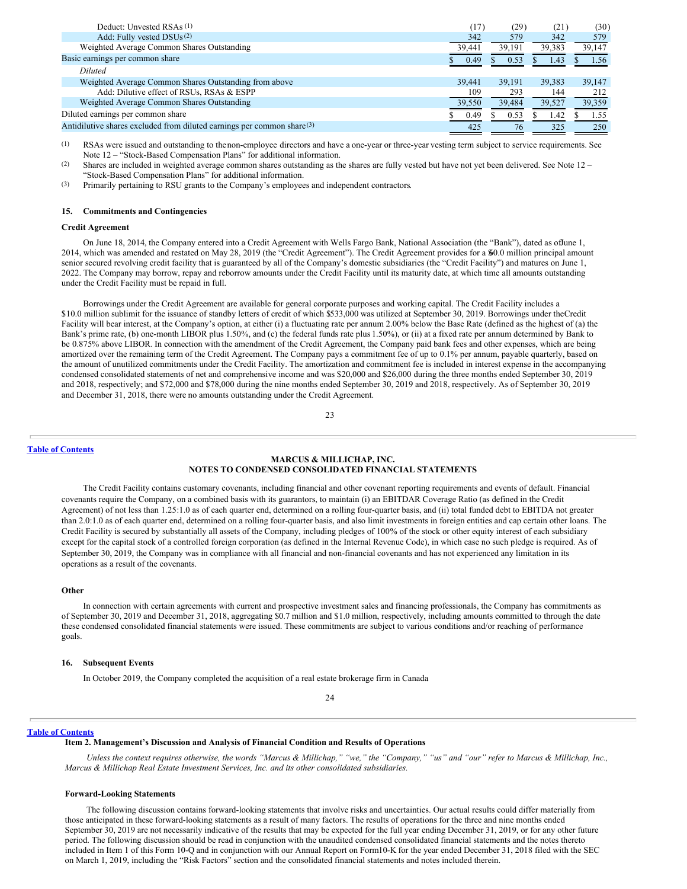| | | | | |
|---|---|---|---|---|
| Deduct: Unvested RSAs [(1)] | (17) | (29) | (21) | (30) |
| Add: Fully vested DSUs [(2)] | 342 | 579 | 342 | 579 |
| Weighted Average Common Shares Outstanding | 39,441 | 39,191 | 39,383 | 39,147 |
| Basic earnings per common share | $ 0.49 | $ 0.53 | $ 1.43 | $ 1.56 |
| *Diluted* | | | | |
| Weighted Average Common Shares Outstanding from above | 39,441 | 39,191 | 39,383 | 39,147 |
| Add: Dilutive effect of RSUs, RSAs & ESPP | 109 | 293 | 144 | 212 |
| Weighted Average Common Shares Outstanding | 39,550 | 39,484 | 39,527 | 39,359 |
| Diluted earnings per common share | $ 0.49 | $ 0.53 | $ 1.42 | $ 1.55 |
| Antidilutive shares excluded from diluted earnings per common share [(3)] | 425 | 76 | 325 | 250 |

(1) RSAs were issued and outstanding to the non-employee directors and have a one-year or three-year vesting term subject to service requirements. See Note 12 – "Stock-Based Compensation Plans" for additional information.

(2) Shares are included in weighted average common shares outstanding as the shares are fully vested but have not yet been delivered. See Note 12 – "Stock-Based Compensation Plans" for additional information.

(3) Primarily pertaining to RSU grants to the Company's employees and independent contractors.

### 15. Commitments and Contingencies

**Credit Agreement**

On June 18, 2014, the Company entered into a Credit Agreement with Wells Fargo Bank, National Association (the "Bank"), dated as of June 1, 2014, which was amended and restated on May 28, 2019 (the "Credit Agreement"). The Credit Agreement provides for a $60.0 million principal amount senior secured revolving credit facility that is guaranteed by all of the Company's domestic subsidiaries (the "Credit Facility") and matures on June 1, 2022. The Company may borrow, repay and reborrow amounts under the Credit Facility until its maturity date, at which time all amounts outstanding under the Credit Facility must be repaid in full.

Borrowings under the Credit Agreement are available for general corporate purposes and working capital. The Credit Facility includes a $10.0 million sublimit for the issuance of standby letters of credit of which $533,000 was utilized at September 30, 2019. Borrowings under the Credit Facility will bear interest, at the Company's option, at either (i) a fluctuating rate per annum 2.00% below the Base Rate (defined as the highest of (a) the Bank's prime rate, (b) one-month LIBOR plus 1.50%, and (c) the federal funds rate plus 1.50%), or (ii) at a fixed rate per annum determined by Bank to be 0.875% above LIBOR. In connection with the amendment of the Credit Agreement, the Company paid bank fees and other expenses, which are being amortized over the remaining term of the Credit Agreement. The Company pays a commitment fee of up to 0.1% per annum, payable quarterly, based on the amount of unutilized commitments under the Credit Facility. The amortization and commitment fee is included in interest expense in the accompanying condensed consolidated statements of net and comprehensive income and was $20,000 and $26,000 during the three months ended September 30, 2019 and 2018, respectively; and $72,000 and $78,000 during the nine months ended September 30, 2019 and 2018, respectively. As of September 30, 2019 and December 31, 2018, there were no amounts outstanding under the Credit Agreement.

The Credit Facility contains customary covenants, including financial and other covenant reporting requirements and events of default. Financial covenants require the Company, on a combined basis with its guarantors, to maintain (i) an EBITDAR Coverage Ratio (as defined in the Credit Agreement) of not less than 1.25:1.0 as of each quarter end, determined on a rolling four-quarter basis, and (ii) total funded debt to EBITDA not greater than 2.0:1.0 as of each quarter end, determined on a rolling four-quarter basis, and also limit investments in foreign entities and cap certain other loans. The Credit Facility is secured by substantially all assets of the Company, including pledges of 100% of the stock or other equity interest of each subsidiary except for the capital stock of a controlled foreign corporation (as defined in the Internal Revenue Code), in which case no such pledge is required. As of September 30, 2019, the Company was in compliance with all financial and non-financial covenants and has not experienced any limitation in its operations as a result of the covenants.

**Other**

In connection with certain agreements with current and prospective investment sales and financing professionals, the Company has commitments as of September 30, 2019 and December 31, 2018, aggregating $0.7 million and $1.0 million, respectively, including amounts committed to through the date these condensed consolidated financial statements were issued. These commitments are subject to various conditions and/or reaching of performance goals.

### 16. Subsequent Events

In October 2019, the Company completed the acquisition of a real estate brokerage firm in Canada

## Item 2. Management's Discussion and Analysis of Financial Condition and Results of Operations

*Unless the context requires otherwise, the words "Marcus & Millichap," "we," the "Company," "us" and "our" refer to Marcus & Millichap, Inc., Marcus & Millichap Real Estate Investment Services, Inc. and its other consolidated subsidiaries.*

**Forward-Looking Statements**

The following discussion contains forward-looking statements that involve risks and uncertainties. Our actual results could differ materially from those anticipated in these forward-looking statements as a result of many factors. The results of operations for the three and nine months ended September 30, 2019 are not necessarily indicative of the results that may be expected for the full year ending December 31, 2019, or for any other future period. The following discussion should be read in conjunction with the unaudited condensed consolidated financial statements and the notes thereto included in Item 1 of this Form 10-Q and in conjunction with our Annual Report on Form 10-K for the year ended December 31, 2018 filed with the SEC on March 1, 2019, including the "Risk Factors" section and the consolidated financial statements and notes included therein.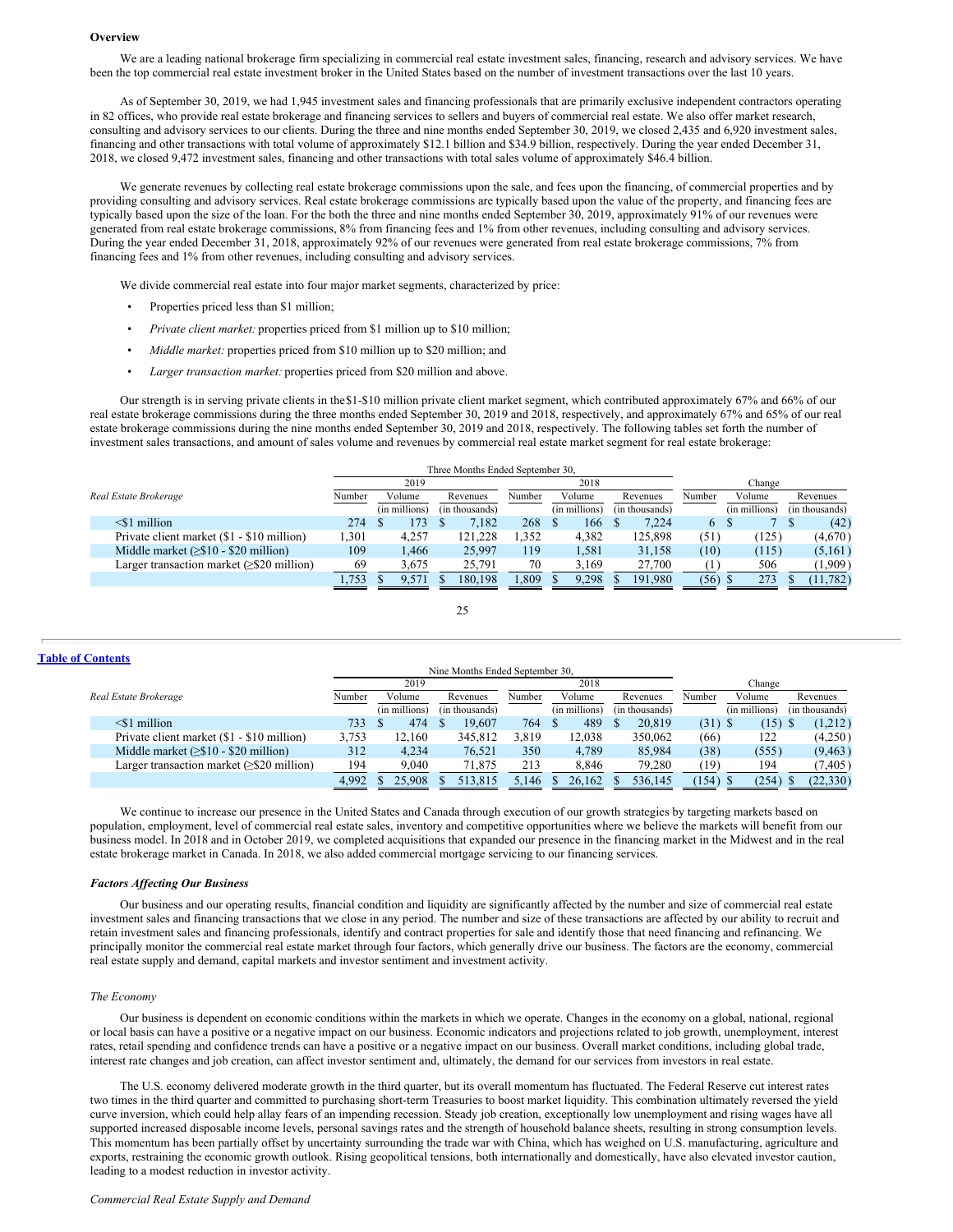### Overview

We are a leading national brokerage firm specializing in commercial real estate investment sales, financing, research and advisory services. We have been the top commercial real estate investment broker in the United States based on the number of investment transactions over the last 10 years.

As of September 30, 2019, we had 1,945 investment sales and financing professionals that are primarily exclusive independent contractors operating in 82 offices, who provide real estate brokerage and financing services to sellers and buyers of commercial real estate. We also offer market research, consulting and advisory services to our clients. During the three and nine months ended September 30, 2019, we closed 2,435 and 6,920 investment sales, financing and other transactions with total volume of approximately $12.1 billion and $34.9 billion, respectively. During the year ended December 31, 2018, we closed 9,472 investment sales, financing and other transactions with total sales volume of approximately $46.4 billion.

We generate revenues by collecting real estate brokerage commissions upon the sale, and fees upon the financing, of commercial properties and by providing consulting and advisory services. Real estate brokerage commissions are typically based upon the value of the property, and financing fees are typically based upon the size of the loan. For the both the three and nine months ended September 30, 2019, approximately 91% of our revenues were generated from real estate brokerage commissions, 8% from financing fees and 1% from other revenues, including consulting and advisory services. During the year ended December 31, 2018, approximately 92% of our revenues were generated from real estate brokerage commissions, 7% from financing fees and 1% from other revenues, including consulting and advisory services.

We divide commercial real estate into four major market segments, characterized by price:

- Properties priced less than $1 million;
- *Private client market:* properties priced from $1 million up to $10 million;
- *Middle market:* properties priced from $10 million up to $20 million; and
- *Larger transaction market:* properties priced from $20 million and above.

Our strength is in serving private clients in the$1-$10 million private client market segment, which contributed approximately 67% and 66% of our real estate brokerage commissions during the three months ended September 30, 2019 and 2018, respectively, and approximately 67% and 65% of our real estate brokerage commissions during the nine months ended September 30, 2019 and 2018, respectively. The following tables set forth the number of investment sales transactions, and amount of sales volume and revenues by commercial real estate market segment for real estate brokerage:

| | Three Months Ended September 30, | | | | | | | | |
|---|---|---|---|---|---|---|---|---|---|
| | 2019 | | | 2018 | | | Change | | |
| *Real Estate Brokerage* | Number | Volume (in millions) | Revenues (in thousands) | Number | Volume (in millions) | Revenues (in thousands) | Number | Volume (in millions) | Revenues (in thousands) |
| <$1 million | 274 | $ 173 | $ 7,182 | 268 | $ 166 | $ 7,224 | 6 | $ 7 | $ (42) |
| Private client market ($1 - $10 million) | 1,301 | 4,257 | 121,228 | 1,352 | 4,382 | 125,898 | (51) | (125) | (4,670) |
| Middle market (≥$10 - $20 million) | 109 | 1,466 | 25,997 | 119 | 1,581 | 31,158 | (10) | (115) | (5,161) |
| Larger transaction market (≥$20 million) | 69 | 3,675 | 25,791 | 70 | 3,169 | 27,700 | (1) | 506 | (1,909) |
| | 1,753 | $ 9,571 | $ 180,198 | 1,809 | $ 9,298 | $ 191,980 | (56) | $ 273 | $ (11,782) |

| | Nine Months Ended September 30, | | | | | | | | |
|---|---|---|---|---|---|---|---|---|---|
| | 2019 | | | 2018 | | | Change | | |
| *Real Estate Brokerage* | Number | Volume (in millions) | Revenues (in thousands) | Number | Volume (in millions) | Revenues (in thousands) | Number | Volume (in millions) | Revenues (in thousands) |
| <$1 million | 733 | $ 474 | $ 19,607 | 764 | $ 489 | $ 20,819 | (31) | $ (15) | $ (1,212) |
| Private client market ($1 - $10 million) | 3,753 | 12,160 | 345,812 | 3,819 | 12,038 | 350,062 | (66) | 122 | (4,250) |
| Middle market (≥$10 - $20 million) | 312 | 4,234 | 76,521 | 350 | 4,789 | 85,984 | (38) | (555) | (9,463) |
| Larger transaction market (≥$20 million) | 194 | 9,040 | 71,875 | 213 | 8,846 | 79,280 | (19) | 194 | (7,405) |
| | 4,992 | $ 25,908 | $ 513,815 | 5,146 | $ 26,162 | $ 536,145 | (154) | $ (254) | $ (22,330) |

We continue to increase our presence in the United States and Canada through execution of our growth strategies by targeting markets based on population, employment, level of commercial real estate sales, inventory and competitive opportunities where we believe the markets will benefit from our business model. In 2018 and in October 2019, we completed acquisitions that expanded our presence in the financing market in the Midwest and in the real estate brokerage market in Canada. In 2018, we also added commercial mortgage servicing to our financing services.

#### *Factors Affecting Our Business*

Our business and our operating results, financial condition and liquidity are significantly affected by the number and size of commercial real estate investment sales and financing transactions that we close in any period. The number and size of these transactions are affected by our ability to recruit and retain investment sales and financing professionals, identify and contract properties for sale and identify those that need financing and refinancing. We principally monitor the commercial real estate market through four factors, which generally drive our business. The factors are the economy, commercial real estate supply and demand, capital markets and investor sentiment and investment activity.

*The Economy*

Our business is dependent on economic conditions within the markets in which we operate. Changes in the economy on a global, national, regional or local basis can have a positive or a negative impact on our business. Economic indicators and projections related to job growth, unemployment, interest rates, retail spending and confidence trends can have a positive or a negative impact on our business. Overall market conditions, including global trade, interest rate changes and job creation, can affect investor sentiment and, ultimately, the demand for our services from investors in real estate.

The U.S. economy delivered moderate growth in the third quarter, but its overall momentum has fluctuated. The Federal Reserve cut interest rates two times in the third quarter and committed to purchasing short-term Treasuries to boost market liquidity. This combination ultimately reversed the yield curve inversion, which could help allay fears of an impending recession. Steady job creation, exceptionally low unemployment and rising wages have all supported increased disposable income levels, personal savings rates and the strength of household balance sheets, resulting in strong consumption levels. This momentum has been partially offset by uncertainty surrounding the trade war with China, which has weighed on U.S. manufacturing, agriculture and exports, restraining the economic growth outlook. Rising geopolitical tensions, both internationally and domestically, have also elevated investor caution, leading to a modest reduction in investor activity.

*Commercial Real Estate Supply and Demand*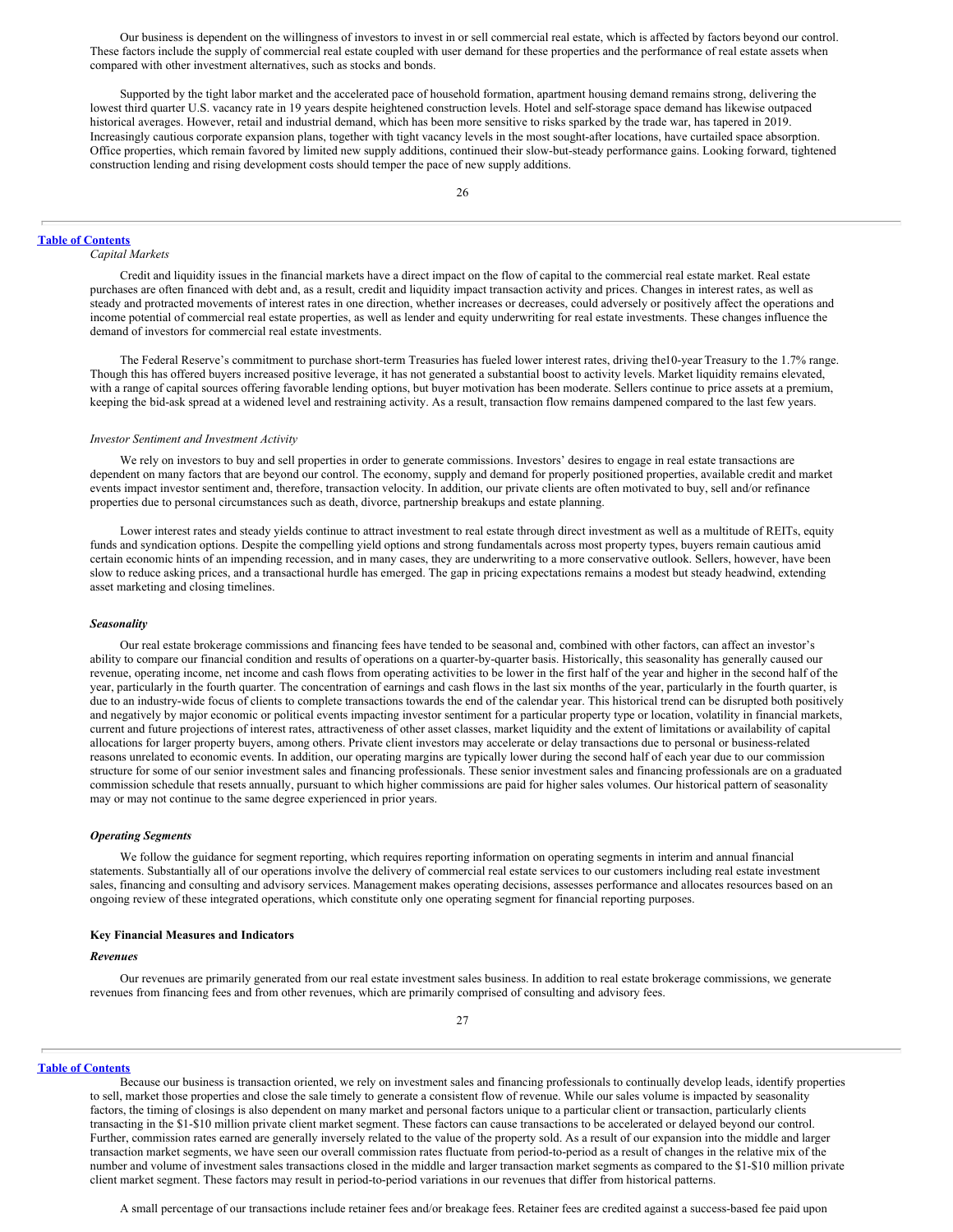Our business is dependent on the willingness of investors to invest in or sell commercial real estate, which is affected by factors beyond our control. These factors include the supply of commercial real estate coupled with user demand for these properties and the performance of real estate assets when compared with other investment alternatives, such as stocks and bonds.

Supported by the tight labor market and the accelerated pace of household formation, apartment housing demand remains strong, delivering the lowest third quarter U.S. vacancy rate in 19 years despite heightened construction levels. Hotel and self-storage space demand has likewise outpaced historical averages. However, retail and industrial demand, which has been more sensitive to risks sparked by the trade war, has tapered in 2019. Increasingly cautious corporate expansion plans, together with tight vacancy levels in the most sought-after locations, have curtailed space absorption. Office properties, which remain favored by limited new supply additions, continued their slow-but-steady performance gains. Looking forward, tightened construction lending and rising development costs should temper the pace of new supply additions.

*Capital Markets*

Credit and liquidity issues in the financial markets have a direct impact on the flow of capital to the commercial real estate market. Real estate purchases are often financed with debt and, as a result, credit and liquidity impact transaction activity and prices. Changes in interest rates, as well as steady and protracted movements of interest rates in one direction, whether increases or decreases, could adversely or positively affect the operations and income potential of commercial real estate properties, as well as lender and equity underwriting for real estate investments. These changes influence the demand of investors for commercial real estate investments.

The Federal Reserve's commitment to purchase short-term Treasuries has fueled lower interest rates, driving the10-year Treasury to the 1.7% range. Though this has offered buyers increased positive leverage, it has not generated a substantial boost to activity levels. Market liquidity remains elevated, with a range of capital sources offering favorable lending options, but buyer motivation has been moderate. Sellers continue to price assets at a premium, keeping the bid-ask spread at a widened level and restraining activity. As a result, transaction flow remains dampened compared to the last few years.

*Investor Sentiment and Investment Activity*

We rely on investors to buy and sell properties in order to generate commissions. Investors' desires to engage in real estate transactions are dependent on many factors that are beyond our control. The economy, supply and demand for properly positioned properties, available credit and market events impact investor sentiment and, therefore, transaction velocity. In addition, our private clients are often motivated to buy, sell and/or refinance properties due to personal circumstances such as death, divorce, partnership breakups and estate planning.

Lower interest rates and steady yields continue to attract investment to real estate through direct investment as well as a multitude of REITs, equity funds and syndication options. Despite the compelling yield options and strong fundamentals across most property types, buyers remain cautious amid certain economic hints of an impending recession, and in many cases, they are underwriting to a more conservative outlook. Sellers, however, have been slow to reduce asking prices, and a transactional hurdle has emerged. The gap in pricing expectations remains a modest but steady headwind, extending asset marketing and closing timelines.

***Seasonality***

Our real estate brokerage commissions and financing fees have tended to be seasonal and, combined with other factors, can affect an investor's ability to compare our financial condition and results of operations on a quarter-by-quarter basis. Historically, this seasonality has generally caused our revenue, operating income, net income and cash flows from operating activities to be lower in the first half of the year and higher in the second half of the year, particularly in the fourth quarter. The concentration of earnings and cash flows in the last six months of the year, particularly in the fourth quarter, is due to an industry-wide focus of clients to complete transactions towards the end of the calendar year. This historical trend can be disrupted both positively and negatively by major economic or political events impacting investor sentiment for a particular property type or location, volatility in financial markets, current and future projections of interest rates, attractiveness of other asset classes, market liquidity and the extent of limitations or availability of capital allocations for larger property buyers, among others. Private client investors may accelerate or delay transactions due to personal or business-related reasons unrelated to economic events. In addition, our operating margins are typically lower during the second half of each year due to our commission structure for some of our senior investment sales and financing professionals. These senior investment sales and financing professionals are on a graduated commission schedule that resets annually, pursuant to which higher commissions are paid for higher sales volumes. Our historical pattern of seasonality may or may not continue to the same degree experienced in prior years.

***Operating Segments***

We follow the guidance for segment reporting, which requires reporting information on operating segments in interim and annual financial statements. Substantially all of our operations involve the delivery of commercial real estate services to our customers including real estate investment sales, financing and consulting and advisory services. Management makes operating decisions, assesses performance and allocates resources based on an ongoing review of these integrated operations, which constitute only one operating segment for financial reporting purposes.

**Key Financial Measures and Indicators**

***Revenues***

Our revenues are primarily generated from our real estate investment sales business. In addition to real estate brokerage commissions, we generate revenues from financing fees and from other revenues, which are primarily comprised of consulting and advisory fees.

Because our business is transaction oriented, we rely on investment sales and financing professionals to continually develop leads, identify properties to sell, market those properties and close the sale timely to generate a consistent flow of revenue. While our sales volume is impacted by seasonality factors, the timing of closings is also dependent on many market and personal factors unique to a particular client or transaction, particularly clients transacting in the \$1-\$10 million private client market segment. These factors can cause transactions to be accelerated or delayed beyond our control. Further, commission rates earned are generally inversely related to the value of the property sold. As a result of our expansion into the middle and larger transaction market segments, we have seen our overall commission rates fluctuate from period-to-period as a result of changes in the relative mix of the number and volume of investment sales transactions closed in the middle and larger transaction market segments as compared to the \$1-\$10 million private client market segment. These factors may result in period-to-period variations in our revenues that differ from historical patterns.

A small percentage of our transactions include retainer fees and/or breakage fees. Retainer fees are credited against a success-based fee paid upon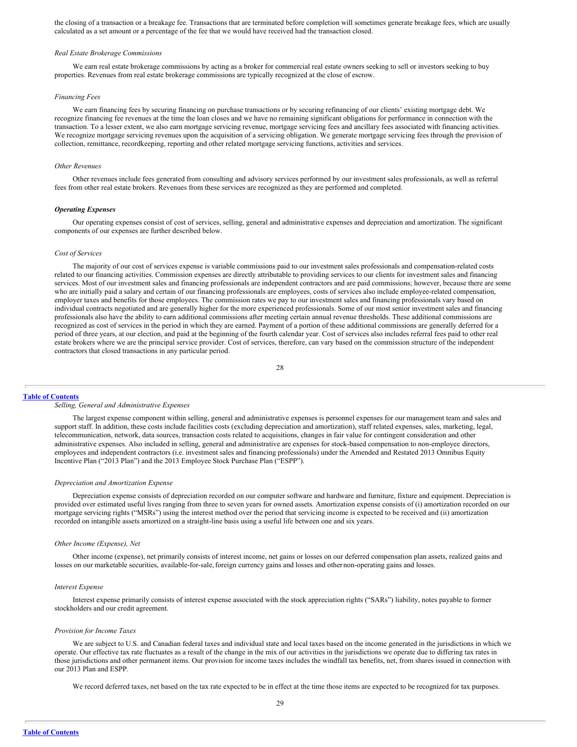the closing of a transaction or a breakage fee. Transactions that are terminated before completion will sometimes generate breakage fees, which are usually calculated as a set amount or a percentage of the fee that we would have received had the transaction closed.

*Real Estate Brokerage Commissions*

We earn real estate brokerage commissions by acting as a broker for commercial real estate owners seeking to sell or investors seeking to buy properties. Revenues from real estate brokerage commissions are typically recognized at the close of escrow.

*Financing Fees*

We earn financing fees by securing financing on purchase transactions or by securing refinancing of our clients' existing mortgage debt. We recognize financing fee revenues at the time the loan closes and we have no remaining significant obligations for performance in connection with the transaction. To a lesser extent, we also earn mortgage servicing revenue, mortgage servicing fees and ancillary fees associated with financing activities. We recognize mortgage servicing revenues upon the acquisition of a servicing obligation. We generate mortgage servicing fees through the provision of collection, remittance, recordkeeping, reporting and other related mortgage servicing functions, activities and services.

*Other Revenues*

Other revenues include fees generated from consulting and advisory services performed by our investment sales professionals, as well as referral fees from other real estate brokers. Revenues from these services are recognized as they are performed and completed.

***Operating Expenses***

Our operating expenses consist of cost of services, selling, general and administrative expenses and depreciation and amortization. The significant components of our expenses are further described below.

*Cost of Services*

The majority of our cost of services expense is variable commissions paid to our investment sales professionals and compensation-related costs related to our financing activities. Commission expenses are directly attributable to providing services to our clients for investment sales and financing services. Most of our investment sales and financing professionals are independent contractors and are paid commissions; however, because there are some who are initially paid a salary and certain of our financing professionals are employees, costs of services also include employee-related compensation, employer taxes and benefits for those employees. The commission rates we pay to our investment sales and financing professionals vary based on individual contracts negotiated and are generally higher for the more experienced professionals. Some of our most senior investment sales and financing professionals also have the ability to earn additional commissions after meeting certain annual revenue thresholds. These additional commissions are recognized as cost of services in the period in which they are earned. Payment of a portion of these additional commissions are generally deferred for a period of three years, at our election, and paid at the beginning of the fourth calendar year. Cost of services also includes referral fees paid to other real estate brokers where we are the principal service provider. Cost of services, therefore, can vary based on the commission structure of the independent contractors that closed transactions in any particular period.

*Selling, General and Administrative Expenses*

The largest expense component within selling, general and administrative expenses is personnel expenses for our management team and sales and support staff. In addition, these costs include facilities costs (excluding depreciation and amortization), staff related expenses, sales, marketing, legal, telecommunication, network, data sources, transaction costs related to acquisitions, changes in fair value for contingent consideration and other administrative expenses. Also included in selling, general and administrative are expenses for stock-based compensation to non-employee directors, employees and independent contractors (i.e. investment sales and financing professionals) under the Amended and Restated 2013 Omnibus Equity Incentive Plan ("2013 Plan") and the 2013 Employee Stock Purchase Plan ("ESPP").

*Depreciation and Amortization Expense*

Depreciation expense consists of depreciation recorded on our computer software and hardware and furniture, fixture and equipment. Depreciation is provided over estimated useful lives ranging from three to seven years for owned assets. Amortization expense consists of (i) amortization recorded on our mortgage servicing rights ("MSRs") using the interest method over the period that servicing income is expected to be received and (ii) amortization recorded on intangible assets amortized on a straight-line basis using a useful life between one and six years.

*Other Income (Expense), Net*

Other income (expense), net primarily consists of interest income, net gains or losses on our deferred compensation plan assets, realized gains and losses on our marketable securities, available-for-sale, foreign currency gains and losses and other non-operating gains and losses.

*Interest Expense*

Interest expense primarily consists of interest expense associated with the stock appreciation rights ("SARs") liability, notes payable to former stockholders and our credit agreement.

*Provision for Income Taxes*

We are subject to U.S. and Canadian federal taxes and individual state and local taxes based on the income generated in the jurisdictions in which we operate. Our effective tax rate fluctuates as a result of the change in the mix of our activities in the jurisdictions we operate due to differing tax rates in those jurisdictions and other permanent items. Our provision for income taxes includes the windfall tax benefits, net, from shares issued in connection with our 2013 Plan and ESPP.

We record deferred taxes, net based on the tax rate expected to be in effect at the time those items are expected to be recognized for tax purposes.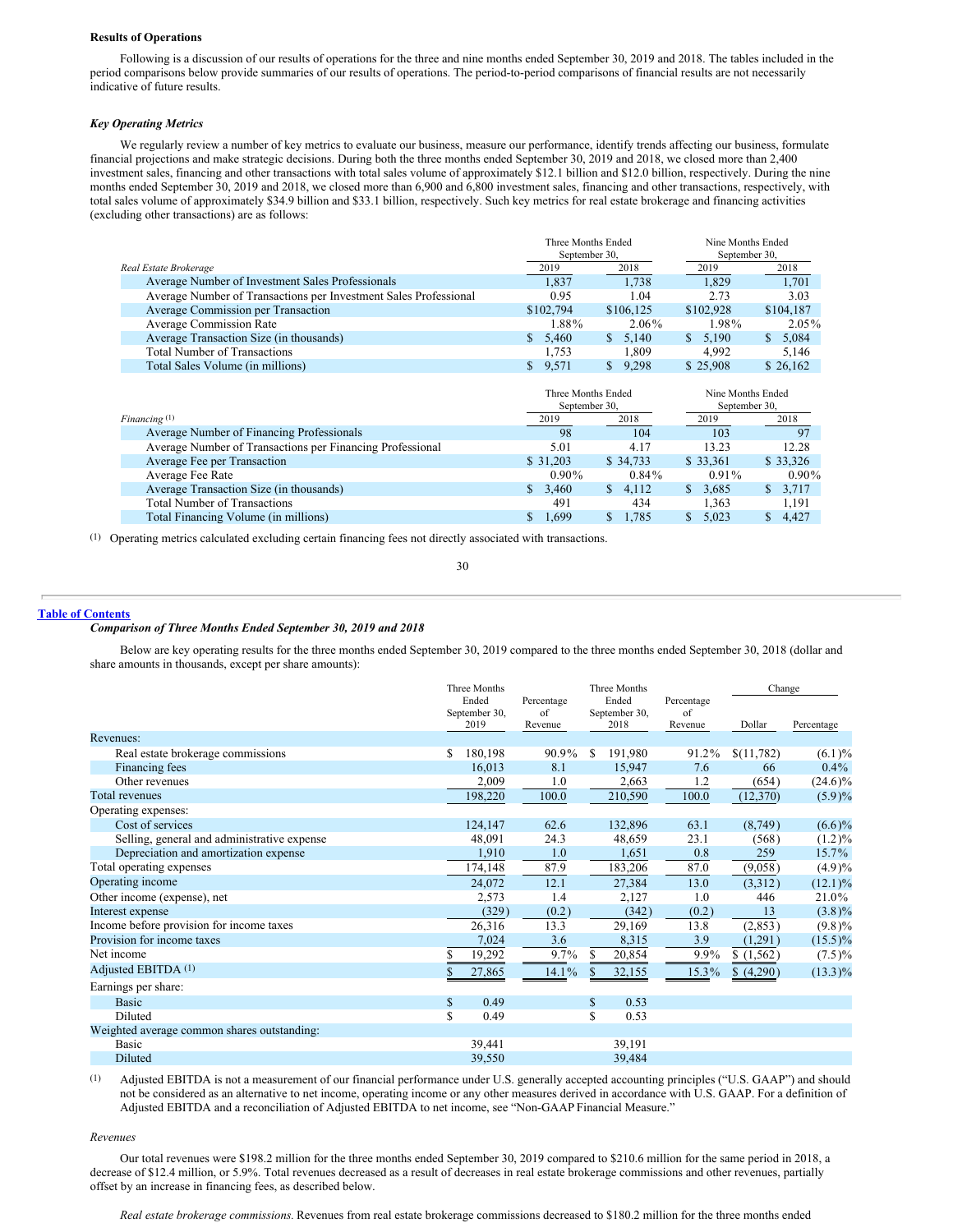**Results of Operations**

Following is a discussion of our results of operations for the three and nine months ended September 30, 2019 and 2018. The tables included in the period comparisons below provide summaries of our results of operations. The period-to-period comparisons of financial results are not necessarily indicative of future results.

***Key Operating Metrics***

We regularly review a number of key metrics to evaluate our business, measure our performance, identify trends affecting our business, formulate financial projections and make strategic decisions. During both the three months ended September 30, 2019 and 2018, we closed more than 2,400 investment sales, financing and other transactions with total sales volume of approximately $12.1 billion and $12.0 billion, respectively. During the nine months ended September 30, 2019 and 2018, we closed more than 6,900 and 6,800 investment sales, financing and other transactions, respectively, with total sales volume of approximately $34.9 billion and $33.1 billion, respectively. Such key metrics for real estate brokerage and financing activities (excluding other transactions) are as follows:

| | Three Months Ended September 30, | | Nine Months Ended September 30, | |
|---|---|---|---|---|
| *Real Estate Brokerage* | 2019 | 2018 | 2019 | 2018 |
| Average Number of Investment Sales Professionals | 1,837 | 1,738 | 1,829 | 1,701 |
| Average Number of Transactions per Investment Sales Professional | 0.95 | 1.04 | 2.73 | 3.03 |
| Average Commission per Transaction | $102,794 | $106,125 | $102,928 | $104,187 |
| Average Commission Rate | 1.88% | 2.06% | 1.98% | 2.05% |
| Average Transaction Size (in thousands) | $ 5,460 | $ 5,140 | $ 5,190 | $ 5,084 |
| Total Number of Transactions | 1,753 | 1,809 | 4,992 | 5,146 |
| Total Sales Volume (in millions) | $ 9,571 | $ 9,298 | $ 25,908 | $ 26,162 |

| | Three Months Ended September 30, | | Nine Months Ended September 30, | |
|---|---|---|---|---|
| *Financing* (1) | 2019 | 2018 | 2019 | 2018 |
| Average Number of Financing Professionals | 98 | 104 | 103 | 97 |
| Average Number of Transactions per Financing Professional | 5.01 | 4.17 | 13.23 | 12.28 |
| Average Fee per Transaction | $ 31,203 | $ 34,733 | $ 33,361 | $ 33,326 |
| Average Fee Rate | 0.90% | 0.84% | 0.91% | 0.90% |
| Average Transaction Size (in thousands) | $ 3,460 | $ 4,112 | $ 3,685 | $ 3,717 |
| Total Number of Transactions | 491 | 434 | 1,363 | 1,191 |
| Total Financing Volume (in millions) | $ 1,699 | $ 1,785 | $ 5,023 | $ 4,427 |

(1) Operating metrics calculated excluding certain financing fees not directly associated with transactions.

***Comparison of Three Months Ended September 30, 2019 and 2018***

Below are key operating results for the three months ended September 30, 2019 compared to the three months ended September 30, 2018 (dollar and share amounts in thousands, except per share amounts):

| | Three Months Ended September 30, 2019 | Percentage of Revenue | Three Months Ended September 30, 2018 | Percentage of Revenue | Change | |
|---|---|---|---|---|---|---|
| | | | | | Dollar | Percentage |
| Revenues: | | | | | | |
| Real estate brokerage commissions | $ 180,198 | 90.9% | $ 191,980 | 91.2% | $(11,782) | (6.1)% |
| Financing fees | 16,013 | 8.1 | 15,947 | 7.6 | 66 | 0.4% |
| Other revenues | 2,009 | 1.0 | 2,663 | 1.2 | (654) | (24.6)% |
| Total revenues | 198,220 | 100.0 | 210,590 | 100.0 | (12,370) | (5.9)% |
| Operating expenses: | | | | | | |
| Cost of services | 124,147 | 62.6 | 132,896 | 63.1 | (8,749) | (6.6)% |
| Selling, general and administrative expense | 48,091 | 24.3 | 48,659 | 23.1 | (568) | (1.2)% |
| Depreciation and amortization expense | 1,910 | 1.0 | 1,651 | 0.8 | 259 | 15.7% |
| Total operating expenses | 174,148 | 87.9 | 183,206 | 87.0 | (9,058) | (4.9)% |
| Operating income | 24,072 | 12.1 | 27,384 | 13.0 | (3,312) | (12.1)% |
| Other income (expense), net | 2,573 | 1.4 | 2,127 | 1.0 | 446 | 21.0% |
| Interest expense | (329) | (0.2) | (342) | (0.2) | 13 | (3.8)% |
| Income before provision for income taxes | 26,316 | 13.3 | 29,169 | 13.8 | (2,853) | (9.8)% |
| Provision for income taxes | 7,024 | 3.6 | 8,315 | 3.9 | (1,291) | (15.5)% |
| Net income | $ 19,292 | 9.7% | $ 20,854 | 9.9% | $ (1,562) | (7.5)% |
| Adjusted EBITDA (1) | $ 27,865 | 14.1% | $ 32,155 | 15.3% | $ (4,290) | (13.3)% |
| Earnings per share: | | | | | | |
| Basic | $ 0.49 | | $ 0.53 | | | |
| Diluted | $ 0.49 | | $ 0.53 | | | |
| Weighted average common shares outstanding: | | | | | | |
| Basic | 39,441 | | 39,191 | | | |
| Diluted | 39,550 | | 39,484 | | | |

(1) Adjusted EBITDA is not a measurement of our financial performance under U.S. generally accepted accounting principles ("U.S. GAAP") and should not be considered as an alternative to net income, operating income or any other measures derived in accordance with U.S. GAAP. For a definition of Adjusted EBITDA and a reconciliation of Adjusted EBITDA to net income, see "Non-GAAP Financial Measure."

*Revenues*

Our total revenues were $198.2 million for the three months ended September 30, 2019 compared to $210.6 million for the same period in 2018, a decrease of $12.4 million, or 5.9%. Total revenues decreased as a result of decreases in real estate brokerage commissions and other revenues, partially offset by an increase in financing fees, as described below.

*Real estate brokerage commissions.* Revenues from real estate brokerage commissions decreased to $180.2 million for the three months ended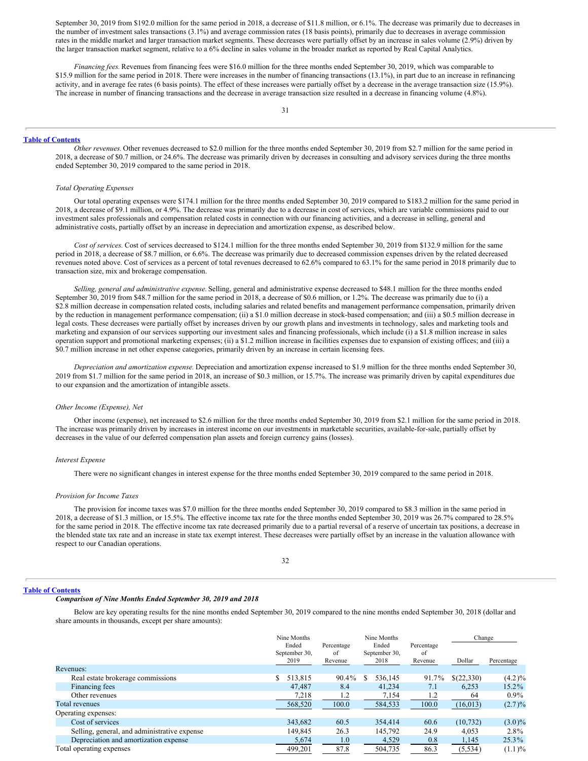September 30, 2019 from $192.0 million for the same period in 2018, a decrease of $11.8 million, or 6.1%. The decrease was primarily due to decreases in the number of investment sales transactions (3.1%) and average commission rates (18 basis points), primarily due to decreases in average commission rates in the middle market and larger transaction market segments. These decreases were partially offset by an increase in sales volume (2.9%) driven by the larger transaction market segment, relative to a 6% decline in sales volume in the broader market as reported by Real Capital Analytics.

*Financing fees.* Revenues from financing fees were $16.0 million for the three months ended September 30, 2019, which was comparable to $15.9 million for the same period in 2018. There were increases in the number of financing transactions (13.1%), in part due to an increase in refinancing activity, and in average fee rates (6 basis points). The effect of these increases were partially offset by a decrease in the average transaction size (15.9%). The increase in number of financing transactions and the decrease in average transaction size resulted in a decrease in financing volume (4.8%).

*Other revenues.* Other revenues decreased to $2.0 million for the three months ended September 30, 2019 from $2.7 million for the same period in 2018, a decrease of $0.7 million, or 24.6%. The decrease was primarily driven by decreases in consulting and advisory services during the three months ended September 30, 2019 compared to the same period in 2018.

*Total Operating Expenses*

Our total operating expenses were $174.1 million for the three months ended September 30, 2019 compared to $183.2 million for the same period in 2018, a decrease of $9.1 million, or 4.9%. The decrease was primarily due to a decrease in cost of services, which are variable commissions paid to our investment sales professionals and compensation related costs in connection with our financing activities, and a decrease in selling, general and administrative costs, partially offset by an increase in depreciation and amortization expense, as described below.

*Cost of services.* Cost of services decreased to $124.1 million for the three months ended September 30, 2019 from $132.9 million for the same period in 2018, a decrease of $8.7 million, or 6.6%. The decrease was primarily due to decreased commission expenses driven by the related decreased revenues noted above. Cost of services as a percent of total revenues decreased to 62.6% compared to 63.1% for the same period in 2018 primarily due to transaction size, mix and brokerage compensation.

*Selling, general and administrative expense.* Selling, general and administrative expense decreased to $48.1 million for the three months ended September 30, 2019 from $48.7 million for the same period in 2018, a decrease of $0.6 million, or 1.2%. The decrease was primarily due to (i) a $2.8 million decrease in compensation related costs, including salaries and related benefits and management performance compensation, primarily driven by the reduction in management performance compensation; (ii) a $1.0 million decrease in stock-based compensation; and (iii) a $0.5 million decrease in legal costs. These decreases were partially offset by increases driven by our growth plans and investments in technology, sales and marketing tools and marketing and expansion of our services supporting our investment sales and financing professionals, which include (i) a $1.8 million increase in sales operation support and promotional marketing expenses; (ii) a $1.2 million increase in facilities expenses due to expansion of existing offices; and (iii) a $0.7 million increase in net other expense categories, primarily driven by an increase in certain licensing fees.

*Depreciation and amortization expense.* Depreciation and amortization expense increased to $1.9 million for the three months ended September 30, 2019 from $1.7 million for the same period in 2018, an increase of $0.3 million, or 15.7%. The increase was primarily driven by capital expenditures due to our expansion and the amortization of intangible assets.

*Other Income (Expense), Net*

Other income (expense), net increased to $2.6 million for the three months ended September 30, 2019 from $2.1 million for the same period in 2018. The increase was primarily driven by increases in interest income on our investments in marketable securities, available-for-sale, partially offset by decreases in the value of our deferred compensation plan assets and foreign currency gains (losses).

*Interest Expense*

There were no significant changes in interest expense for the three months ended September 30, 2019 compared to the same period in 2018.

*Provision for Income Taxes*

The provision for income taxes was $7.0 million for the three months ended September 30, 2019 compared to $8.3 million in the same period in 2018, a decrease of $1.3 million, or 15.5%. The effective income tax rate for the three months ended September 30, 2019 was 26.7% compared to 28.5% for the same period in 2018. The effective income tax rate decreased primarily due to a partial reversal of a reserve of uncertain tax positions, a decrease in the blended state tax rate and an increase in state tax exempt interest. These decreases were partially offset by an increase in the valuation allowance with respect to our Canadian operations.

***Comparison of Nine Months Ended September 30, 2019 and 2018***

Below are key operating results for the nine months ended September 30, 2019 compared to the nine months ended September 30, 2018 (dollar and share amounts in thousands, except per share amounts):

| | Nine Months Ended September 30, 2019 | Percentage of Revenue | Nine Months Ended September 30, 2018 | Percentage of Revenue | Change | |
|---|---|---|---|---|---|---|
| | | | | | Dollar | Percentage |
| Revenues: | | | | | | |
| Real estate brokerage commissions | $ 513,815 | 90.4% | $ 536,145 | 91.7% | $(22,330) | (4.2)% |
| Financing fees | 47,487 | 8.4 | 41,234 | 7.1 | 6,253 | 15.2% |
| Other revenues | 7,218 | 1.2 | 7,154 | 1.2 | 64 | 0.9% |
| Total revenues | 568,520 | 100.0 | 584,533 | 100.0 | (16,013) | (2.7)% |
| Operating expenses: | | | | | | |
| Cost of services | 343,682 | 60.5 | 354,414 | 60.6 | (10,732) | (3.0)% |
| Selling, general, and administrative expense | 149,845 | 26.3 | 145,792 | 24.9 | 4,053 | 2.8% |
| Depreciation and amortization expense | 5,674 | 1.0 | 4,529 | 0.8 | 1,145 | 25.3% |
| Total operating expenses | 499,201 | 87.8 | 504,735 | 86.3 | (5,534) | (1.1)% |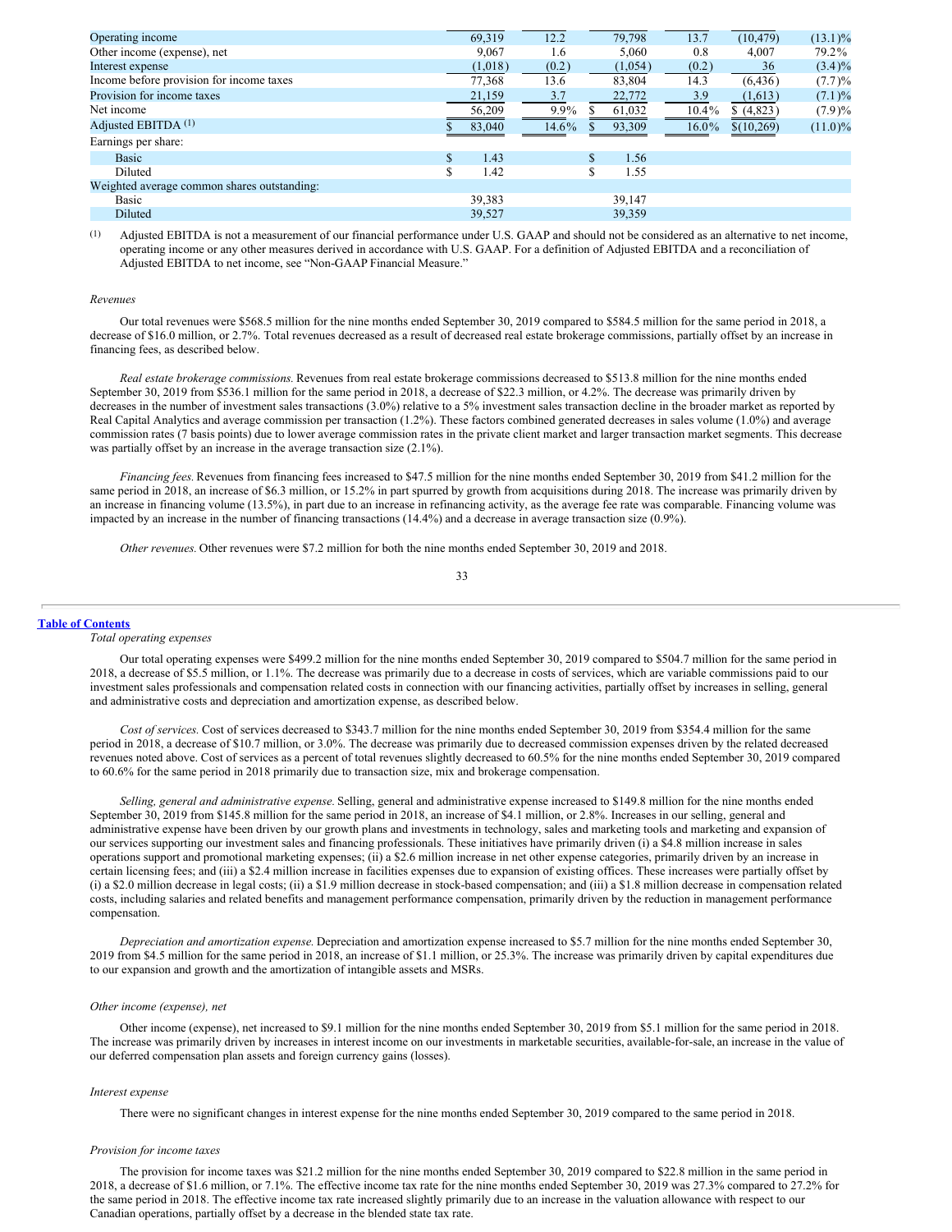| | | | | | | |
|---|---|---|---|---|---|---|
| Operating income | 69,319 | 12.2 | 79,798 | 13.7 | (10,479) | (13.1)% |
| Other income (expense), net | 9,067 | 1.6 | 5,060 | 0.8 | 4,007 | 79.2% |
| Interest expense | (1,018) | (0.2) | (1,054) | (0.2) | 36 | (3.4)% |
| Income before provision for income taxes | 77,368 | 13.6 | 83,804 | 14.3 | (6,436) | (7.7)% |
| Provision for income taxes | 21,159 | 3.7 | 22,772 | 3.9 | (1,613) | (7.1)% |
| Net income | 56,209 | 9.9% | $ 61,032 | 10.4% | $ (4,823) | (7.9)% |
| Adjusted EBITDA [(1)] | $ 83,040 | 14.6% | $ 93,309 | 16.0% | $(10,269) | (11.0)% |
| Earnings per share: | | | | | | |
| Basic | $ 1.43 | | $ 1.56 | | | |
| Diluted | $ 1.42 | | $ 1.55 | | | |
| Weighted average common shares outstanding: | | | | | | |
| Basic | 39,383 | | 39,147 | | | |
| Diluted | 39,527 | | 39,359 | | | |

(1) Adjusted EBITDA is not a measurement of our financial performance under U.S. GAAP and should not be considered as an alternative to net income, operating income or any other measures derived in accordance with U.S. GAAP. For a definition of Adjusted EBITDA and a reconciliation of Adjusted EBITDA to net income, see "Non-GAAP Financial Measure."

*Revenues*

Our total revenues were $568.5 million for the nine months ended September 30, 2019 compared to $584.5 million for the same period in 2018, a decrease of $16.0 million, or 2.7%. Total revenues decreased as a result of decreased real estate brokerage commissions, partially offset by an increase in financing fees, as described below.

*Real estate brokerage commissions.* Revenues from real estate brokerage commissions decreased to $513.8 million for the nine months ended September 30, 2019 from $536.1 million for the same period in 2018, a decrease of $22.3 million, or 4.2%. The decrease was primarily driven by decreases in the number of investment sales transactions (3.0%) relative to a 5% investment sales transaction decline in the broader market as reported by Real Capital Analytics and average commission per transaction (1.2%). These factors combined generated decreases in sales volume (1.0%) and average commission rates (7 basis points) due to lower average commission rates in the private client market and larger transaction market segments. This decrease was partially offset by an increase in the average transaction size (2.1%).

*Financing fees.* Revenues from financing fees increased to $47.5 million for the nine months ended September 30, 2019 from $41.2 million for the same period in 2018, an increase of $6.3 million, or 15.2% in part spurred by growth from acquisitions during 2018. The increase was primarily driven by an increase in financing volume (13.5%), in part due to an increase in refinancing activity, as the average fee rate was comparable. Financing volume was impacted by an increase in the number of financing transactions (14.4%) and a decrease in average transaction size (0.9%).

*Other revenues.* Other revenues were $7.2 million for both the nine months ended September 30, 2019 and 2018.

*Total operating expenses*

Our total operating expenses were $499.2 million for the nine months ended September 30, 2019 compared to $504.7 million for the same period in 2018, a decrease of $5.5 million, or 1.1%. The decrease was primarily due to a decrease in costs of services, which are variable commissions paid to our investment sales professionals and compensation related costs in connection with our financing activities, partially offset by increases in selling, general and administrative costs and depreciation and amortization expense, as described below.

*Cost of services.* Cost of services decreased to $343.7 million for the nine months ended September 30, 2019 from $354.4 million for the same period in 2018, a decrease of $10.7 million, or 3.0%. The decrease was primarily due to decreased commission expenses driven by the related decreased revenues noted above. Cost of services as a percent of total revenues slightly decreased to 60.5% for the nine months ended September 30, 2019 compared to 60.6% for the same period in 2018 primarily due to transaction size, mix and brokerage compensation.

*Selling, general and administrative expense.* Selling, general and administrative expense increased to $149.8 million for the nine months ended September 30, 2019 from $145.8 million for the same period in 2018, an increase of $4.1 million, or 2.8%. Increases in our selling, general and administrative expense have been driven by our growth plans and investments in technology, sales and marketing tools and marketing and expansion of our services supporting our investment sales and financing professionals. These initiatives have primarily driven (i) a $4.8 million increase in sales operations support and promotional marketing expenses; (ii) a $2.6 million increase in net other expense categories, primarily driven by an increase in certain licensing fees; and (iii) a $2.4 million increase in facilities expenses due to expansion of existing offices. These increases were partially offset by (i) a $2.0 million decrease in legal costs; (ii) a $1.9 million decrease in stock-based compensation; and (iii) a $1.8 million decrease in compensation related costs, including salaries and related benefits and management performance compensation, primarily driven by the reduction in management performance compensation.

*Depreciation and amortization expense.* Depreciation and amortization expense increased to $5.7 million for the nine months ended September 30, 2019 from $4.5 million for the same period in 2018, an increase of $1.1 million, or 25.3%. The increase was primarily driven by capital expenditures due to our expansion and growth and the amortization of intangible assets and MSRs.

*Other income (expense), net*

Other income (expense), net increased to $9.1 million for the nine months ended September 30, 2019 from $5.1 million for the same period in 2018. The increase was primarily driven by increases in interest income on our investments in marketable securities, available-for-sale, an increase in the value of our deferred compensation plan assets and foreign currency gains (losses).

*Interest expense*

There were no significant changes in interest expense for the nine months ended September 30, 2019 compared to the same period in 2018.

*Provision for income taxes*

The provision for income taxes was $21.2 million for the nine months ended September 30, 2019 compared to $22.8 million in the same period in 2018, a decrease of $1.6 million, or 7.1%. The effective income tax rate for the nine months ended September 30, 2019 was 27.3% compared to 27.2% for the same period in 2018. The effective income tax rate increased slightly primarily due to an increase in the valuation allowance with respect to our Canadian operations, partially offset by a decrease in the blended state tax rate.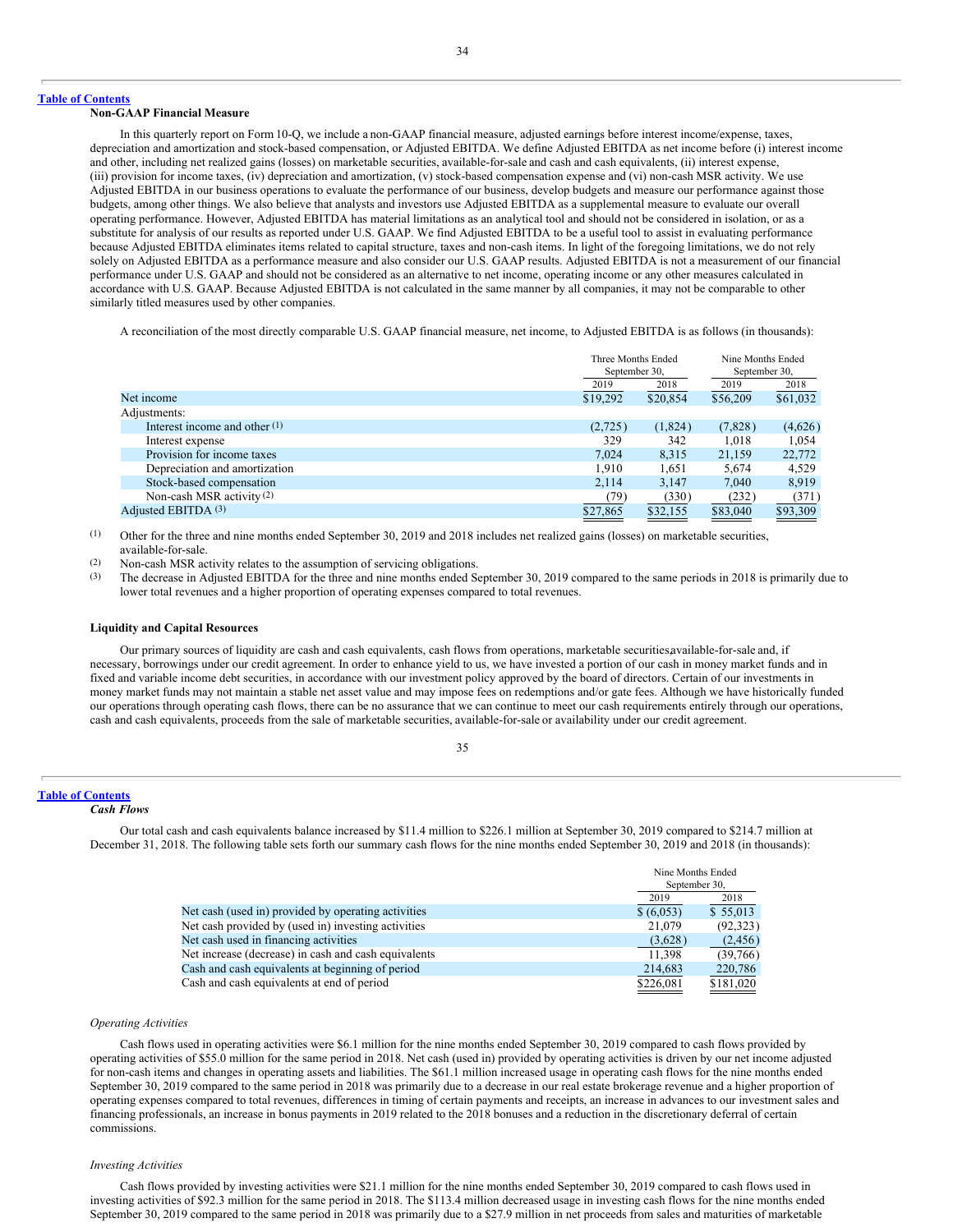Table of Contents

**Non-GAAP Financial Measure**

In this quarterly report on Form 10-Q, we include a non-GAAP financial measure, adjusted earnings before interest income/expense, taxes, depreciation and amortization and stock-based compensation, or Adjusted EBITDA. We define Adjusted EBITDA as net income before (i) interest income and other, including net realized gains (losses) on marketable securities, available-for-sale and cash and cash equivalents, (ii) interest expense, (iii) provision for income taxes, (iv) depreciation and amortization, (v) stock-based compensation expense and (vi) non-cash MSR activity. We use Adjusted EBITDA in our business operations to evaluate the performance of our business, develop budgets and measure our performance against those budgets, among other things. We also believe that analysts and investors use Adjusted EBITDA as a supplemental measure to evaluate our overall operating performance. However, Adjusted EBITDA has material limitations as an analytical tool and should not be considered in isolation, or as a substitute for analysis of our results as reported under U.S. GAAP. We find Adjusted EBITDA to be a useful tool to assist in evaluating performance because Adjusted EBITDA eliminates items related to capital structure, taxes and non-cash items. In light of the foregoing limitations, we do not rely solely on Adjusted EBITDA as a performance measure and also consider our U.S. GAAP results. Adjusted EBITDA is not a measurement of our financial performance under U.S. GAAP and should not be considered as an alternative to net income, operating income or any other measures calculated in accordance with U.S. GAAP. Because Adjusted EBITDA is not calculated in the same manner by all companies, it may not be comparable to other similarly titled measures used by other companies.

A reconciliation of the most directly comparable U.S. GAAP financial measure, net income, to Adjusted EBITDA is as follows (in thousands):

| | Three Months Ended September 30, | | Nine Months Ended September 30, | |
|---|---|---|---|---|
| | 2019 | 2018 | 2019 | 2018 |
| Net income | $19,292 | $20,854 | $56,209 | $61,032 |
| Adjustments: | | | | |
| Interest income and other (1) | (2,725) | (1,824) | (7,828) | (4,626) |
| Interest expense | 329 | 342 | 1,018 | 1,054 |
| Provision for income taxes | 7,024 | 8,315 | 21,159 | 22,772 |
| Depreciation and amortization | 1,910 | 1,651 | 5,674 | 4,529 |
| Stock-based compensation | 2,114 | 3,147 | 7,040 | 8,919 |
| Non-cash MSR activity (2) | (79) | (330) | (232) | (371) |
| Adjusted EBITDA (3) | $27,865 | $32,155 | $83,040 | $93,309 |

(1) Other for the three and nine months ended September 30, 2019 and 2018 includes net realized gains (losses) on marketable securities, available-for-sale.

(2) Non-cash MSR activity relates to the assumption of servicing obligations.

(3) The decrease in Adjusted EBITDA for the three and nine months ended September 30, 2019 compared to the same periods in 2018 is primarily due to lower total revenues and a higher proportion of operating expenses compared to total revenues.

**Liquidity and Capital Resources**

Our primary sources of liquidity are cash and cash equivalents, cash flows from operations, marketable securities, available-for-sale and, if necessary, borrowings under our credit agreement. In order to enhance yield to us, we have invested a portion of our cash in money market funds and in fixed and variable income debt securities, in accordance with our investment policy approved by the board of directors. Certain of our investments in money market funds may not maintain a stable net asset value and may impose fees on redemptions and/or gate fees. Although we have historically funded our operations through operating cash flows, there can be no assurance that we can continue to meet our cash requirements entirely through our operations, cash and cash equivalents, proceeds from the sale of marketable securities, available-for-sale or availability under our credit agreement.

Table of Contents

***Cash Flows***

Our total cash and cash equivalents balance increased by $11.4 million to $226.1 million at September 30, 2019 compared to $214.7 million at December 31, 2018. The following table sets forth our summary cash flows for the nine months ended September 30, 2019 and 2018 (in thousands):

| | Nine Months Ended September 30, | |
|---|---|---|
| | 2019 | 2018 |
| Net cash (used in) provided by operating activities | $ (6,053) | $ 55,013 |
| Net cash provided by (used in) investing activities | 21,079 | (92,323) |
| Net cash used in financing activities | (3,628) | (2,456) |
| Net increase (decrease) in cash and cash equivalents | 11,398 | (39,766) |
| Cash and cash equivalents at beginning of period | 214,683 | 220,786 |
| Cash and cash equivalents at end of period | $226,081 | $181,020 |

*Operating Activities*

Cash flows used in operating activities were $6.1 million for the nine months ended September 30, 2019 compared to cash flows provided by operating activities of $55.0 million for the same period in 2018. Net cash (used in) provided by operating activities is driven by our net income adjusted for non-cash items and changes in operating assets and liabilities. The $61.1 million increased usage in operating cash flows for the nine months ended September 30, 2019 compared to the same period in 2018 was primarily due to a decrease in our real estate brokerage revenue and a higher proportion of operating expenses compared to total revenues, differences in timing of certain payments and receipts, an increase in advances to our investment sales and financing professionals, an increase in bonus payments in 2019 related to the 2018 bonuses and a reduction in the discretionary deferral of certain commissions.

*Investing Activities*

Cash flows provided by investing activities were $21.1 million for the nine months ended September 30, 2019 compared to cash flows used in investing activities of $92.3 million for the same period in 2018. The $113.4 million decreased usage in investing cash flows for the nine months ended September 30, 2019 compared to the same period in 2018 was primarily due to a $27.9 million in net proceeds from sales and maturities of marketable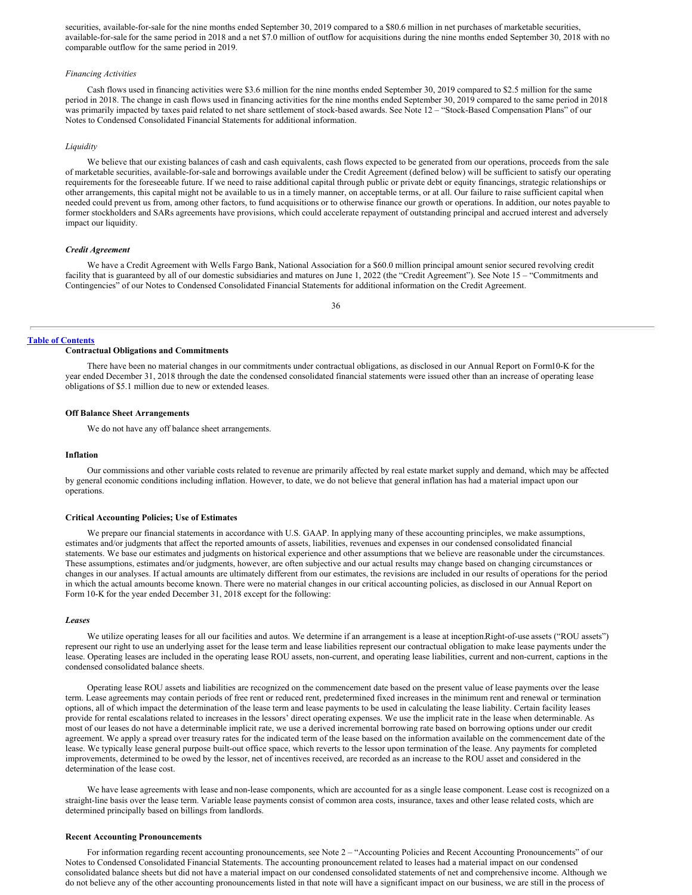securities, available-for-sale for the nine months ended September 30, 2019 compared to a $80.6 million in net purchases of marketable securities, available-for-sale for the same period in 2018 and a net $7.0 million of outflow for acquisitions during the nine months ended September 30, 2018 with no comparable outflow for the same period in 2019.

*Financing Activities*

Cash flows used in financing activities were $3.6 million for the nine months ended September 30, 2019 compared to $2.5 million for the same period in 2018. The change in cash flows used in financing activities for the nine months ended September 30, 2019 compared to the same period in 2018 was primarily impacted by taxes paid related to net share settlement of stock-based awards. See Note 12 – "Stock-Based Compensation Plans" of our Notes to Condensed Consolidated Financial Statements for additional information.

*Liquidity*

We believe that our existing balances of cash and cash equivalents, cash flows expected to be generated from our operations, proceeds from the sale of marketable securities, available-for-sale and borrowings available under the Credit Agreement (defined below) will be sufficient to satisfy our operating requirements for the foreseeable future. If we need to raise additional capital through public or private debt or equity financings, strategic relationships or other arrangements, this capital might not be available to us in a timely manner, on acceptable terms, or at all. Our failure to raise sufficient capital when needed could prevent us from, among other factors, to fund acquisitions or to otherwise finance our growth or operations. In addition, our notes payable to former stockholders and SARs agreements have provisions, which could accelerate repayment of outstanding principal and accrued interest and adversely impact our liquidity.

***Credit Agreement***

We have a Credit Agreement with Wells Fargo Bank, National Association for a $60.0 million principal amount senior secured revolving credit facility that is guaranteed by all of our domestic subsidiaries and matures on June 1, 2022 (the "Credit Agreement"). See Note 15 – "Commitments and Contingencies" of our Notes to Condensed Consolidated Financial Statements for additional information on the Credit Agreement.

**Contractual Obligations and Commitments**

There have been no material changes in our commitments under contractual obligations, as disclosed in our Annual Report on Form10-K for the year ended December 31, 2018 through the date the condensed consolidated financial statements were issued other than an increase of operating lease obligations of $5.1 million due to new or extended leases.

**Off Balance Sheet Arrangements**

We do not have any off balance sheet arrangements.

**Inflation**

Our commissions and other variable costs related to revenue are primarily affected by real estate market supply and demand, which may be affected by general economic conditions including inflation. However, to date, we do not believe that general inflation has had a material impact upon our operations.

**Critical Accounting Policies; Use of Estimates**

We prepare our financial statements in accordance with U.S. GAAP. In applying many of these accounting principles, we make assumptions, estimates and/or judgments that affect the reported amounts of assets, liabilities, revenues and expenses in our condensed consolidated financial statements. We base our estimates and judgments on historical experience and other assumptions that we believe are reasonable under the circumstances. These assumptions, estimates and/or judgments, however, are often subjective and our actual results may change based on changing circumstances or changes in our analyses. If actual amounts are ultimately different from our estimates, the revisions are included in our results of operations for the period in which the actual amounts become known. There were no material changes in our critical accounting policies, as disclosed in our Annual Report on Form 10-K for the year ended December 31, 2018 except for the following:

***Leases***

We utilize operating leases for all our facilities and autos. We determine if an arrangement is a lease at inception.Right-of-use assets ("ROU assets") represent our right to use an underlying asset for the lease term and lease liabilities represent our contractual obligation to make lease payments under the lease. Operating leases are included in the operating lease ROU assets, non-current, and operating lease liabilities, current and non-current, captions in the condensed consolidated balance sheets.

Operating lease ROU assets and liabilities are recognized on the commencement date based on the present value of lease payments over the lease term. Lease agreements may contain periods of free rent or reduced rent, predetermined fixed increases in the minimum rent and renewal or termination options, all of which impact the determination of the lease term and lease payments to be used in calculating the lease liability. Certain facility leases provide for rental escalations related to increases in the lessors' direct operating expenses. We use the implicit rate in the lease when determinable. As most of our leases do not have a determinable implicit rate, we use a derived incremental borrowing rate based on borrowing options under our credit agreement. We apply a spread over treasury rates for the indicated term of the lease based on the information available on the commencement date of the lease. We typically lease general purpose built-out office space, which reverts to the lessor upon termination of the lease. Any payments for completed improvements, determined to be owed by the lessor, net of incentives received, are recorded as an increase to the ROU asset and considered in the determination of the lease cost.

We have lease agreements with lease and non-lease components, which are accounted for as a single lease component. Lease cost is recognized on a straight-line basis over the lease term. Variable lease payments consist of common area costs, insurance, taxes and other lease related costs, which are determined principally based on billings from landlords.

**Recent Accounting Pronouncements**

For information regarding recent accounting pronouncements, see Note 2 – "Accounting Policies and Recent Accounting Pronouncements" of our Notes to Condensed Consolidated Financial Statements. The accounting pronouncement related to leases had a material impact on our condensed consolidated balance sheets but did not have a material impact on our condensed consolidated statements of net and comprehensive income. Although we do not believe any of the other accounting pronouncements listed in that note will have a significant impact on our business, we are still in the process of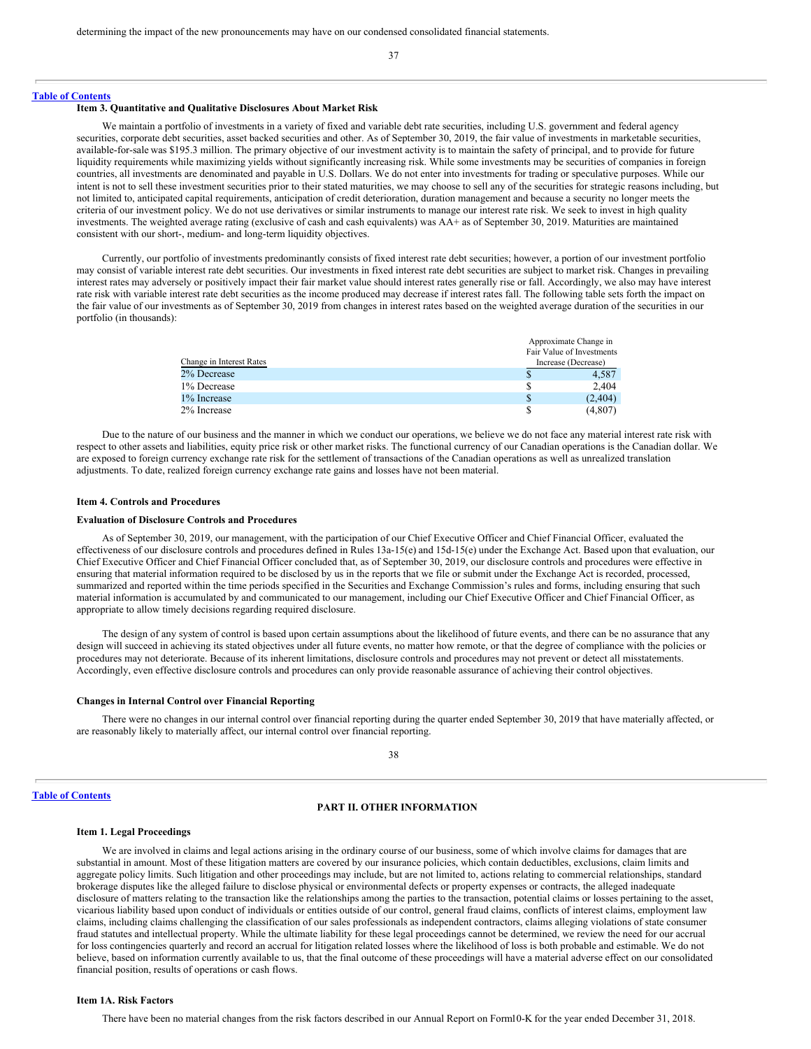determining the impact of the new pronouncements may have on our condensed consolidated financial statements.

## Item 3. Quantitative and Qualitative Disclosures About Market Risk

We maintain a portfolio of investments in a variety of fixed and variable debt rate securities, including U.S. government and federal agency securities, corporate debt securities, asset backed securities and other. As of September 30, 2019, the fair value of investments in marketable securities, available-for-sale was $195.3 million. The primary objective of our investment activity is to maintain the safety of principal, and to provide for future liquidity requirements while maximizing yields without significantly increasing risk. While some investments may be securities of companies in foreign countries, all investments are denominated and payable in U.S. Dollars. We do not enter into investments for trading or speculative purposes. While our intent is not to sell these investment securities prior to their stated maturities, we may choose to sell any of the securities for strategic reasons including, but not limited to, anticipated capital requirements, anticipation of credit deterioration, duration management and because a security no longer meets the criteria of our investment policy. We do not use derivatives or similar instruments to manage our interest rate risk. We seek to invest in high quality investments. The weighted average rating (exclusive of cash and cash equivalents) was AA+ as of September 30, 2019. Maturities are maintained consistent with our short-, medium- and long-term liquidity objectives.

Currently, our portfolio of investments predominantly consists of fixed interest rate debt securities; however, a portion of our investment portfolio may consist of variable interest rate debt securities. Our investments in fixed interest rate debt securities are subject to market risk. Changes in prevailing interest rates may adversely or positively impact their fair market value should interest rates generally rise or fall. Accordingly, we also may have interest rate risk with variable interest rate debt securities as the income produced may decrease if interest rates fall. The following table sets forth the impact on the fair value of our investments as of September 30, 2019 from changes in interest rates based on the weighted average duration of the securities in our portfolio (in thousands):

| Change in Interest Rates | Approximate Change in Fair Value of Investments Increase (Decrease) |
|---|---|
| 2% Decrease | $ 4,587 |
| 1% Decrease | $ 2,404 |
| 1% Increase | $ (2,404) |
| 2% Increase | $ (4,807) |

Due to the nature of our business and the manner in which we conduct our operations, we believe we do not face any material interest rate risk with respect to other assets and liabilities, equity price risk or other market risks. The functional currency of our Canadian operations is the Canadian dollar. We are exposed to foreign currency exchange rate risk for the settlement of transactions of the Canadian operations as well as unrealized translation adjustments. To date, realized foreign currency exchange rate gains and losses have not been material.

## Item 4. Controls and Procedures

### Evaluation of Disclosure Controls and Procedures

As of September 30, 2019, our management, with the participation of our Chief Executive Officer and Chief Financial Officer, evaluated the effectiveness of our disclosure controls and procedures defined in Rules 13a-15(e) and 15d-15(e) under the Exchange Act. Based upon that evaluation, our Chief Executive Officer and Chief Financial Officer concluded that, as of September 30, 2019, our disclosure controls and procedures were effective in ensuring that material information required to be disclosed by us in the reports that we file or submit under the Exchange Act is recorded, processed, summarized and reported within the time periods specified in the Securities and Exchange Commission's rules and forms, including ensuring that such material information is accumulated by and communicated to our management, including our Chief Executive Officer and Chief Financial Officer, as appropriate to allow timely decisions regarding required disclosure.

The design of any system of control is based upon certain assumptions about the likelihood of future events, and there can be no assurance that any design will succeed in achieving its stated objectives under all future events, no matter how remote, or that the degree of compliance with the policies or procedures may not deteriorate. Because of its inherent limitations, disclosure controls and procedures may not prevent or detect all misstatements. Accordingly, even effective disclosure controls and procedures can only provide reasonable assurance of achieving their control objectives.

### Changes in Internal Control over Financial Reporting

There were no changes in our internal control over financial reporting during the quarter ended September 30, 2019 that have materially affected, or are reasonably likely to materially affect, our internal control over financial reporting.

# PART II. OTHER INFORMATION

## Item 1. Legal Proceedings

We are involved in claims and legal actions arising in the ordinary course of our business, some of which involve claims for damages that are substantial in amount. Most of these litigation matters are covered by our insurance policies, which contain deductibles, exclusions, claim limits and aggregate policy limits. Such litigation and other proceedings may include, but are not limited to, actions relating to commercial relationships, standard brokerage disputes like the alleged failure to disclose physical or environmental defects or property expenses or contracts, the alleged inadequate disclosure of matters relating to the transaction like the relationships among the parties to the transaction, potential claims or losses pertaining to the asset, vicarious liability based upon conduct of individuals or entities outside of our control, general fraud claims, conflicts of interest claims, employment law claims, including claims challenging the classification of our sales professionals as independent contractors, claims alleging violations of state consumer fraud statutes and intellectual property. While the ultimate liability for these legal proceedings cannot be determined, we review the need for our accrual for loss contingencies quarterly and record an accrual for litigation related losses where the likelihood of loss is both probable and estimable. We do not believe, based on information currently available to us, that the final outcome of these proceedings will have a material adverse effect on our consolidated financial position, results of operations or cash flows.

## Item 1A. Risk Factors

There have been no material changes from the risk factors described in our Annual Report on Form10-K for the year ended December 31, 2018.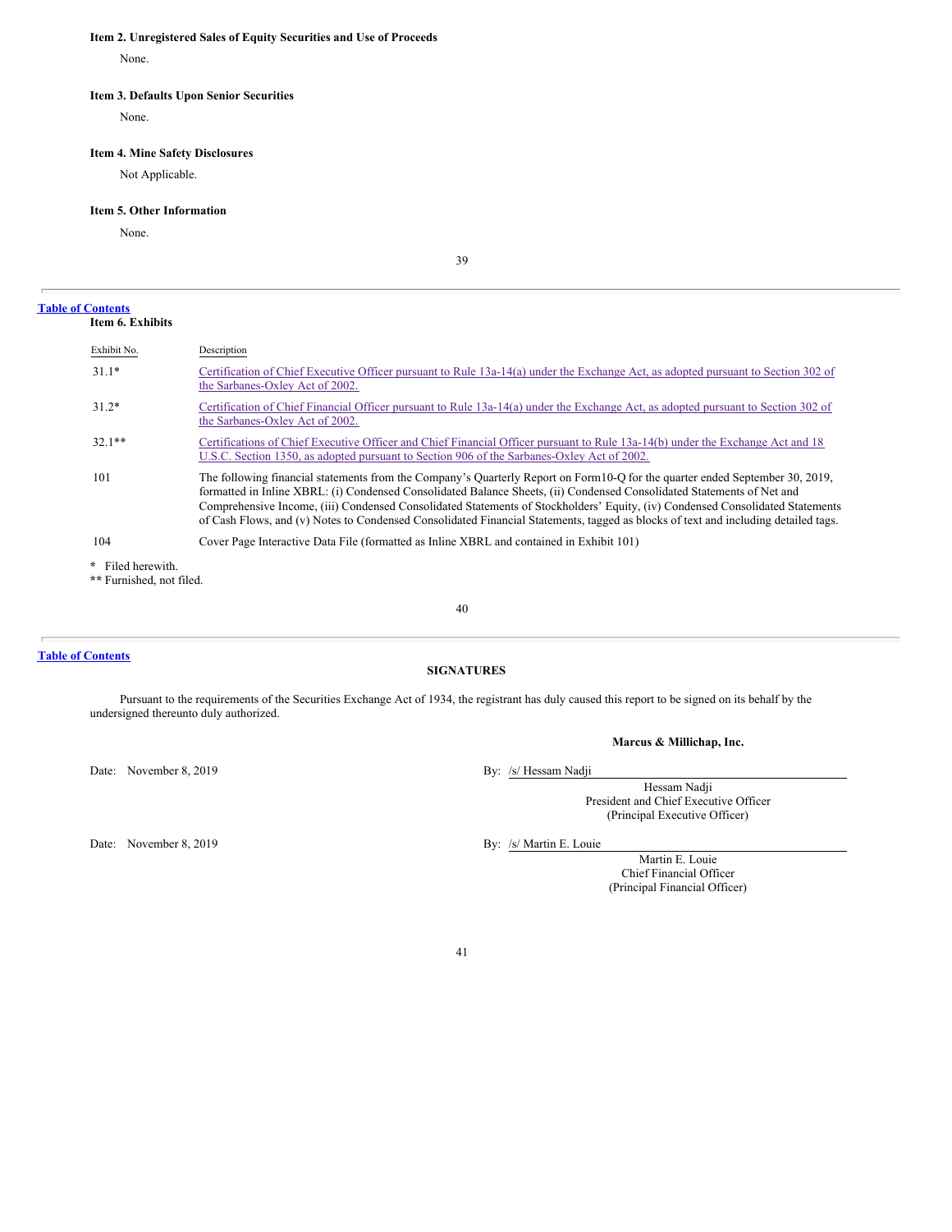**Item 2. Unregistered Sales of Equity Securities and Use of Proceeds**

None.

**Item 3. Defaults Upon Senior Securities**

None.

**Item 4. Mine Safety Disclosures**

Not Applicable.

**Item 5. Other Information**

None.

**Item 6. Exhibits**

| Exhibit No. | Description |
|---|---|
| 31.1* | Certification of Chief Executive Officer pursuant to Rule 13a-14(a) under the Exchange Act, as adopted pursuant to Section 302 of the Sarbanes-Oxley Act of 2002. |
| 31.2* | Certification of Chief Financial Officer pursuant to Rule 13a-14(a) under the Exchange Act, as adopted pursuant to Section 302 of the Sarbanes-Oxley Act of 2002. |
| 32.1** | Certifications of Chief Executive Officer and Chief Financial Officer pursuant to Rule 13a-14(b) under the Exchange Act and 18 U.S.C. Section 1350, as adopted pursuant to Section 906 of the Sarbanes-Oxley Act of 2002. |
| 101 | The following financial statements from the Company's Quarterly Report on Form10-Q for the quarter ended September 30, 2019, formatted in Inline XBRL: (i) Condensed Consolidated Balance Sheets, (ii) Condensed Consolidated Statements of Net and Comprehensive Income, (iii) Condensed Consolidated Statements of Stockholders' Equity, (iv) Condensed Consolidated Statements of Cash Flows, and (v) Notes to Condensed Consolidated Financial Statements, tagged as blocks of text and including detailed tags. |
| 104 | Cover Page Interactive Data File (formatted as Inline XBRL and contained in Exhibit 101) |

\* Filed herewith.
\*\* Furnished, not filed.

**SIGNATURES**

Pursuant to the requirements of the Securities Exchange Act of 1934, the registrant has duly caused this report to be signed on its behalf by the undersigned thereunto duly authorized.

**Marcus & Millichap, Inc.**

Date: November 8, 2019

By: /s/ Hessam Nadji
Hessam Nadji
President and Chief Executive Officer
(Principal Executive Officer)

Date: November 8, 2019

By: /s/ Martin E. Louie
Martin E. Louie
Chief Financial Officer
(Principal Financial Officer)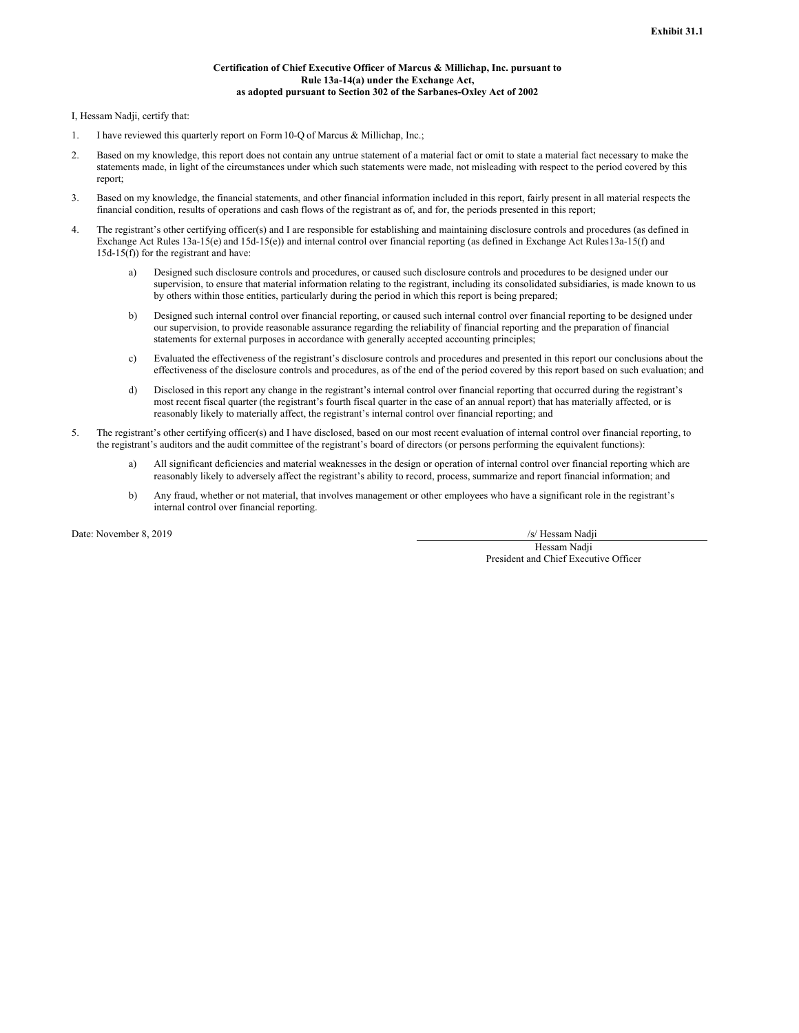**Exhibit 31.1**

**Certification of Chief Executive Officer of Marcus & Millichap, Inc. pursuant to Rule 13a-14(a) under the Exchange Act, as adopted pursuant to Section 302 of the Sarbanes-Oxley Act of 2002**

I, Hessam Nadji, certify that:

1. I have reviewed this quarterly report on Form 10-Q of Marcus & Millichap, Inc.;

2. Based on my knowledge, this report does not contain any untrue statement of a material fact or omit to state a material fact necessary to make the statements made, in light of the circumstances under which such statements were made, not misleading with respect to the period covered by this report;

3. Based on my knowledge, the financial statements, and other financial information included in this report, fairly present in all material respects the financial condition, results of operations and cash flows of the registrant as of, and for, the periods presented in this report;

4. The registrant's other certifying officer(s) and I are responsible for establishing and maintaining disclosure controls and procedures (as defined in Exchange Act Rules 13a-15(e) and 15d-15(e)) and internal control over financial reporting (as defined in Exchange Act Rules13a-15(f) and 15d-15(f)) for the registrant and have:

   a) Designed such disclosure controls and procedures, or caused such disclosure controls and procedures to be designed under our supervision, to ensure that material information relating to the registrant, including its consolidated subsidiaries, is made known to us by others within those entities, particularly during the period in which this report is being prepared;

   b) Designed such internal control over financial reporting, or caused such internal control over financial reporting to be designed under our supervision, to provide reasonable assurance regarding the reliability of financial reporting and the preparation of financial statements for external purposes in accordance with generally accepted accounting principles;

   c) Evaluated the effectiveness of the registrant's disclosure controls and procedures and presented in this report our conclusions about the effectiveness of the disclosure controls and procedures, as of the end of the period covered by this report based on such evaluation; and

   d) Disclosed in this report any change in the registrant's internal control over financial reporting that occurred during the registrant's most recent fiscal quarter (the registrant's fourth fiscal quarter in the case of an annual report) that has materially affected, or is reasonably likely to materially affect, the registrant's internal control over financial reporting; and

5. The registrant's other certifying officer(s) and I have disclosed, based on our most recent evaluation of internal control over financial reporting, to the registrant's auditors and the audit committee of the registrant's board of directors (or persons performing the equivalent functions):

   a) All significant deficiencies and material weaknesses in the design or operation of internal control over financial reporting which are reasonably likely to adversely affect the registrant's ability to record, process, summarize and report financial information; and

   b) Any fraud, whether or not material, that involves management or other employees who have a significant role in the registrant's internal control over financial reporting.

Date: November 8, 2019

/s/ Hessam Nadji

Hessam Nadji
President and Chief Executive Officer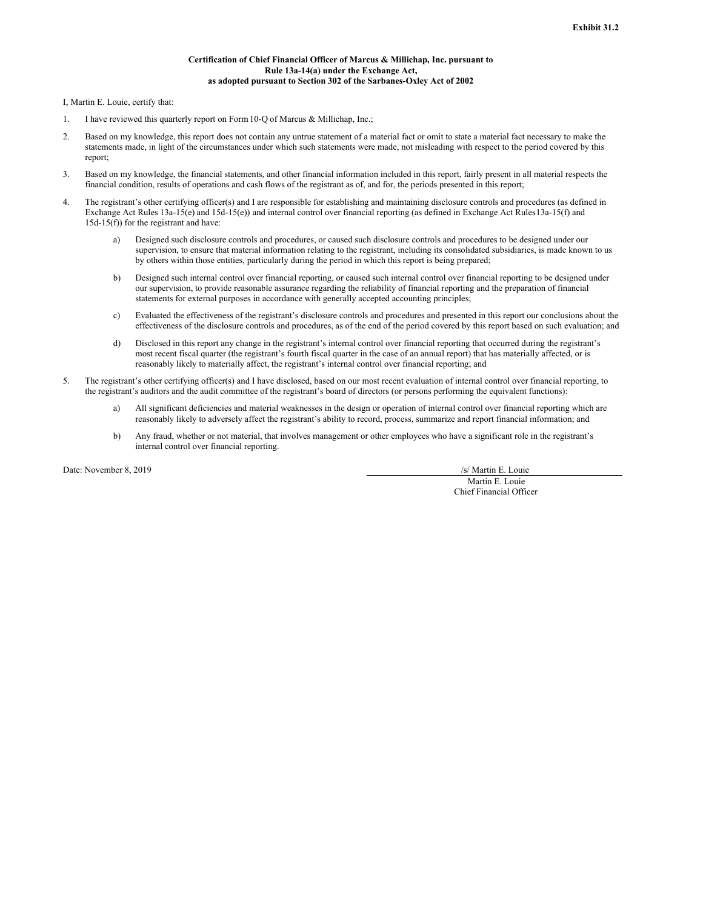**Exhibit 31.2**

**Certification of Chief Financial Officer of Marcus & Millichap, Inc. pursuant to Rule 13a-14(a) under the Exchange Act, as adopted pursuant to Section 302 of the Sarbanes-Oxley Act of 2002**

I, Martin E. Louie, certify that:

1. I have reviewed this quarterly report on Form 10-Q of Marcus & Millichap, Inc.;

2. Based on my knowledge, this report does not contain any untrue statement of a material fact or omit to state a material fact necessary to make the statements made, in light of the circumstances under which such statements were made, not misleading with respect to the period covered by this report;

3. Based on my knowledge, the financial statements, and other financial information included in this report, fairly present in all material respects the financial condition, results of operations and cash flows of the registrant as of, and for, the periods presented in this report;

4. The registrant's other certifying officer(s) and I are responsible for establishing and maintaining disclosure controls and procedures (as defined in Exchange Act Rules 13a-15(e) and 15d-15(e)) and internal control over financial reporting (as defined in Exchange Act Rules13a-15(f) and 15d-15(f)) for the registrant and have:

   a) Designed such disclosure controls and procedures, or caused such disclosure controls and procedures to be designed under our supervision, to ensure that material information relating to the registrant, including its consolidated subsidiaries, is made known to us by others within those entities, particularly during the period in which this report is being prepared;

   b) Designed such internal control over financial reporting, or caused such internal control over financial reporting to be designed under our supervision, to provide reasonable assurance regarding the reliability of financial reporting and the preparation of financial statements for external purposes in accordance with generally accepted accounting principles;

   c) Evaluated the effectiveness of the registrant's disclosure controls and procedures and presented in this report our conclusions about the effectiveness of the disclosure controls and procedures, as of the end of the period covered by this report based on such evaluation; and

   d) Disclosed in this report any change in the registrant's internal control over financial reporting that occurred during the registrant's most recent fiscal quarter (the registrant's fourth fiscal quarter in the case of an annual report) that has materially affected, or is reasonably likely to materially affect, the registrant's internal control over financial reporting; and

5. The registrant's other certifying officer(s) and I have disclosed, based on our most recent evaluation of internal control over financial reporting, to the registrant's auditors and the audit committee of the registrant's board of directors (or persons performing the equivalent functions):

   a) All significant deficiencies and material weaknesses in the design or operation of internal control over financial reporting which are reasonably likely to adversely affect the registrant's ability to record, process, summarize and report financial information; and

   b) Any fraud, whether or not material, that involves management or other employees who have a significant role in the registrant's internal control over financial reporting.

Date: November 8, 2019

/s/ Martin E. Louie

Martin E. Louie
Chief Financial Officer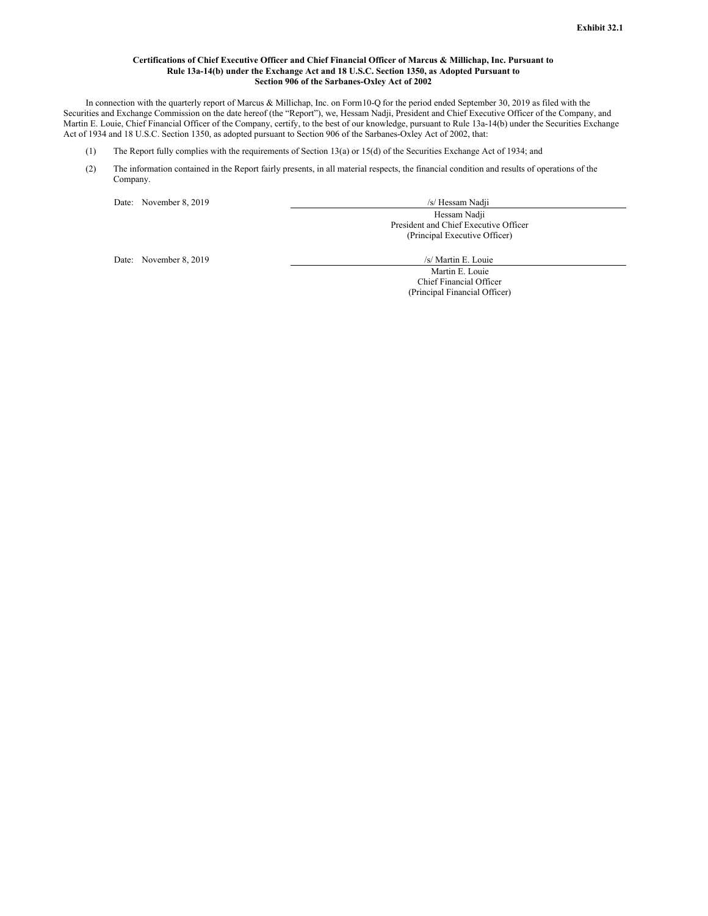**Exhibit 32.1**

**Certifications of Chief Executive Officer and Chief Financial Officer of Marcus & Millichap, Inc. Pursuant to Rule 13a-14(b) under the Exchange Act and 18 U.S.C. Section 1350, as Adopted Pursuant to Section 906 of the Sarbanes-Oxley Act of 2002**

In connection with the quarterly report of Marcus & Millichap, Inc. on Form10-Q for the period ended September 30, 2019 as filed with the Securities and Exchange Commission on the date hereof (the "Report"), we, Hessam Nadji, President and Chief Executive Officer of the Company, and Martin E. Louie, Chief Financial Officer of the Company, certify, to the best of our knowledge, pursuant to Rule 13a-14(b) under the Securities Exchange Act of 1934 and 18 U.S.C. Section 1350, as adopted pursuant to Section 906 of the Sarbanes-Oxley Act of 2002, that:

(1) The Report fully complies with the requirements of Section 13(a) or 15(d) of the Securities Exchange Act of 1934; and

(2) The information contained in the Report fairly presents, in all material respects, the financial condition and results of operations of the Company.

Date: November 8, 2019

/s/ Hessam Nadji

Hessam Nadji
President and Chief Executive Officer
(Principal Executive Officer)

Date: November 8, 2019

/s/ Martin E. Louie

Martin E. Louie
Chief Financial Officer
(Principal Financial Officer)